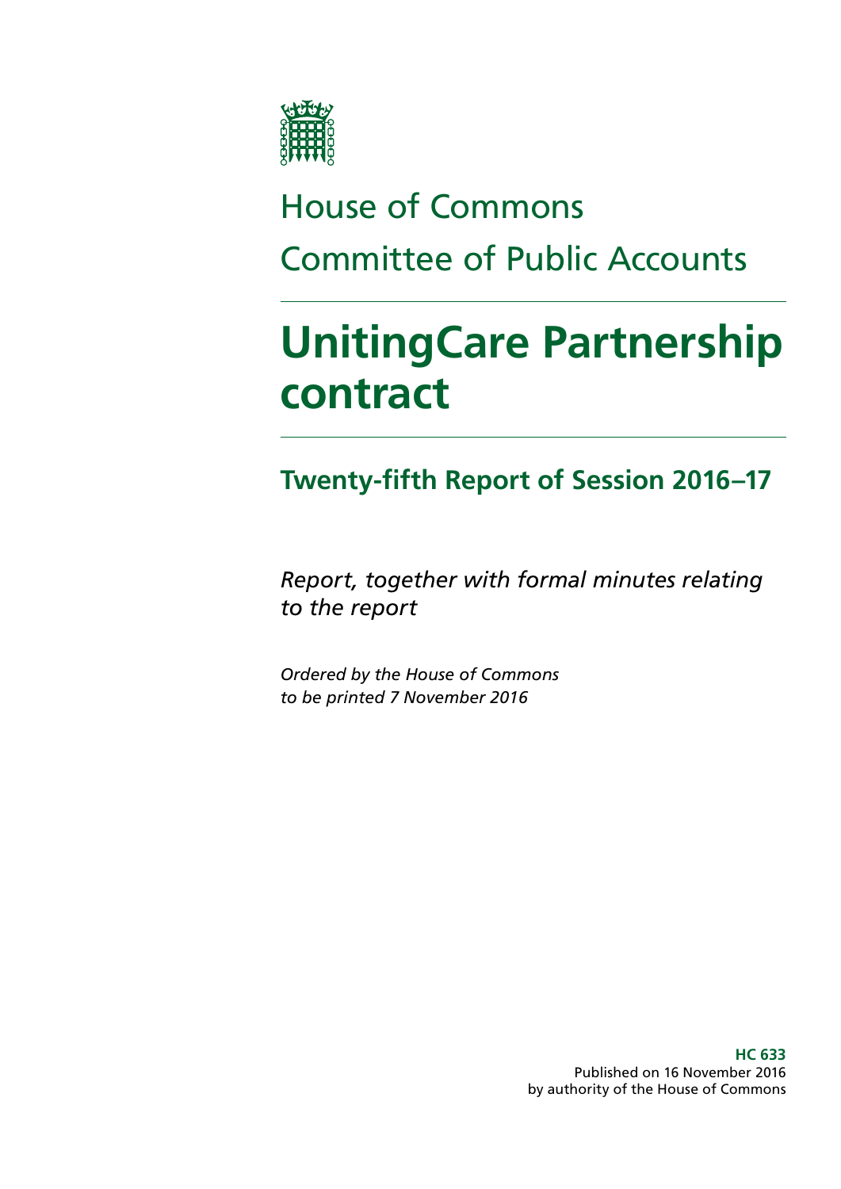House of Commons

Committee of Public Accounts

# UnitingCare Partnership contract

## Twenty-fifth Report of Session 2016–17

*Report, together with formal minutes relating to the report*

*Ordered by the House of Commons to be printed 7 November 2016*

**HC 633**
Published on 16 November 2016
by authority of the House of Commons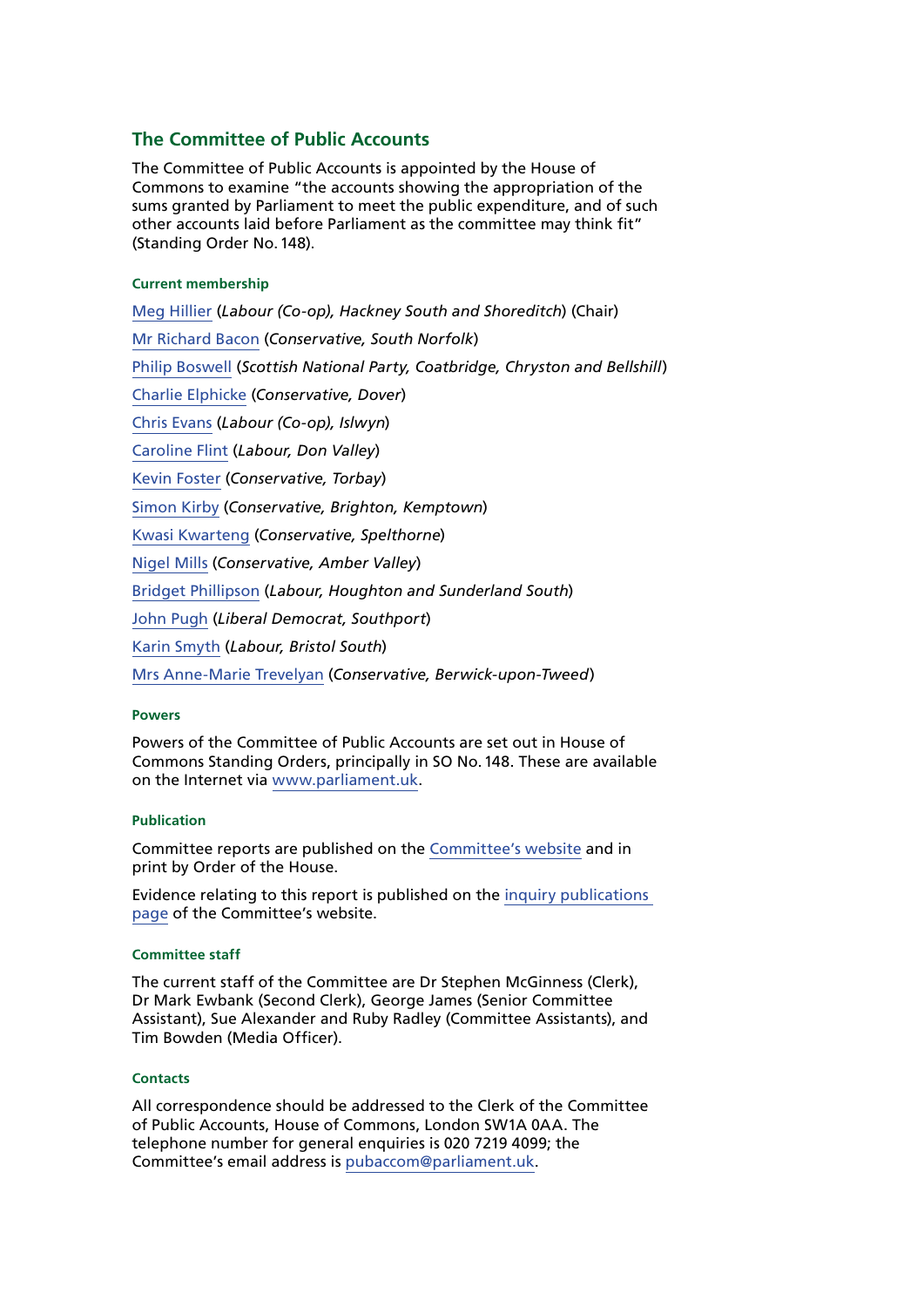## The Committee of Public Accounts

The Committee of Public Accounts is appointed by the House of Commons to examine "the accounts showing the appropriation of the sums granted by Parliament to meet the public expenditure, and of such other accounts laid before Parliament as the committee may think fit" (Standing Order No. 148).

### Current membership

Meg Hillier (*Labour (Co-op), Hackney South and Shoreditch*) (Chair)

Mr Richard Bacon (*Conservative, South Norfolk*)

Philip Boswell (*Scottish National Party, Coatbridge, Chryston and Bellshill*)

Charlie Elphicke (*Conservative, Dover*)

Chris Evans (*Labour (Co-op), Islwyn*)

Caroline Flint (*Labour, Don Valley*)

Kevin Foster (*Conservative, Torbay*)

Simon Kirby (*Conservative, Brighton, Kemptown*)

Kwasi Kwarteng (*Conservative, Spelthorne*)

Nigel Mills (*Conservative, Amber Valley*)

Bridget Phillipson (*Labour, Houghton and Sunderland South*)

John Pugh (*Liberal Democrat, Southport*)

Karin Smyth (*Labour, Bristol South*)

Mrs Anne-Marie Trevelyan (*Conservative, Berwick-upon-Tweed*)

### Powers

Powers of the Committee of Public Accounts are set out in House of Commons Standing Orders, principally in SO No. 148. These are available on the Internet via www.parliament.uk.

### Publication

Committee reports are published on the Committee's website and in print by Order of the House.

Evidence relating to this report is published on the inquiry publications page of the Committee's website.

### Committee staff

The current staff of the Committee are Dr Stephen McGinness (Clerk), Dr Mark Ewbank (Second Clerk), George James (Senior Committee Assistant), Sue Alexander and Ruby Radley (Committee Assistants), and Tim Bowden (Media Officer).

### Contacts

All correspondence should be addressed to the Clerk of the Committee of Public Accounts, House of Commons, London SW1A 0AA. The telephone number for general enquiries is 020 7219 4099; the Committee's email address is pubaccom@parliament.uk.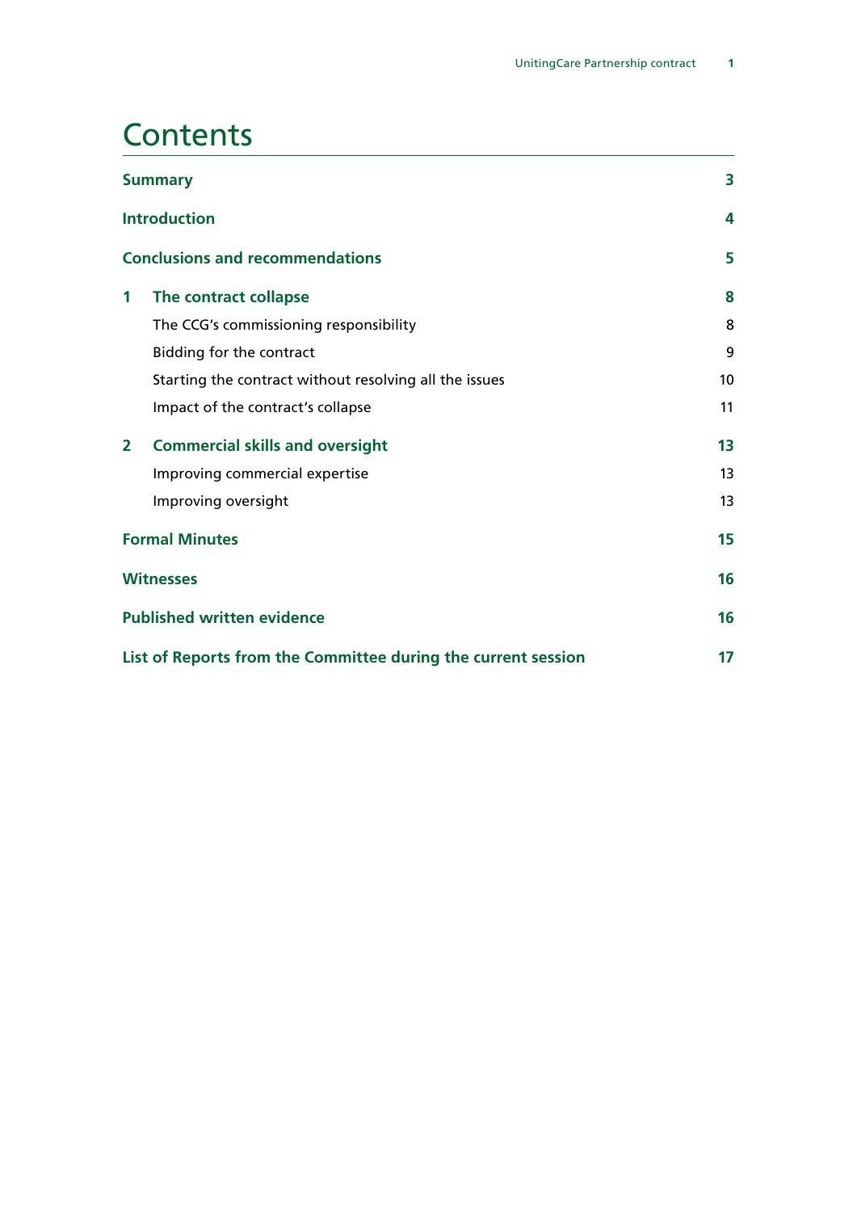# Contents

| | | |
|---|---|---|
| **Summary** | | **3** |
| **Introduction** | | **4** |
| **Conclusions and recommendations** | | **5** |
| **1** | **The contract collapse** | **8** |
| | The CCG's commissioning responsibility | 8 |
| | Bidding for the contract | 9 |
| | Starting the contract without resolving all the issues | 10 |
| | Impact of the contract's collapse | 11 |
| **2** | **Commercial skills and oversight** | **13** |
| | Improving commercial expertise | 13 |
| | Improving oversight | 13 |
| **Formal Minutes** | | **15** |
| **Witnesses** | | **16** |
| **Published written evidence** | | **16** |
| **List of Reports from the Committee during the current session** | | **17** |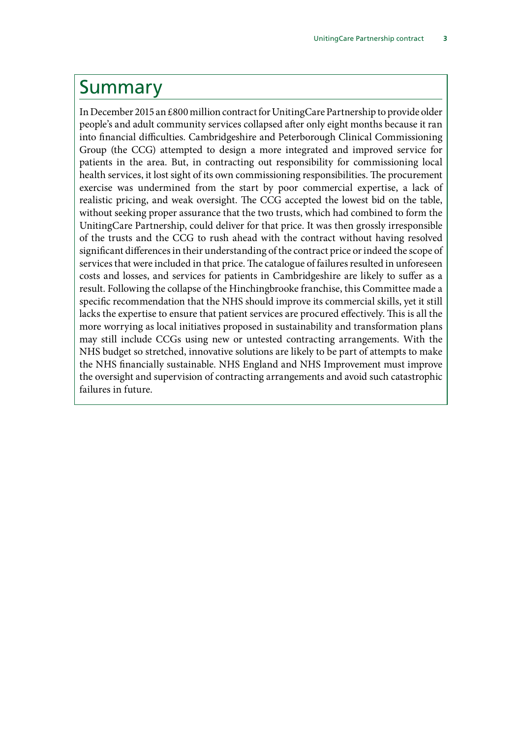# Summary

In December 2015 an £800 million contract for UnitingCare Partnership to provide older people's and adult community services collapsed after only eight months because it ran into financial difficulties. Cambridgeshire and Peterborough Clinical Commissioning Group (the CCG) attempted to design a more integrated and improved service for patients in the area. But, in contracting out responsibility for commissioning local health services, it lost sight of its own commissioning responsibilities. The procurement exercise was undermined from the start by poor commercial expertise, a lack of realistic pricing, and weak oversight. The CCG accepted the lowest bid on the table, without seeking proper assurance that the two trusts, which had combined to form the UnitingCare Partnership, could deliver for that price. It was then grossly irresponsible of the trusts and the CCG to rush ahead with the contract without having resolved significant differences in their understanding of the contract price or indeed the scope of services that were included in that price. The catalogue of failures resulted in unforeseen costs and losses, and services for patients in Cambridgeshire are likely to suffer as a result. Following the collapse of the Hinchingbrooke franchise, this Committee made a specific recommendation that the NHS should improve its commercial skills, yet it still lacks the expertise to ensure that patient services are procured effectively. This is all the more worrying as local initiatives proposed in sustainability and transformation plans may still include CCGs using new or untested contracting arrangements. With the NHS budget so stretched, innovative solutions are likely to be part of attempts to make the NHS financially sustainable. NHS England and NHS Improvement must improve the oversight and supervision of contracting arrangements and avoid such catastrophic failures in future.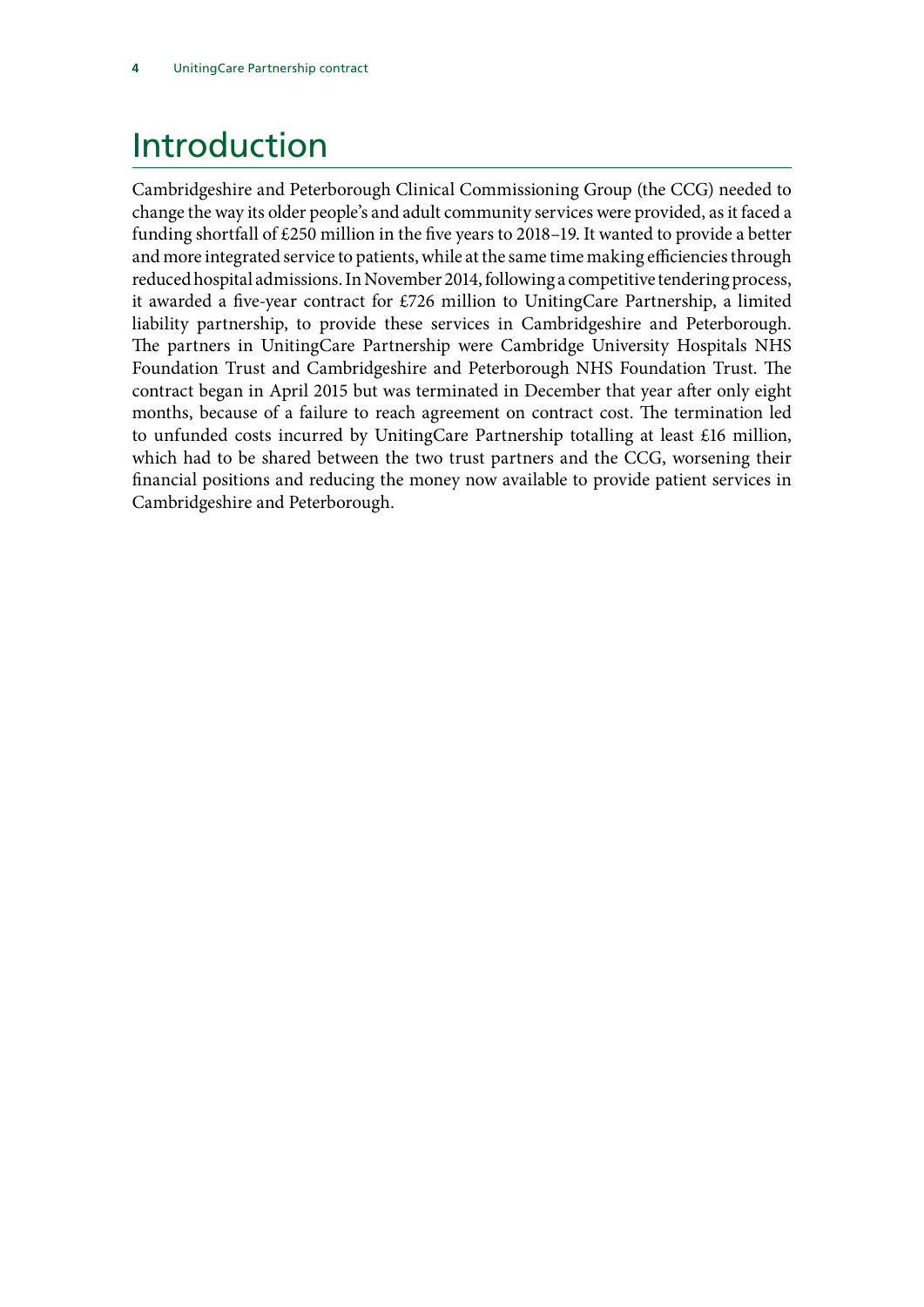# Introduction

Cambridgeshire and Peterborough Clinical Commissioning Group (the CCG) needed to change the way its older people's and adult community services were provided, as it faced a funding shortfall of £250 million in the five years to 2018–19. It wanted to provide a better and more integrated service to patients, while at the same time making efficiencies through reduced hospital admissions. In November 2014, following a competitive tendering process, it awarded a five-year contract for £726 million to UnitingCare Partnership, a limited liability partnership, to provide these services in Cambridgeshire and Peterborough. The partners in UnitingCare Partnership were Cambridge University Hospitals NHS Foundation Trust and Cambridgeshire and Peterborough NHS Foundation Trust. The contract began in April 2015 but was terminated in December that year after only eight months, because of a failure to reach agreement on contract cost. The termination led to unfunded costs incurred by UnitingCare Partnership totalling at least £16 million, which had to be shared between the two trust partners and the CCG, worsening their financial positions and reducing the money now available to provide patient services in Cambridgeshire and Peterborough.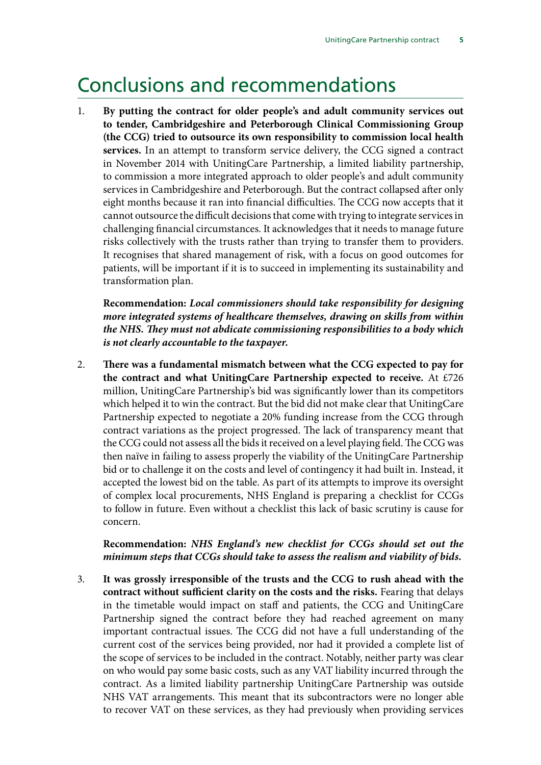# Conclusions and recommendations

1. **By putting the contract for older people's and adult community services out to tender, Cambridgeshire and Peterborough Clinical Commissioning Group (the CCG) tried to outsource its own responsibility to commission local health services.** In an attempt to transform service delivery, the CCG signed a contract in November 2014 with UnitingCare Partnership, a limited liability partnership, to commission a more integrated approach to older people's and adult community services in Cambridgeshire and Peterborough. But the contract collapsed after only eight months because it ran into financial difficulties. The CCG now accepts that it cannot outsource the difficult decisions that come with trying to integrate services in challenging financial circumstances. It acknowledges that it needs to manage future risks collectively with the trusts rather than trying to transfer them to providers. It recognises that shared management of risk, with a focus on good outcomes for patients, will be important if it is to succeed in implementing its sustainability and transformation plan.

   **Recommendation:** ***Local commissioners should take responsibility for designing more integrated systems of healthcare themselves, drawing on skills from within the NHS. They must not abdicate commissioning responsibilities to a body which is not clearly accountable to the taxpayer.***

2. **There was a fundamental mismatch between what the CCG expected to pay for the contract and what UnitingCare Partnership expected to receive.** At £726 million, UnitingCare Partnership's bid was significantly lower than its competitors which helped it to win the contract. But the bid did not make clear that UnitingCare Partnership expected to negotiate a 20% funding increase from the CCG through contract variations as the project progressed. The lack of transparency meant that the CCG could not assess all the bids it received on a level playing field. The CCG was then naïve in failing to assess properly the viability of the UnitingCare Partnership bid or to challenge it on the costs and level of contingency it had built in. Instead, it accepted the lowest bid on the table. As part of its attempts to improve its oversight of complex local procurements, NHS England is preparing a checklist for CCGs to follow in future. Even without a checklist this lack of basic scrutiny is cause for concern.

   **Recommendation:** ***NHS England's new checklist for CCGs should set out the minimum steps that CCGs should take to assess the realism and viability of bids.***

3. **It was grossly irresponsible of the trusts and the CCG to rush ahead with the contract without sufficient clarity on the costs and the risks.** Fearing that delays in the timetable would impact on staff and patients, the CCG and UnitingCare Partnership signed the contract before they had reached agreement on many important contractual issues. The CCG did not have a full understanding of the current cost of the services being provided, nor had it provided a complete list of the scope of services to be included in the contract. Notably, neither party was clear on who would pay some basic costs, such as any VAT liability incurred through the contract. As a limited liability partnership UnitingCare Partnership was outside NHS VAT arrangements. This meant that its subcontractors were no longer able to recover VAT on these services, as they had previously when providing services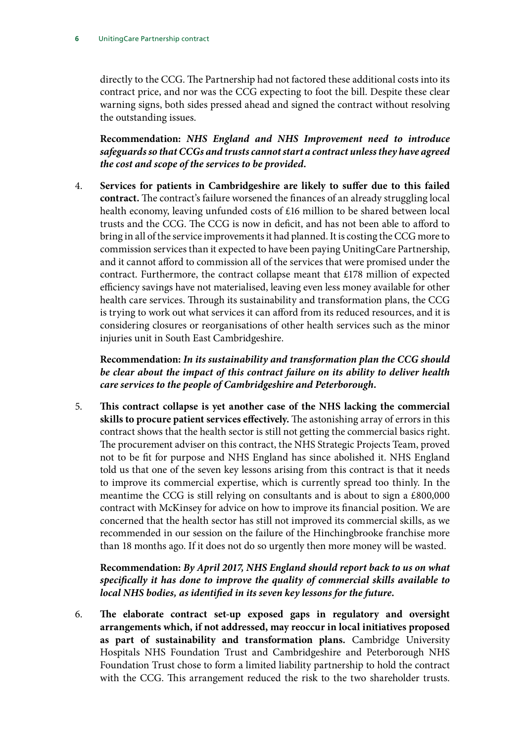directly to the CCG. The Partnership had not factored these additional costs into its contract price, and nor was the CCG expecting to foot the bill. Despite these clear warning signs, both sides pressed ahead and signed the contract without resolving the outstanding issues.

**Recommendation:** ***NHS England and NHS Improvement need to introduce safeguards so that CCGs and trusts cannot start a contract unless they have agreed the cost and scope of the services to be provided.***

4. **Services for patients in Cambridgeshire are likely to suffer due to this failed contract.** The contract's failure worsened the finances of an already struggling local health economy, leaving unfunded costs of £16 million to be shared between local trusts and the CCG. The CCG is now in deficit, and has not been able to afford to bring in all of the service improvements it had planned. It is costing the CCG more to commission services than it expected to have been paying UnitingCare Partnership, and it cannot afford to commission all of the services that were promised under the contract. Furthermore, the contract collapse meant that £178 million of expected efficiency savings have not materialised, leaving even less money available for other health care services. Through its sustainability and transformation plans, the CCG is trying to work out what services it can afford from its reduced resources, and it is considering closures or reorganisations of other health services such as the minor injuries unit in South East Cambridgeshire.

**Recommendation:** ***In its sustainability and transformation plan the CCG should be clear about the impact of this contract failure on its ability to deliver health care services to the people of Cambridgeshire and Peterborough.***

5. **This contract collapse is yet another case of the NHS lacking the commercial skills to procure patient services effectively.** The astonishing array of errors in this contract shows that the health sector is still not getting the commercial basics right. The procurement adviser on this contract, the NHS Strategic Projects Team, proved not to be fit for purpose and NHS England has since abolished it. NHS England told us that one of the seven key lessons arising from this contract is that it needs to improve its commercial expertise, which is currently spread too thinly. In the meantime the CCG is still relying on consultants and is about to sign a £800,000 contract with McKinsey for advice on how to improve its financial position. We are concerned that the health sector has still not improved its commercial skills, as we recommended in our session on the failure of the Hinchingbrooke franchise more than 18 months ago. If it does not do so urgently then more money will be wasted.

**Recommendation:** ***By April 2017, NHS England should report back to us on what specifically it has done to improve the quality of commercial skills available to local NHS bodies, as identified in its seven key lessons for the future.***

6. **The elaborate contract set-up exposed gaps in regulatory and oversight arrangements which, if not addressed, may reoccur in local initiatives proposed as part of sustainability and transformation plans.** Cambridge University Hospitals NHS Foundation Trust and Cambridgeshire and Peterborough NHS Foundation Trust chose to form a limited liability partnership to hold the contract with the CCG. This arrangement reduced the risk to the two shareholder trusts.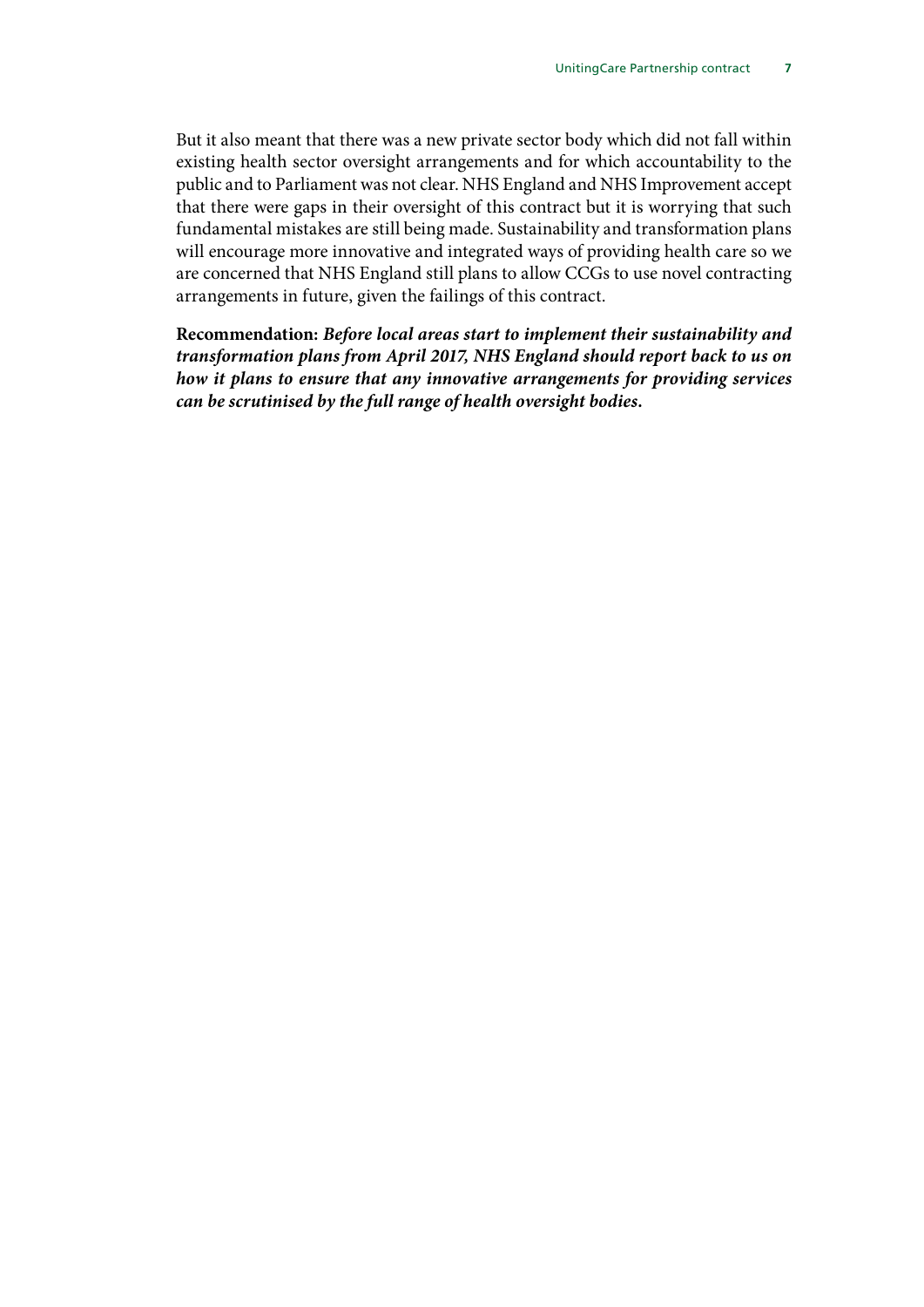But it also meant that there was a new private sector body which did not fall within existing health sector oversight arrangements and for which accountability to the public and to Parliament was not clear. NHS England and NHS Improvement accept that there were gaps in their oversight of this contract but it is worrying that such fundamental mistakes are still being made. Sustainability and transformation plans will encourage more innovative and integrated ways of providing health care so we are concerned that NHS England still plans to allow CCGs to use novel contracting arrangements in future, given the failings of this contract.

**Recommendation:** ***Before local areas start to implement their sustainability and transformation plans from April 2017, NHS England should report back to us on how it plans to ensure that any innovative arrangements for providing services can be scrutinised by the full range of health oversight bodies.***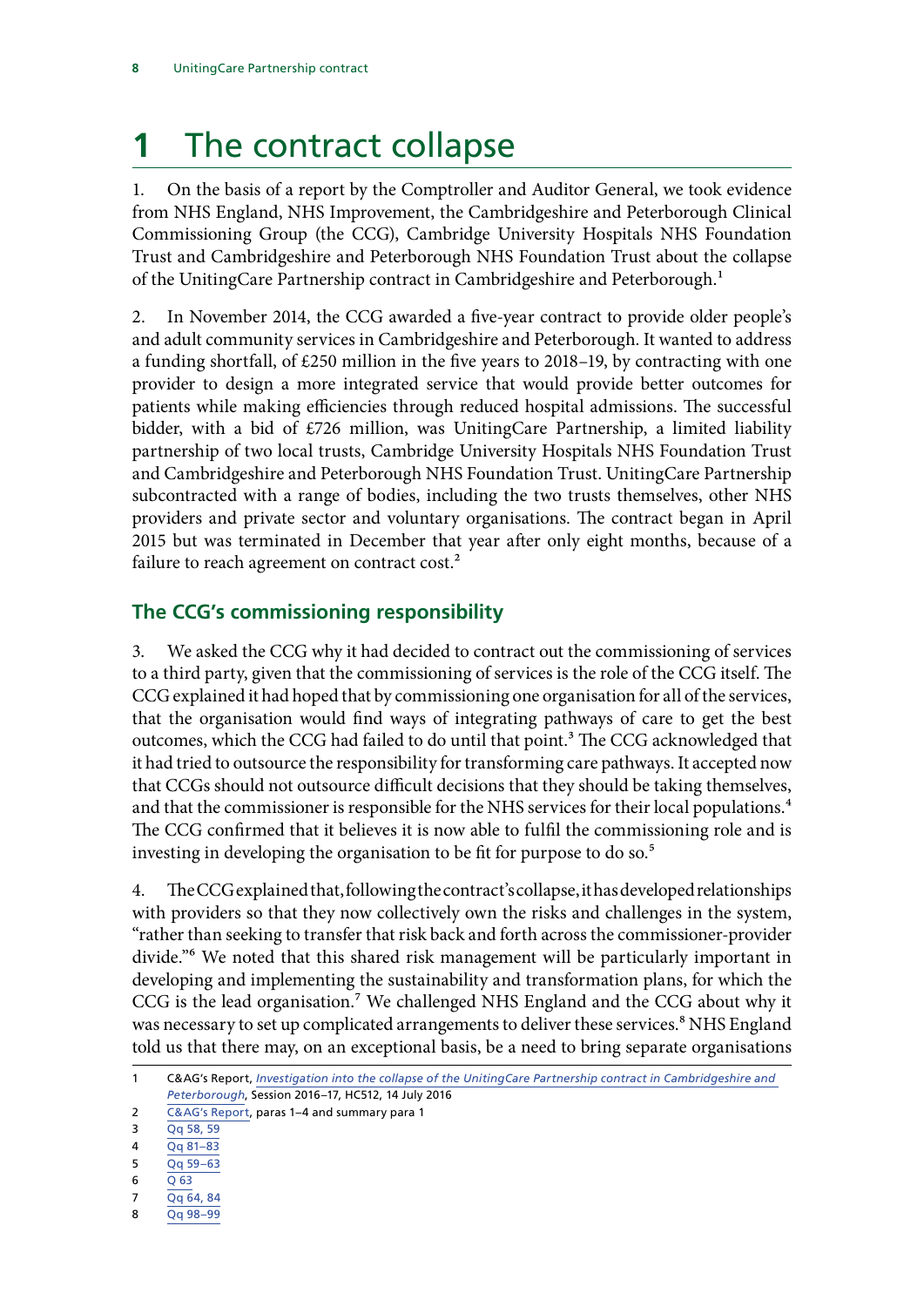# 1 The contract collapse

1. On the basis of a report by the Comptroller and Auditor General, we took evidence from NHS England, NHS Improvement, the Cambridgeshire and Peterborough Clinical Commissioning Group (the CCG), Cambridge University Hospitals NHS Foundation Trust and Cambridgeshire and Peterborough NHS Foundation Trust about the collapse of the UnitingCare Partnership contract in Cambridgeshire and Peterborough.[1]

2. In November 2014, the CCG awarded a five-year contract to provide older people's and adult community services in Cambridgeshire and Peterborough. It wanted to address a funding shortfall, of £250 million in the five years to 2018–19, by contracting with one provider to design a more integrated service that would provide better outcomes for patients while making efficiencies through reduced hospital admissions. The successful bidder, with a bid of £726 million, was UnitingCare Partnership, a limited liability partnership of two local trusts, Cambridge University Hospitals NHS Foundation Trust and Cambridgeshire and Peterborough NHS Foundation Trust. UnitingCare Partnership subcontracted with a range of bodies, including the two trusts themselves, other NHS providers and private sector and voluntary organisations. The contract began in April 2015 but was terminated in December that year after only eight months, because of a failure to reach agreement on contract cost.[2]

## The CCG's commissioning responsibility

3. We asked the CCG why it had decided to contract out the commissioning of services to a third party, given that the commissioning of services is the role of the CCG itself. The CCG explained it had hoped that by commissioning one organisation for all of the services, that the organisation would find ways of integrating pathways of care to get the best outcomes, which the CCG had failed to do until that point.[3] The CCG acknowledged that it had tried to outsource the responsibility for transforming care pathways. It accepted now that CCGs should not outsource difficult decisions that they should be taking themselves, and that the commissioner is responsible for the NHS services for their local populations.[4] The CCG confirmed that it believes it is now able to fulfil the commissioning role and is investing in developing the organisation to be fit for purpose to do so.[5]

4. The CCG explained that, following the contract's collapse, it has developed relationships with providers so that they now collectively own the risks and challenges in the system, "rather than seeking to transfer that risk back and forth across the commissioner-provider divide."[6] We noted that this shared risk management will be particularly important in developing and implementing the sustainability and transformation plans, for which the CCG is the lead organisation.[7] We challenged NHS England and the CCG about why it was necessary to set up complicated arrangements to deliver these services.[8] NHS England told us that there may, on an exceptional basis, be a need to bring separate organisations

1 C&AG's Report, *Investigation into the collapse of the UnitingCare Partnership contract in Cambridgeshire and Peterborough*, Session 2016–17, HC512, 14 July 2016

2 C&AG's Report, paras 1–4 and summary para 1

3 Qq 58, 59

4 Qq 81–83

5 Qq 59–63

6 Q 63

7 Qq 64, 84

8 Qq 98–99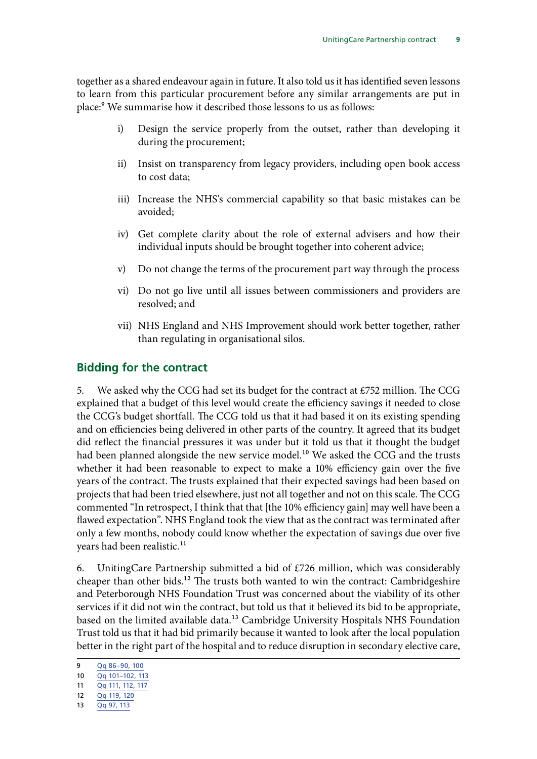together as a shared endeavour again in future. It also told us it has identified seven lessons to learn from this particular procurement before any similar arrangements are put in place:[9] We summarise how it described those lessons to us as follows:

i) Design the service properly from the outset, rather than developing it during the procurement;

ii) Insist on transparency from legacy providers, including open book access to cost data;

iii) Increase the NHS's commercial capability so that basic mistakes can be avoided;

iv) Get complete clarity about the role of external advisers and how their individual inputs should be brought together into coherent advice;

v) Do not change the terms of the procurement part way through the process

vi) Do not go live until all issues between commissioners and providers are resolved; and

vii) NHS England and NHS Improvement should work better together, rather than regulating in organisational silos.

## Bidding for the contract

5. We asked why the CCG had set its budget for the contract at £752 million. The CCG explained that a budget of this level would create the efficiency savings it needed to close the CCG's budget shortfall. The CCG told us that it had based it on its existing spending and on efficiencies being delivered in other parts of the country. It agreed that its budget did reflect the financial pressures it was under but it told us that it thought the budget had been planned alongside the new service model.[10] We asked the CCG and the trusts whether it had been reasonable to expect to make a 10% efficiency gain over the five years of the contract. The trusts explained that their expected savings had been based on projects that had been tried elsewhere, just not all together and not on this scale. The CCG commented "In retrospect, I think that that [the 10% efficiency gain] may well have been a flawed expectation". NHS England took the view that as the contract was terminated after only a few months, nobody could know whether the expectation of savings due over five years had been realistic.[11]

6. UnitingCare Partnership submitted a bid of £726 million, which was considerably cheaper than other bids.[12] The trusts both wanted to win the contract: Cambridgeshire and Peterborough NHS Foundation Trust was concerned about the viability of its other services if it did not win the contract, but told us that it believed its bid to be appropriate, based on the limited available data.[13] Cambridge University Hospitals NHS Foundation Trust told us that it had bid primarily because it wanted to look after the local population better in the right part of the hospital and to reduce disruption in secondary elective care,

9 Qq 86–90, 100
10 Qq 101–102, 113
11 Qq 111, 112, 117
12 Qq 119, 120
13 Qq 97, 113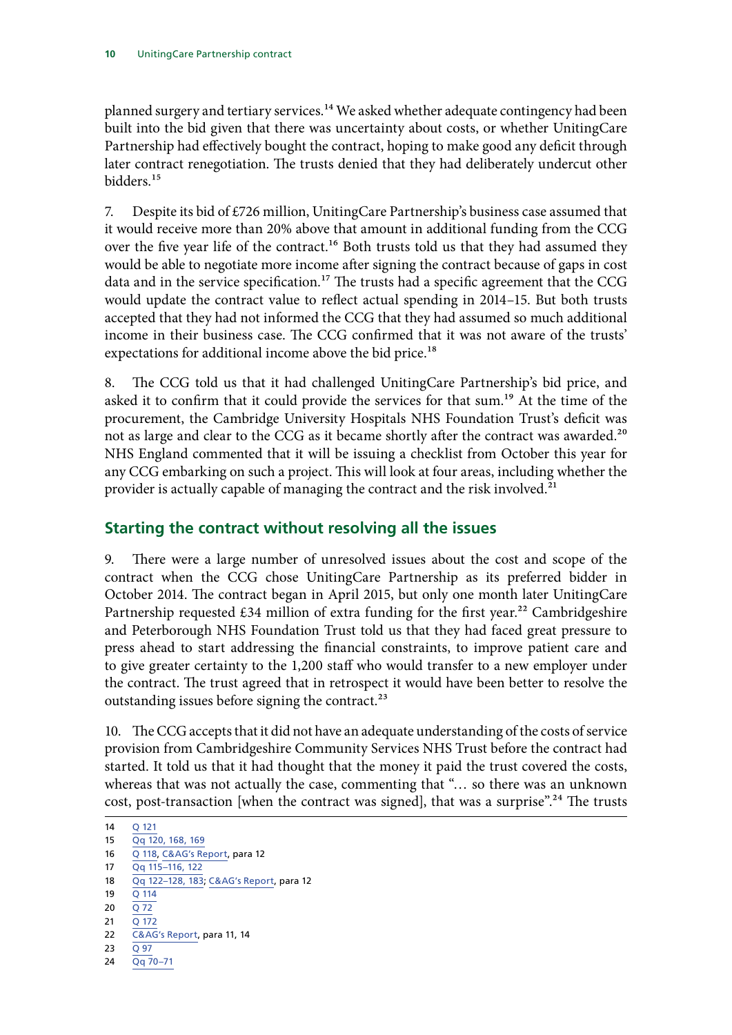planned surgery and tertiary services.[14] We asked whether adequate contingency had been built into the bid given that there was uncertainty about costs, or whether UnitingCare Partnership had effectively bought the contract, hoping to make good any deficit through later contract renegotiation. The trusts denied that they had deliberately undercut other bidders.[15]

7. Despite its bid of £726 million, UnitingCare Partnership's business case assumed that it would receive more than 20% above that amount in additional funding from the CCG over the five year life of the contract.[16] Both trusts told us that they had assumed they would be able to negotiate more income after signing the contract because of gaps in cost data and in the service specification.[17] The trusts had a specific agreement that the CCG would update the contract value to reflect actual spending in 2014–15. But both trusts accepted that they had not informed the CCG that they had assumed so much additional income in their business case. The CCG confirmed that it was not aware of the trusts' expectations for additional income above the bid price.[18]

8. The CCG told us that it had challenged UnitingCare Partnership's bid price, and asked it to confirm that it could provide the services for that sum.[19] At the time of the procurement, the Cambridge University Hospitals NHS Foundation Trust's deficit was not as large and clear to the CCG as it became shortly after the contract was awarded.[20] NHS England commented that it will be issuing a checklist from October this year for any CCG embarking on such a project. This will look at four areas, including whether the provider is actually capable of managing the contract and the risk involved.[21]

## Starting the contract without resolving all the issues

9. There were a large number of unresolved issues about the cost and scope of the contract when the CCG chose UnitingCare Partnership as its preferred bidder in October 2014. The contract began in April 2015, but only one month later UnitingCare Partnership requested £34 million of extra funding for the first year.[22] Cambridgeshire and Peterborough NHS Foundation Trust told us that they had faced great pressure to press ahead to start addressing the financial constraints, to improve patient care and to give greater certainty to the 1,200 staff who would transfer to a new employer under the contract. The trust agreed that in retrospect it would have been better to resolve the outstanding issues before signing the contract.[23]

10. The CCG accepts that it did not have an adequate understanding of the costs of service provision from Cambridgeshire Community Services NHS Trust before the contract had started. It told us that it had thought that the money it paid the trust covered the costs, whereas that was not actually the case, commenting that "… so there was an unknown cost, post-transaction [when the contract was signed], that was a surprise".[24] The trusts

14 Q 121
15 Qq 120, 168, 169
16 Q 118, C&AG's Report, para 12
17 Qq 115–116, 122
18 Qq 122–128, 183; C&AG's Report, para 12
19 Q 114
20 Q 72
21 Q 172
22 C&AG's Report, para 11, 14
23 Q 97
24 Qq 70–71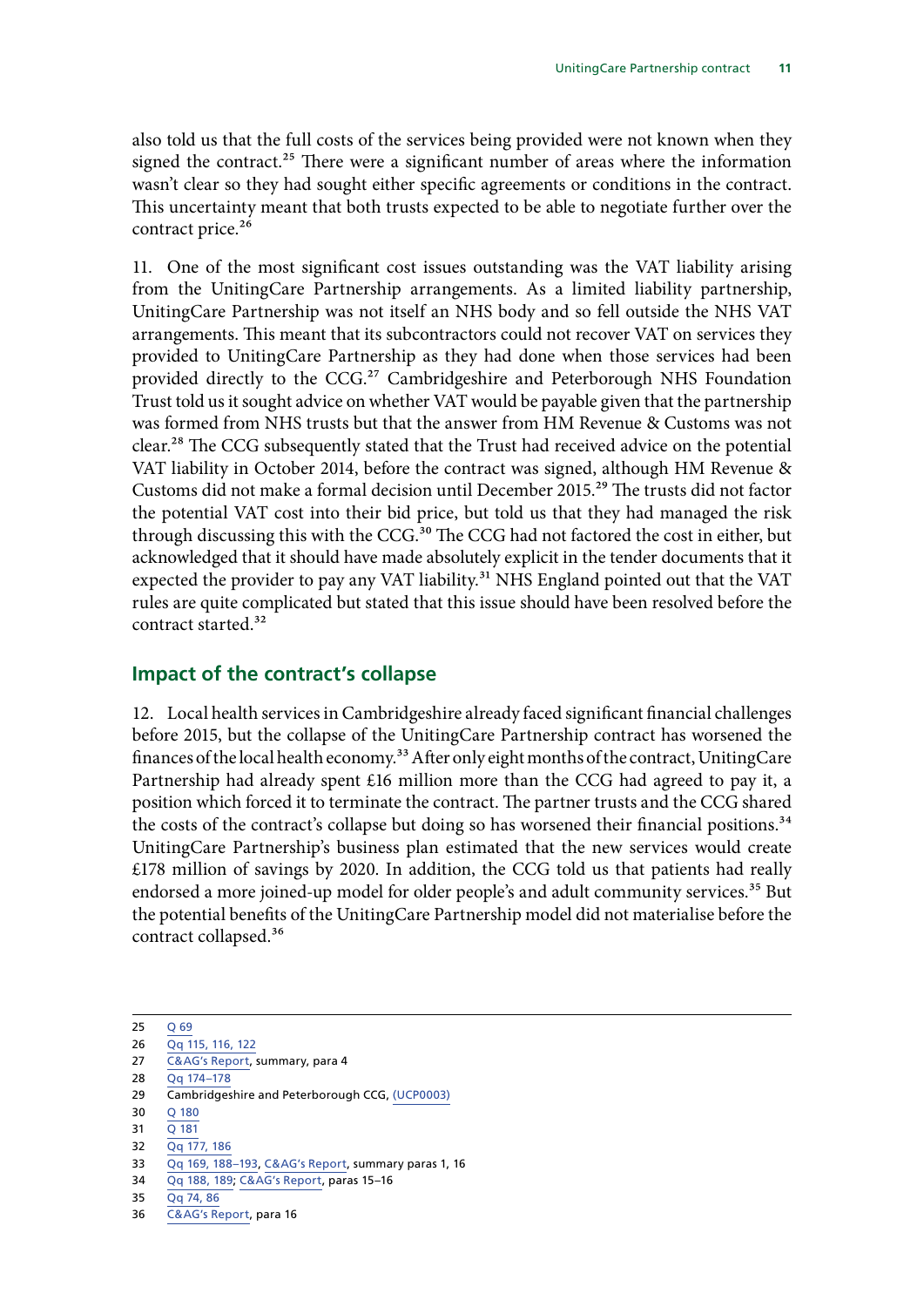also told us that the full costs of the services being provided were not known when they signed the contract.[25] There were a significant number of areas where the information wasn't clear so they had sought either specific agreements or conditions in the contract. This uncertainty meant that both trusts expected to be able to negotiate further over the contract price.[26]

11. One of the most significant cost issues outstanding was the VAT liability arising from the UnitingCare Partnership arrangements. As a limited liability partnership, UnitingCare Partnership was not itself an NHS body and so fell outside the NHS VAT arrangements. This meant that its subcontractors could not recover VAT on services they provided to UnitingCare Partnership as they had done when those services had been provided directly to the CCG.[27] Cambridgeshire and Peterborough NHS Foundation Trust told us it sought advice on whether VAT would be payable given that the partnership was formed from NHS trusts but that the answer from HM Revenue & Customs was not clear.[28] The CCG subsequently stated that the Trust had received advice on the potential VAT liability in October 2014, before the contract was signed, although HM Revenue & Customs did not make a formal decision until December 2015.[29] The trusts did not factor the potential VAT cost into their bid price, but told us that they had managed the risk through discussing this with the CCG.[30] The CCG had not factored the cost in either, but acknowledged that it should have made absolutely explicit in the tender documents that it expected the provider to pay any VAT liability.[31] NHS England pointed out that the VAT rules are quite complicated but stated that this issue should have been resolved before the contract started.[32]

## Impact of the contract's collapse

12. Local health services in Cambridgeshire already faced significant financial challenges before 2015, but the collapse of the UnitingCare Partnership contract has worsened the finances of the local health economy.[33] After only eight months of the contract, UnitingCare Partnership had already spent £16 million more than the CCG had agreed to pay it, a position which forced it to terminate the contract. The partner trusts and the CCG shared the costs of the contract's collapse but doing so has worsened their financial positions.[34] UnitingCare Partnership's business plan estimated that the new services would create £178 million of savings by 2020. In addition, the CCG told us that patients had really endorsed a more joined-up model for older people's and adult community services.[35] But the potential benefits of the UnitingCare Partnership model did not materialise before the contract collapsed.[36]

---

25 Q 69
26 Qq 115, 116, 122
27 C&AG's Report, summary, para 4
28 Qq 174–178
29 Cambridgeshire and Peterborough CCG, (UCP0003)
30 Q 180
31 Q 181
32 Qq 177, 186
33 Qq 169, 188–193, C&AG's Report, summary paras 1, 16
34 Qq 188, 189; C&AG's Report, paras 15–16
35 Qq 74, 86
36 C&AG's Report, para 16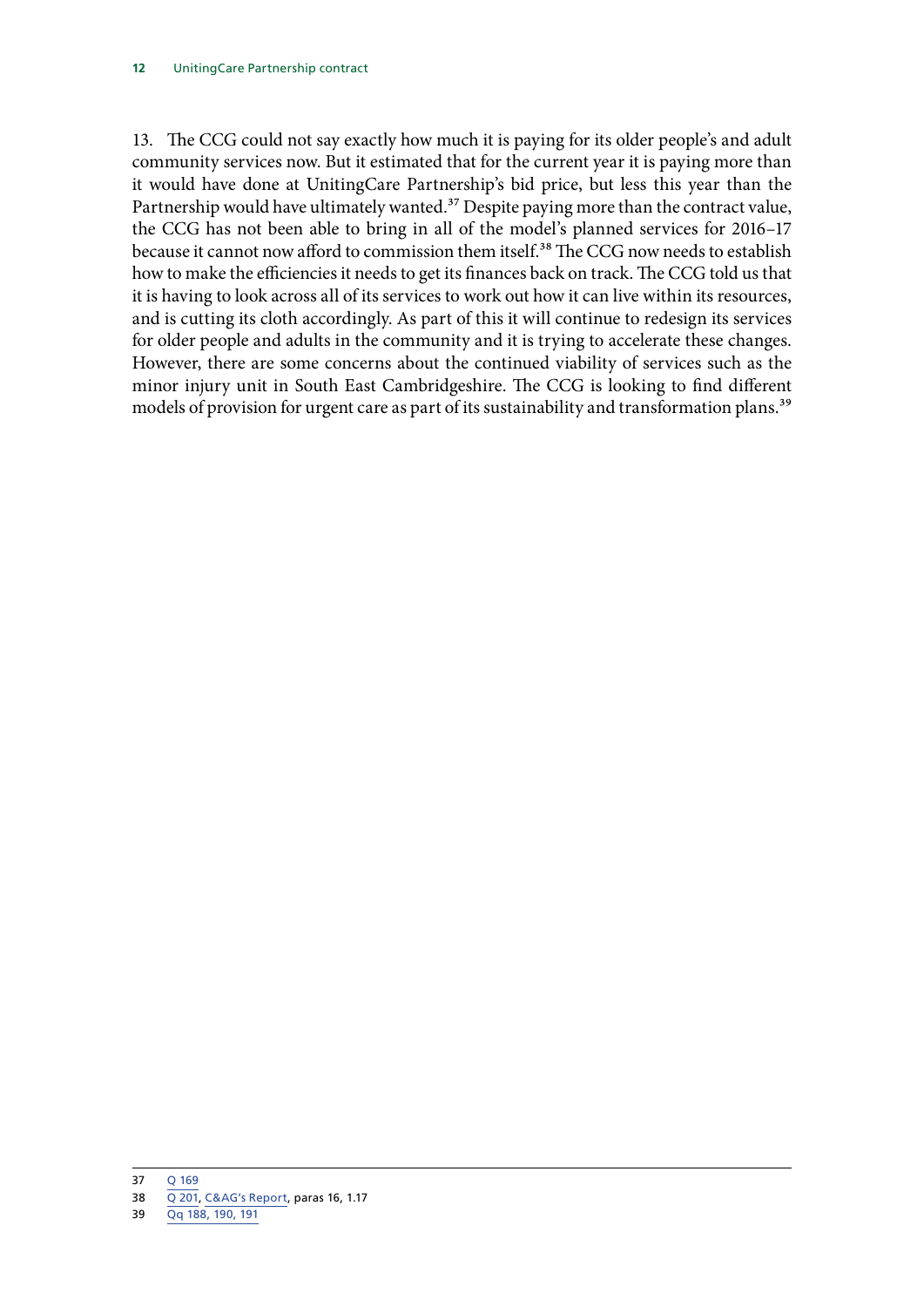13. The CCG could not say exactly how much it is paying for its older people's and adult community services now. But it estimated that for the current year it is paying more than it would have done at UnitingCare Partnership's bid price, but less this year than the Partnership would have ultimately wanted.[37] Despite paying more than the contract value, the CCG has not been able to bring in all of the model's planned services for 2016–17 because it cannot now afford to commission them itself.[38] The CCG now needs to establish how to make the efficiencies it needs to get its finances back on track. The CCG told us that it is having to look across all of its services to work out how it can live within its resources, and is cutting its cloth accordingly. As part of this it will continue to redesign its services for older people and adults in the community and it is trying to accelerate these changes. However, there are some concerns about the continued viability of services such as the minor injury unit in South East Cambridgeshire. The CCG is looking to find different models of provision for urgent care as part of its sustainability and transformation plans.[39]

---

37 Q 169

38 Q 201, C&AG's Report, paras 16, 1.17

39 Qq 188, 190, 191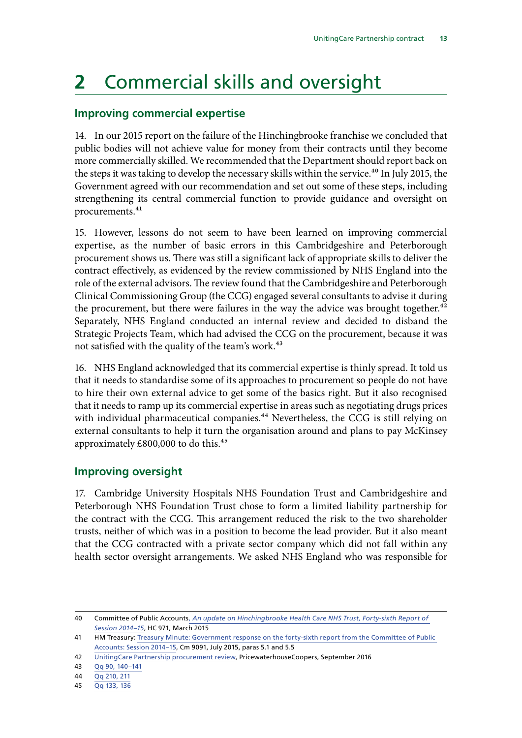# 2 Commercial skills and oversight

## Improving commercial expertise

14. In our 2015 report on the failure of the Hinchingbrooke franchise we concluded that public bodies will not achieve value for money from their contracts until they become more commercially skilled. We recommended that the Department should report back on the steps it was taking to develop the necessary skills within the service.[40] In July 2015, the Government agreed with our recommendation and set out some of these steps, including strengthening its central commercial function to provide guidance and oversight on procurements.[41]

15. However, lessons do not seem to have been learned on improving commercial expertise, as the number of basic errors in this Cambridgeshire and Peterborough procurement shows us. There was still a significant lack of appropriate skills to deliver the contract effectively, as evidenced by the review commissioned by NHS England into the role of the external advisors. The review found that the Cambridgeshire and Peterborough Clinical Commissioning Group (the CCG) engaged several consultants to advise it during the procurement, but there were failures in the way the advice was brought together.[42] Separately, NHS England conducted an internal review and decided to disband the Strategic Projects Team, which had advised the CCG on the procurement, because it was not satisfied with the quality of the team's work.[43]

16. NHS England acknowledged that its commercial expertise is thinly spread. It told us that it needs to standardise some of its approaches to procurement so people do not have to hire their own external advice to get some of the basics right. But it also recognised that it needs to ramp up its commercial expertise in areas such as negotiating drugs prices with individual pharmaceutical companies.[44] Nevertheless, the CCG is still relying on external consultants to help it turn the organisation around and plans to pay McKinsey approximately £800,000 to do this.[45]

## Improving oversight

17. Cambridge University Hospitals NHS Foundation Trust and Cambridgeshire and Peterborough NHS Foundation Trust chose to form a limited liability partnership for the contract with the CCG. This arrangement reduced the risk to the two shareholder trusts, neither of which was in a position to become the lead provider. But it also meant that the CCG contracted with a private sector company which did not fall within any health sector oversight arrangements. We asked NHS England who was responsible for

---

40 Committee of Public Accounts, *An update on Hinchingbrooke Health Care NHS Trust, Forty-sixth Report of Session 2014–15*, HC 971, March 2015

41 HM Treasury: Treasury Minute: Government response on the forty-sixth report from the Committee of Public Accounts: Session 2014–15, Cm 9091, July 2015, paras 5.1 and 5.5

42 UnitingCare Partnership procurement review, PricewaterhouseCoopers, September 2016

43 Qq 90, 140–141

44 Qq 210, 211

45 Qq 133, 136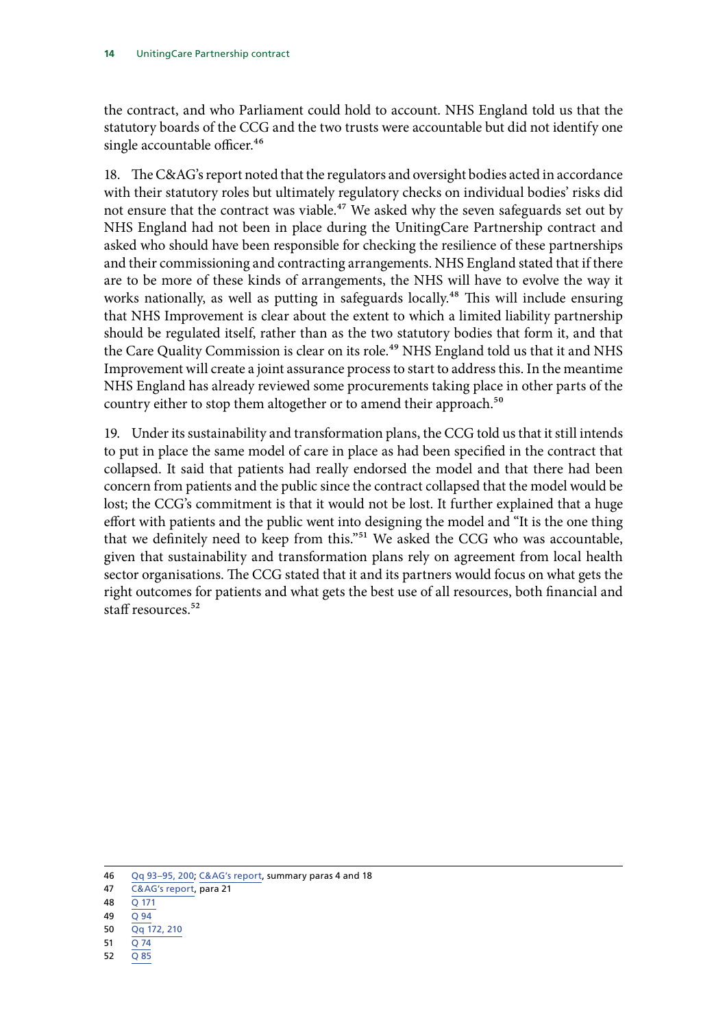the contract, and who Parliament could hold to account. NHS England told us that the statutory boards of the CCG and the two trusts were accountable but did not identify one single accountable officer.[46]

18. The C&AG's report noted that the regulators and oversight bodies acted in accordance with their statutory roles but ultimately regulatory checks on individual bodies' risks did not ensure that the contract was viable.[47] We asked why the seven safeguards set out by NHS England had not been in place during the UnitingCare Partnership contract and asked who should have been responsible for checking the resilience of these partnerships and their commissioning and contracting arrangements. NHS England stated that if there are to be more of these kinds of arrangements, the NHS will have to evolve the way it works nationally, as well as putting in safeguards locally.[48] This will include ensuring that NHS Improvement is clear about the extent to which a limited liability partnership should be regulated itself, rather than as the two statutory bodies that form it, and that the Care Quality Commission is clear on its role.[49] NHS England told us that it and NHS Improvement will create a joint assurance process to start to address this. In the meantime NHS England has already reviewed some procurements taking place in other parts of the country either to stop them altogether or to amend their approach.[50]

19. Under its sustainability and transformation plans, the CCG told us that it still intends to put in place the same model of care in place as had been specified in the contract that collapsed. It said that patients had really endorsed the model and that there had been concern from patients and the public since the contract collapsed that the model would be lost; the CCG's commitment is that it would not be lost. It further explained that a huge effort with patients and the public went into designing the model and "It is the one thing that we definitely need to keep from this."[51] We asked the CCG who was accountable, given that sustainability and transformation plans rely on agreement from local health sector organisations. The CCG stated that it and its partners would focus on what gets the right outcomes for patients and what gets the best use of all resources, both financial and staff resources.[52]

46 Qq 93–95, 200; C&AG's report, summary paras 4 and 18
47 C&AG's report, para 21
48 Q 171
49 Q 94
50 Qq 172, 210
51 Q 74
52 Q 85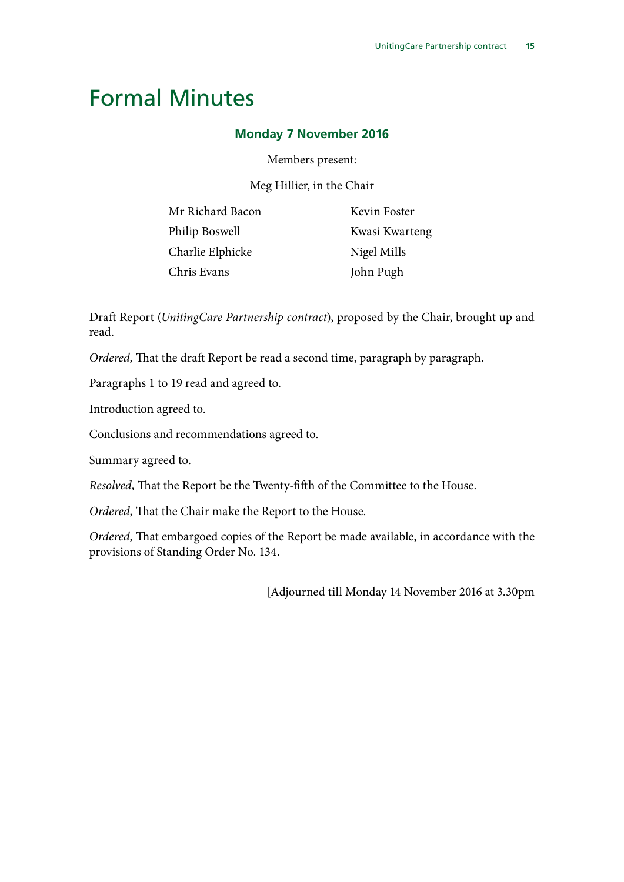# Formal Minutes

### Monday 7 November 2016

Members present:

Meg Hillier, in the Chair

Mr Richard Bacon
Philip Boswell
Charlie Elphicke
Chris Evans
Kevin Foster
Kwasi Kwarteng
Nigel Mills
John Pugh

Draft Report (*UnitingCare Partnership contract*), proposed by the Chair, brought up and read.

*Ordered,* That the draft Report be read a second time, paragraph by paragraph.

Paragraphs 1 to 19 read and agreed to.

Introduction agreed to.

Conclusions and recommendations agreed to.

Summary agreed to.

*Resolved,* That the Report be the Twenty-fifth of the Committee to the House.

*Ordered,* That the Chair make the Report to the House.

*Ordered,* That embargoed copies of the Report be made available, in accordance with the provisions of Standing Order No. 134.

[Adjourned till Monday 14 November 2016 at 3.30pm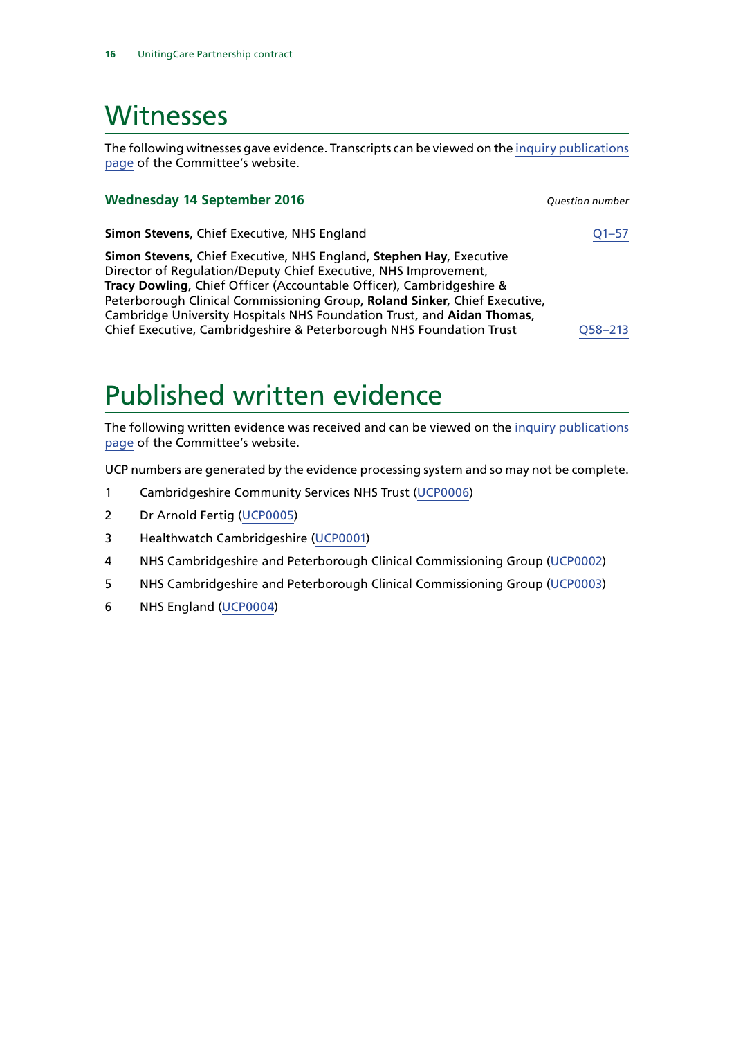# Witnesses

The following witnesses gave evidence. Transcripts can be viewed on the inquiry publications page of the Committee's website.

### Wednesday 14 September 2016

*Question number*

**Simon Stevens**, Chief Executive, NHS England — Q1–57

**Simon Stevens**, Chief Executive, NHS England, **Stephen Hay**, Executive Director of Regulation/Deputy Chief Executive, NHS Improvement, **Tracy Dowling**, Chief Officer (Accountable Officer), Cambridgeshire & Peterborough Clinical Commissioning Group, **Roland Sinker**, Chief Executive, Cambridge University Hospitals NHS Foundation Trust, and **Aidan Thomas**, Chief Executive, Cambridgeshire & Peterborough NHS Foundation Trust — Q58–213

# Published written evidence

The following written evidence was received and can be viewed on the inquiry publications page of the Committee's website.

UCP numbers are generated by the evidence processing system and so may not be complete.

1. Cambridgeshire Community Services NHS Trust (UCP0006)
2. Dr Arnold Fertig (UCP0005)
3. Healthwatch Cambridgeshire (UCP0001)
4. NHS Cambridgeshire and Peterborough Clinical Commissioning Group (UCP0002)
5. NHS Cambridgeshire and Peterborough Clinical Commissioning Group (UCP0003)
6. NHS England (UCP0004)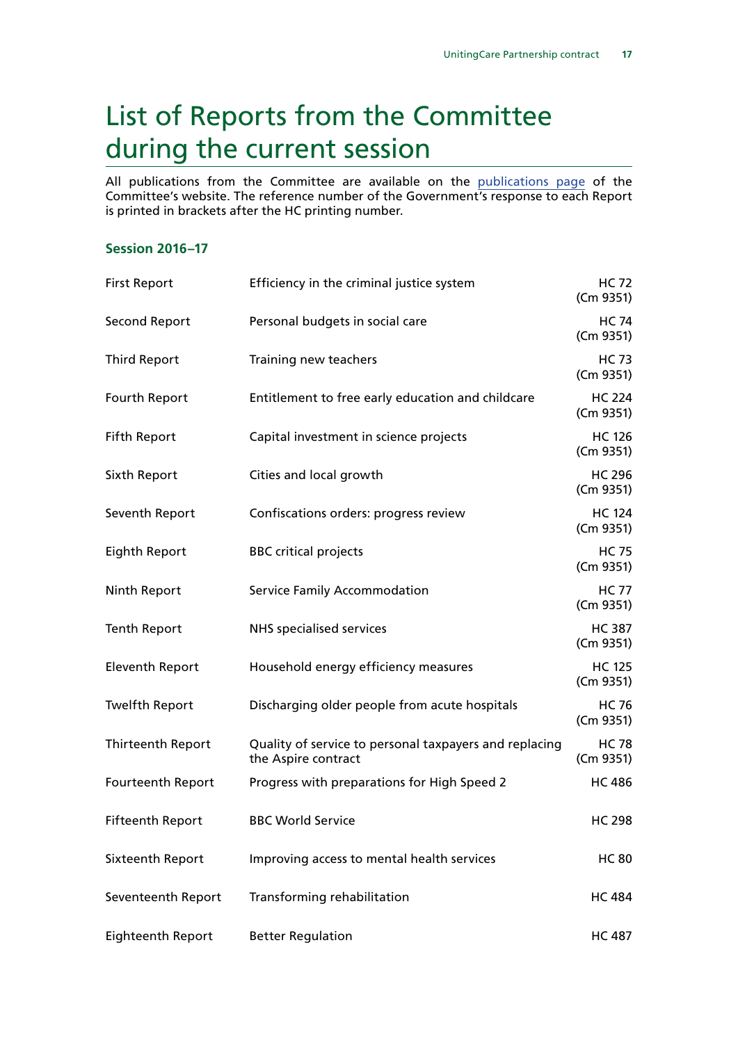# List of Reports from the Committee during the current session

All publications from the Committee are available on the publications page of the Committee's website. The reference number of the Government's response to each Report is printed in brackets after the HC printing number.

### Session 2016–17

| | | |
|---|---|---|
| First Report | Efficiency in the criminal justice system | HC 72 (Cm 9351) |
| Second Report | Personal budgets in social care | HC 74 (Cm 9351) |
| Third Report | Training new teachers | HC 73 (Cm 9351) |
| Fourth Report | Entitlement to free early education and childcare | HC 224 (Cm 9351) |
| Fifth Report | Capital investment in science projects | HC 126 (Cm 9351) |
| Sixth Report | Cities and local growth | HC 296 (Cm 9351) |
| Seventh Report | Confiscations orders: progress review | HC 124 (Cm 9351) |
| Eighth Report | BBC critical projects | HC 75 (Cm 9351) |
| Ninth Report | Service Family Accommodation | HC 77 (Cm 9351) |
| Tenth Report | NHS specialised services | HC 387 (Cm 9351) |
| Eleventh Report | Household energy efficiency measures | HC 125 (Cm 9351) |
| Twelfth Report | Discharging older people from acute hospitals | HC 76 (Cm 9351) |
| Thirteenth Report | Quality of service to personal taxpayers and replacing the Aspire contract | HC 78 (Cm 9351) |
| Fourteenth Report | Progress with preparations for High Speed 2 | HC 486 |
| Fifteenth Report | BBC World Service | HC 298 |
| Sixteenth Report | Improving access to mental health services | HC 80 |
| Seventeenth Report | Transforming rehabilitation | HC 484 |
| Eighteenth Report | Better Regulation | HC 487 |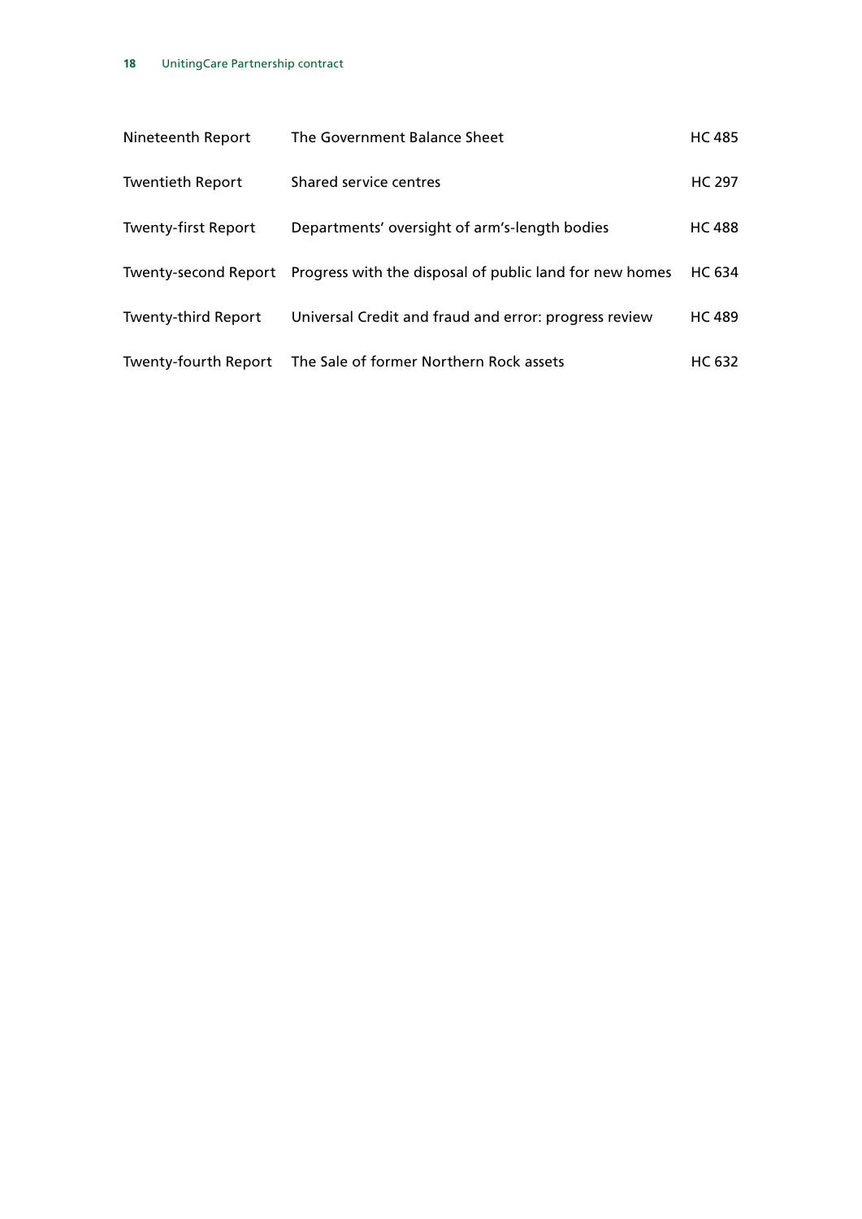| | | |
|---|---|---|
| Nineteenth Report | The Government Balance Sheet | HC 485 |
| Twentieth Report | Shared service centres | HC 297 |
| Twenty-first Report | Departments' oversight of arm's-length bodies | HC 488 |
| Twenty-second Report | Progress with the disposal of public land for new homes | HC 634 |
| Twenty-third Report | Universal Credit and fraud and error: progress review | HC 489 |
| Twenty-fourth Report | The Sale of former Northern Rock assets | HC 632 |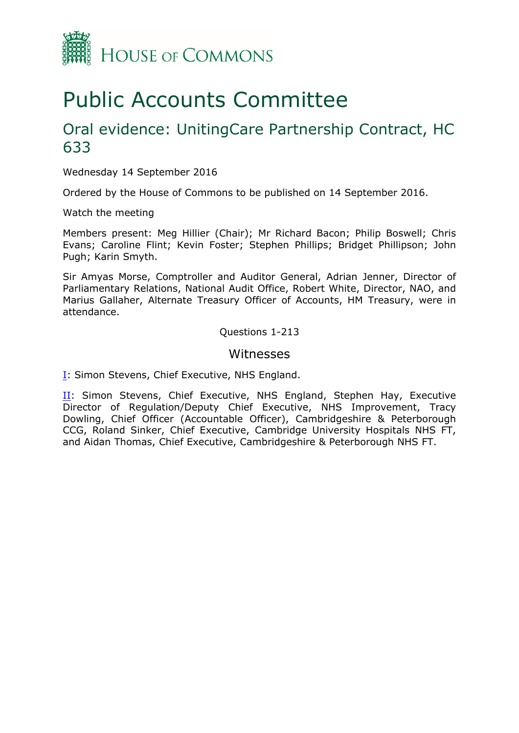# Public Accounts Committee

## Oral evidence: UnitingCare Partnership Contract, HC 633

Wednesday 14 September 2016

Ordered by the House of Commons to be published on 14 September 2016.

Watch the meeting

Members present: Meg Hillier (Chair); Mr Richard Bacon; Philip Boswell; Chris Evans; Caroline Flint; Kevin Foster; Stephen Phillips; Bridget Phillipson; John Pugh; Karin Smyth.

Sir Amyas Morse, Comptroller and Auditor General, Adrian Jenner, Director of Parliamentary Relations, National Audit Office, Robert White, Director, NAO, and Marius Gallaher, Alternate Treasury Officer of Accounts, HM Treasury, were in attendance.

Questions 1-213

### Witnesses

I: Simon Stevens, Chief Executive, NHS England.

II: Simon Stevens, Chief Executive, NHS England, Stephen Hay, Executive Director of Regulation/Deputy Chief Executive, NHS Improvement, Tracy Dowling, Chief Officer (Accountable Officer), Cambridgeshire & Peterborough CCG, Roland Sinker, Chief Executive, Cambridge University Hospitals NHS FT, and Aidan Thomas, Chief Executive, Cambridgeshire & Peterborough NHS FT.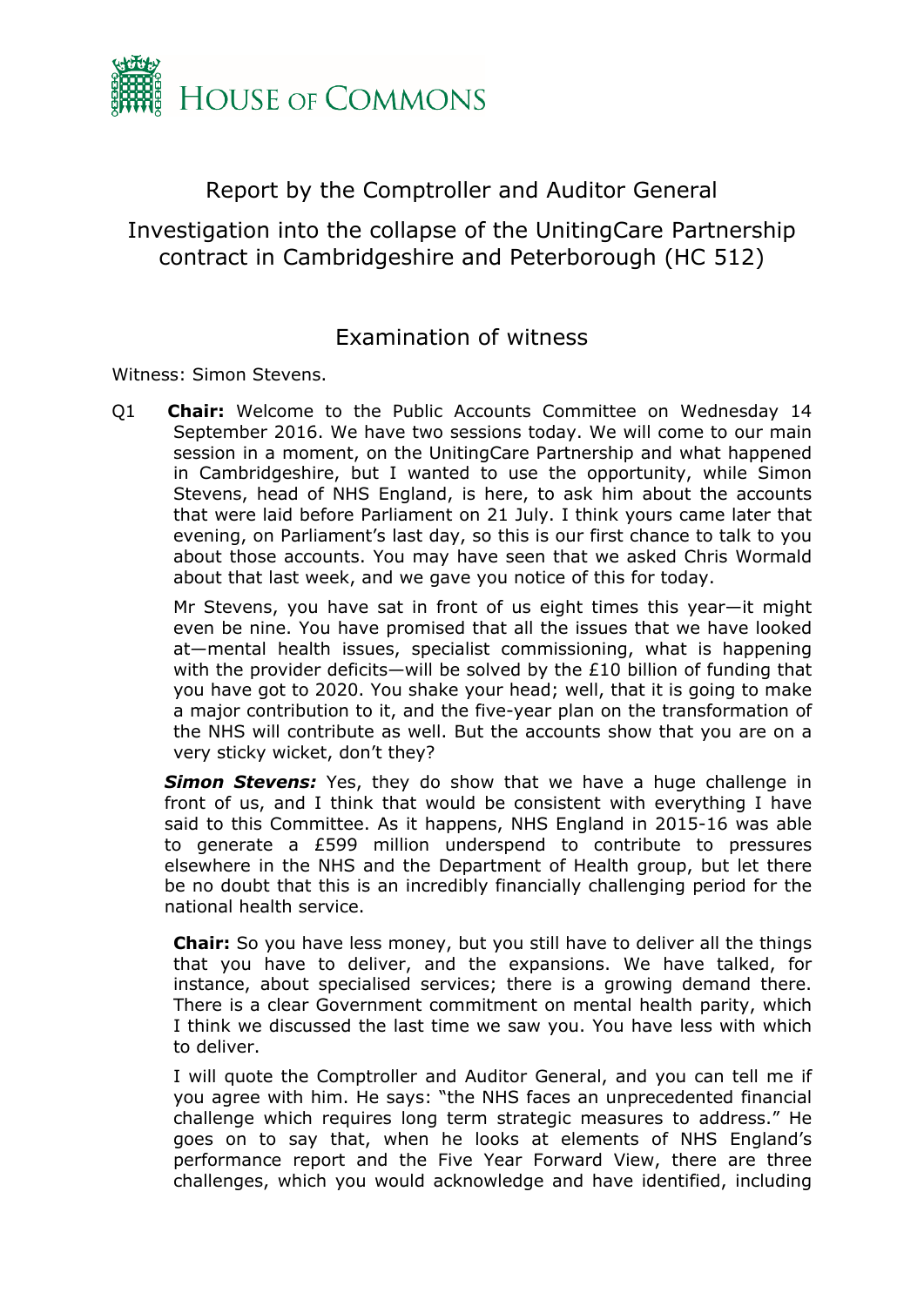HOUSE OF COMMONS

# Report by the Comptroller and Auditor General

## Investigation into the collapse of the UnitingCare Partnership contract in Cambridgeshire and Peterborough (HC 512)

### Examination of witness

Witness: Simon Stevens.

Q1 **Chair:** Welcome to the Public Accounts Committee on Wednesday 14 September 2016. We have two sessions today. We will come to our main session in a moment, on the UnitingCare Partnership and what happened in Cambridgeshire, but I wanted to use the opportunity, while Simon Stevens, head of NHS England, is here, to ask him about the accounts that were laid before Parliament on 21 July. I think yours came later that evening, on Parliament's last day, so this is our first chance to talk to you about those accounts. You may have seen that we asked Chris Wormald about that last week, and we gave you notice of this for today.

Mr Stevens, you have sat in front of us eight times this year—it might even be nine. You have promised that all the issues that we have looked at—mental health issues, specialist commissioning, what is happening with the provider deficits—will be solved by the £10 billion of funding that you have got to 2020. You shake your head; well, that it is going to make a major contribution to it, and the five-year plan on the transformation of the NHS will contribute as well. But the accounts show that you are on a very sticky wicket, don't they?

***Simon Stevens:*** Yes, they do show that we have a huge challenge in front of us, and I think that would be consistent with everything I have said to this Committee. As it happens, NHS England in 2015-16 was able to generate a £599 million underspend to contribute to pressures elsewhere in the NHS and the Department of Health group, but let there be no doubt that this is an incredibly financially challenging period for the national health service.

**Chair:** So you have less money, but you still have to deliver all the things that you have to deliver, and the expansions. We have talked, for instance, about specialised services; there is a growing demand there. There is a clear Government commitment on mental health parity, which I think we discussed the last time we saw you. You have less with which to deliver.

I will quote the Comptroller and Auditor General, and you can tell me if you agree with him. He says: "the NHS faces an unprecedented financial challenge which requires long term strategic measures to address." He goes on to say that, when he looks at elements of NHS England's performance report and the Five Year Forward View, there are three challenges, which you would acknowledge and have identified, including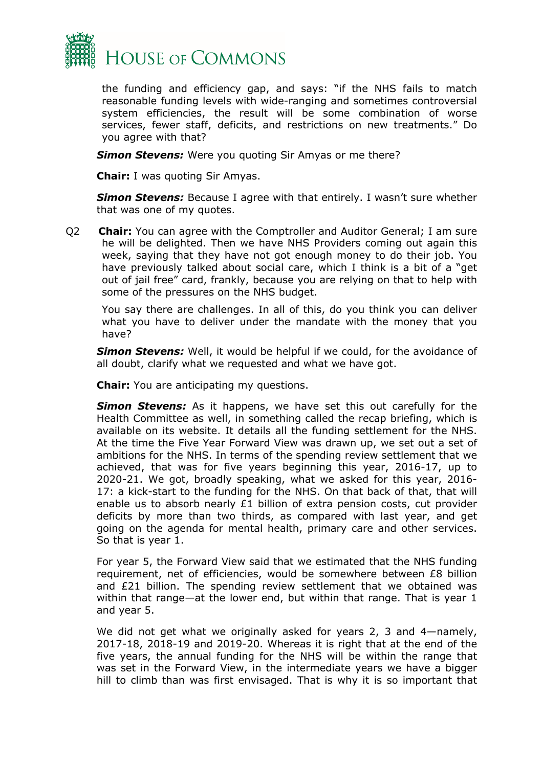the funding and efficiency gap, and says: "if the NHS fails to match reasonable funding levels with wide-ranging and sometimes controversial system efficiencies, the result will be some combination of worse services, fewer staff, deficits, and restrictions on new treatments." Do you agree with that?

***Simon Stevens:*** Were you quoting Sir Amyas or me there?

**Chair:** I was quoting Sir Amyas.

***Simon Stevens:*** Because I agree with that entirely. I wasn't sure whether that was one of my quotes.

Q2 **Chair:** You can agree with the Comptroller and Auditor General; I am sure he will be delighted. Then we have NHS Providers coming out again this week, saying that they have not got enough money to do their job. You have previously talked about social care, which I think is a bit of a "get out of jail free" card, frankly, because you are relying on that to help with some of the pressures on the NHS budget.

You say there are challenges. In all of this, do you think you can deliver what you have to deliver under the mandate with the money that you have?

***Simon Stevens:*** Well, it would be helpful if we could, for the avoidance of all doubt, clarify what we requested and what we have got.

**Chair:** You are anticipating my questions.

***Simon Stevens:*** As it happens, we have set this out carefully for the Health Committee as well, in something called the recap briefing, which is available on its website. It details all the funding settlement for the NHS. At the time the Five Year Forward View was drawn up, we set out a set of ambitions for the NHS. In terms of the spending review settlement that we achieved, that was for five years beginning this year, 2016-17, up to 2020-21. We got, broadly speaking, what we asked for this year, 2016-17: a kick-start to the funding for the NHS. On that back of that, that will enable us to absorb nearly £1 billion of extra pension costs, cut provider deficits by more than two thirds, as compared with last year, and get going on the agenda for mental health, primary care and other services. So that is year 1.

For year 5, the Forward View said that we estimated that the NHS funding requirement, net of efficiencies, would be somewhere between £8 billion and £21 billion. The spending review settlement that we obtained was within that range—at the lower end, but within that range. That is year 1 and year 5.

We did not get what we originally asked for years 2, 3 and 4—namely, 2017-18, 2018-19 and 2019-20. Whereas it is right that at the end of the five years, the annual funding for the NHS will be within the range that was set in the Forward View, in the intermediate years we have a bigger hill to climb than was first envisaged. That is why it is so important that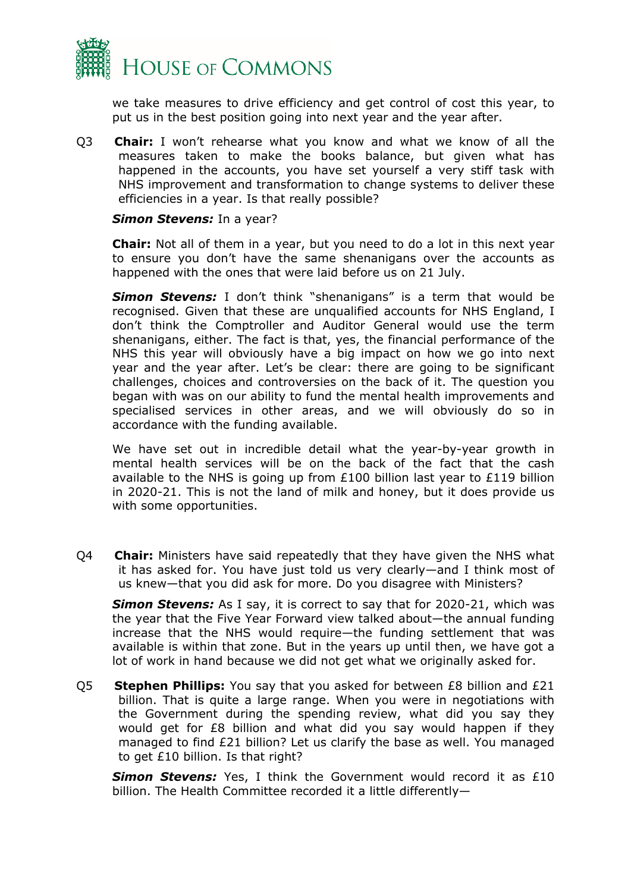we take measures to drive efficiency and get control of cost this year, to put us in the best position going into next year and the year after.

Q3 **Chair:** I won't rehearse what you know and what we know of all the measures taken to make the books balance, but given what has happened in the accounts, you have set yourself a very stiff task with NHS improvement and transformation to change systems to deliver these efficiencies in a year. Is that really possible?

***Simon Stevens:*** In a year?

**Chair:** Not all of them in a year, but you need to do a lot in this next year to ensure you don't have the same shenanigans over the accounts as happened with the ones that were laid before us on 21 July.

***Simon Stevens:*** I don't think "shenanigans" is a term that would be recognised. Given that these are unqualified accounts for NHS England, I don't think the Comptroller and Auditor General would use the term shenanigans, either. The fact is that, yes, the financial performance of the NHS this year will obviously have a big impact on how we go into next year and the year after. Let's be clear: there are going to be significant challenges, choices and controversies on the back of it. The question you began with was on our ability to fund the mental health improvements and specialised services in other areas, and we will obviously do so in accordance with the funding available.

We have set out in incredible detail what the year-by-year growth in mental health services will be on the back of the fact that the cash available to the NHS is going up from £100 billion last year to £119 billion in 2020-21. This is not the land of milk and honey, but it does provide us with some opportunities.

Q4 **Chair:** Ministers have said repeatedly that they have given the NHS what it has asked for. You have just told us very clearly—and I think most of us knew—that you did ask for more. Do you disagree with Ministers?

***Simon Stevens:*** As I say, it is correct to say that for 2020-21, which was the year that the Five Year Forward view talked about—the annual funding increase that the NHS would require—the funding settlement that was available is within that zone. But in the years up until then, we have got a lot of work in hand because we did not get what we originally asked for.

Q5 **Stephen Phillips:** You say that you asked for between £8 billion and £21 billion. That is quite a large range. When you were in negotiations with the Government during the spending review, what did you say they would get for £8 billion and what did you say would happen if they managed to find £21 billion? Let us clarify the base as well. You managed to get £10 billion. Is that right?

***Simon Stevens:*** Yes, I think the Government would record it as £10 billion. The Health Committee recorded it a little differently—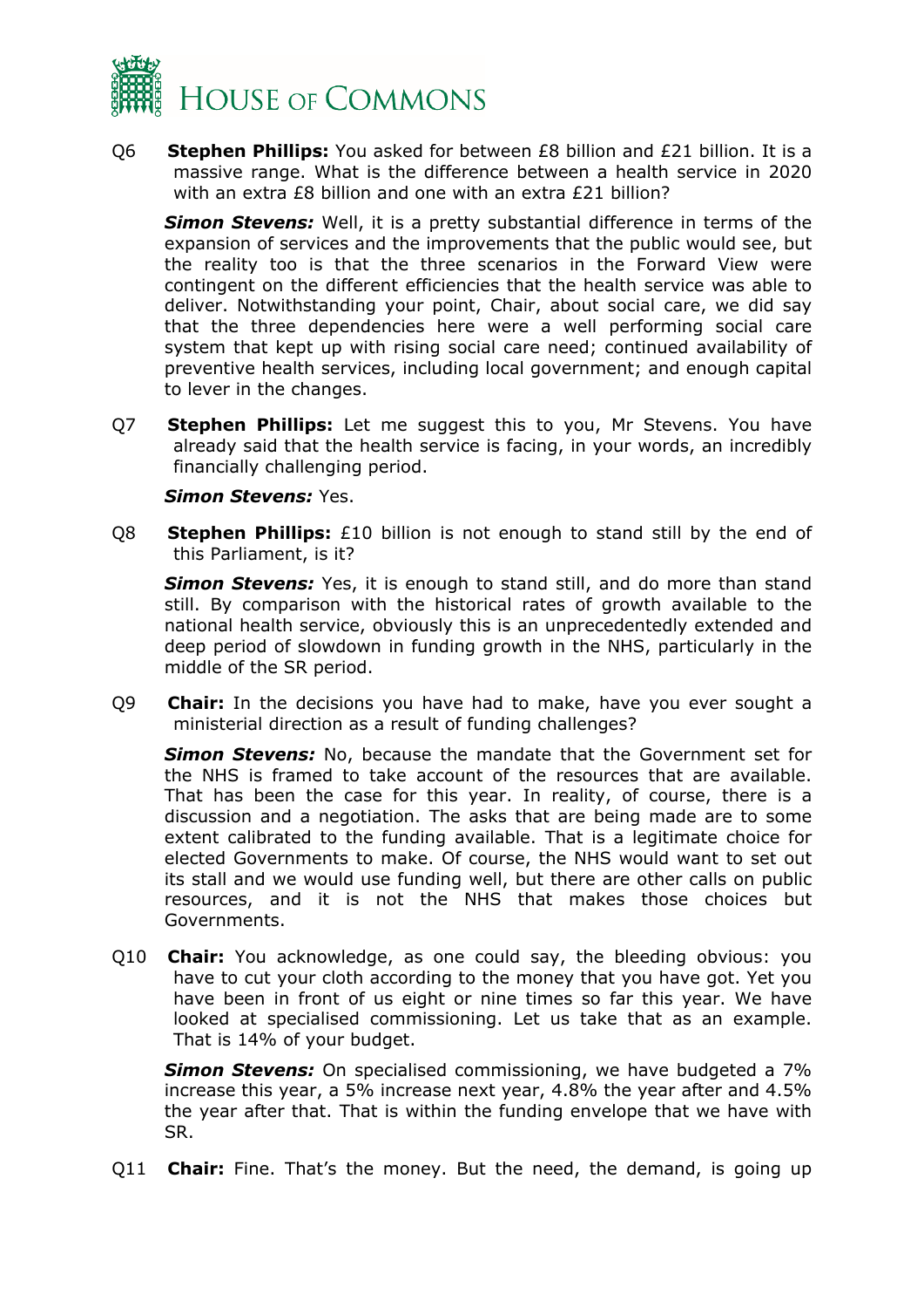Q6 **Stephen Phillips:** You asked for between £8 billion and £21 billion. It is a massive range. What is the difference between a health service in 2020 with an extra £8 billion and one with an extra £21 billion?

***Simon Stevens:*** Well, it is a pretty substantial difference in terms of the expansion of services and the improvements that the public would see, but the reality too is that the three scenarios in the Forward View were contingent on the different efficiencies that the health service was able to deliver. Notwithstanding your point, Chair, about social care, we did say that the three dependencies here were a well performing social care system that kept up with rising social care need; continued availability of preventive health services, including local government; and enough capital to lever in the changes.

Q7 **Stephen Phillips:** Let me suggest this to you, Mr Stevens. You have already said that the health service is facing, in your words, an incredibly financially challenging period.

***Simon Stevens:*** Yes.

Q8 **Stephen Phillips:** £10 billion is not enough to stand still by the end of this Parliament, is it?

***Simon Stevens:*** Yes, it is enough to stand still, and do more than stand still. By comparison with the historical rates of growth available to the national health service, obviously this is an unprecedentedly extended and deep period of slowdown in funding growth in the NHS, particularly in the middle of the SR period.

Q9 **Chair:** In the decisions you have had to make, have you ever sought a ministerial direction as a result of funding challenges?

***Simon Stevens:*** No, because the mandate that the Government set for the NHS is framed to take account of the resources that are available. That has been the case for this year. In reality, of course, there is a discussion and a negotiation. The asks that are being made are to some extent calibrated to the funding available. That is a legitimate choice for elected Governments to make. Of course, the NHS would want to set out its stall and we would use funding well, but there are other calls on public resources, and it is not the NHS that makes those choices but Governments.

Q10 **Chair:** You acknowledge, as one could say, the bleeding obvious: you have to cut your cloth according to the money that you have got. Yet you have been in front of us eight or nine times so far this year. We have looked at specialised commissioning. Let us take that as an example. That is 14% of your budget.

***Simon Stevens:*** On specialised commissioning, we have budgeted a 7% increase this year, a 5% increase next year, 4.8% the year after and 4.5% the year after that. That is within the funding envelope that we have with SR.

Q11 **Chair:** Fine. That's the money. But the need, the demand, is going up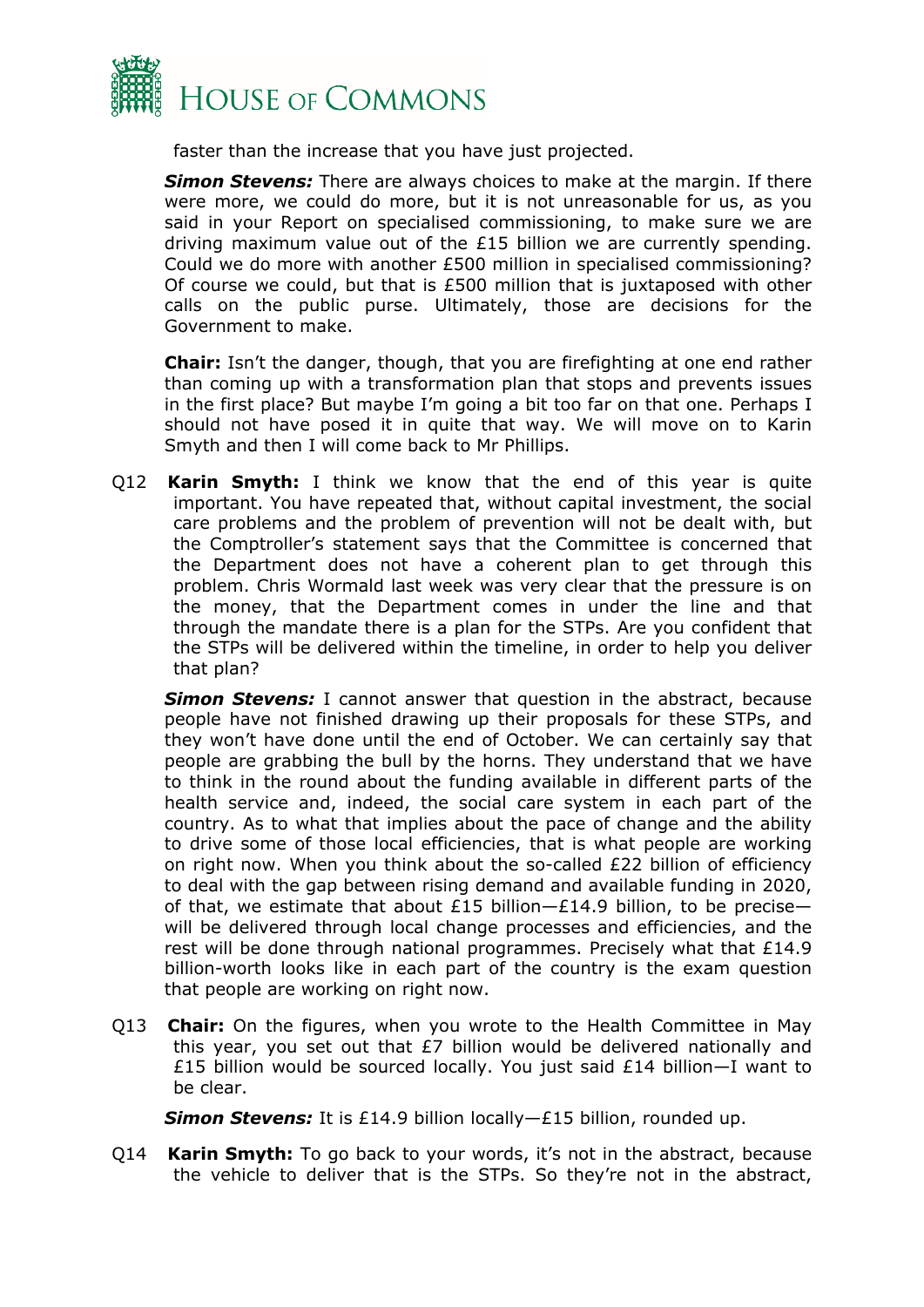faster than the increase that you have just projected.

***Simon Stevens:*** There are always choices to make at the margin. If there were more, we could do more, but it is not unreasonable for us, as you said in your Report on specialised commissioning, to make sure we are driving maximum value out of the £15 billion we are currently spending. Could we do more with another £500 million in specialised commissioning? Of course we could, but that is £500 million that is juxtaposed with other calls on the public purse. Ultimately, those are decisions for the Government to make.

**Chair:** Isn't the danger, though, that you are firefighting at one end rather than coming up with a transformation plan that stops and prevents issues in the first place? But maybe I'm going a bit too far on that one. Perhaps I should not have posed it in quite that way. We will move on to Karin Smyth and then I will come back to Mr Phillips.

Q12 **Karin Smyth:** I think we know that the end of this year is quite important. You have repeated that, without capital investment, the social care problems and the problem of prevention will not be dealt with, but the Comptroller's statement says that the Committee is concerned that the Department does not have a coherent plan to get through this problem. Chris Wormald last week was very clear that the pressure is on the money, that the Department comes in under the line and that through the mandate there is a plan for the STPs. Are you confident that the STPs will be delivered within the timeline, in order to help you deliver that plan?

***Simon Stevens:*** I cannot answer that question in the abstract, because people have not finished drawing up their proposals for these STPs, and they won't have done until the end of October. We can certainly say that people are grabbing the bull by the horns. They understand that we have to think in the round about the funding available in different parts of the health service and, indeed, the social care system in each part of the country. As to what that implies about the pace of change and the ability to drive some of those local efficiencies, that is what people are working on right now. When you think about the so-called £22 billion of efficiency to deal with the gap between rising demand and available funding in 2020, of that, we estimate that about £15 billion—£14.9 billion, to be precise—will be delivered through local change processes and efficiencies, and the rest will be done through national programmes. Precisely what that £14.9 billion-worth looks like in each part of the country is the exam question that people are working on right now.

Q13 **Chair:** On the figures, when you wrote to the Health Committee in May this year, you set out that £7 billion would be delivered nationally and £15 billion would be sourced locally. You just said £14 billion—I want to be clear.

***Simon Stevens:*** It is £14.9 billion locally—£15 billion, rounded up.

Q14 **Karin Smyth:** To go back to your words, it's not in the abstract, because the vehicle to deliver that is the STPs. So they're not in the abstract,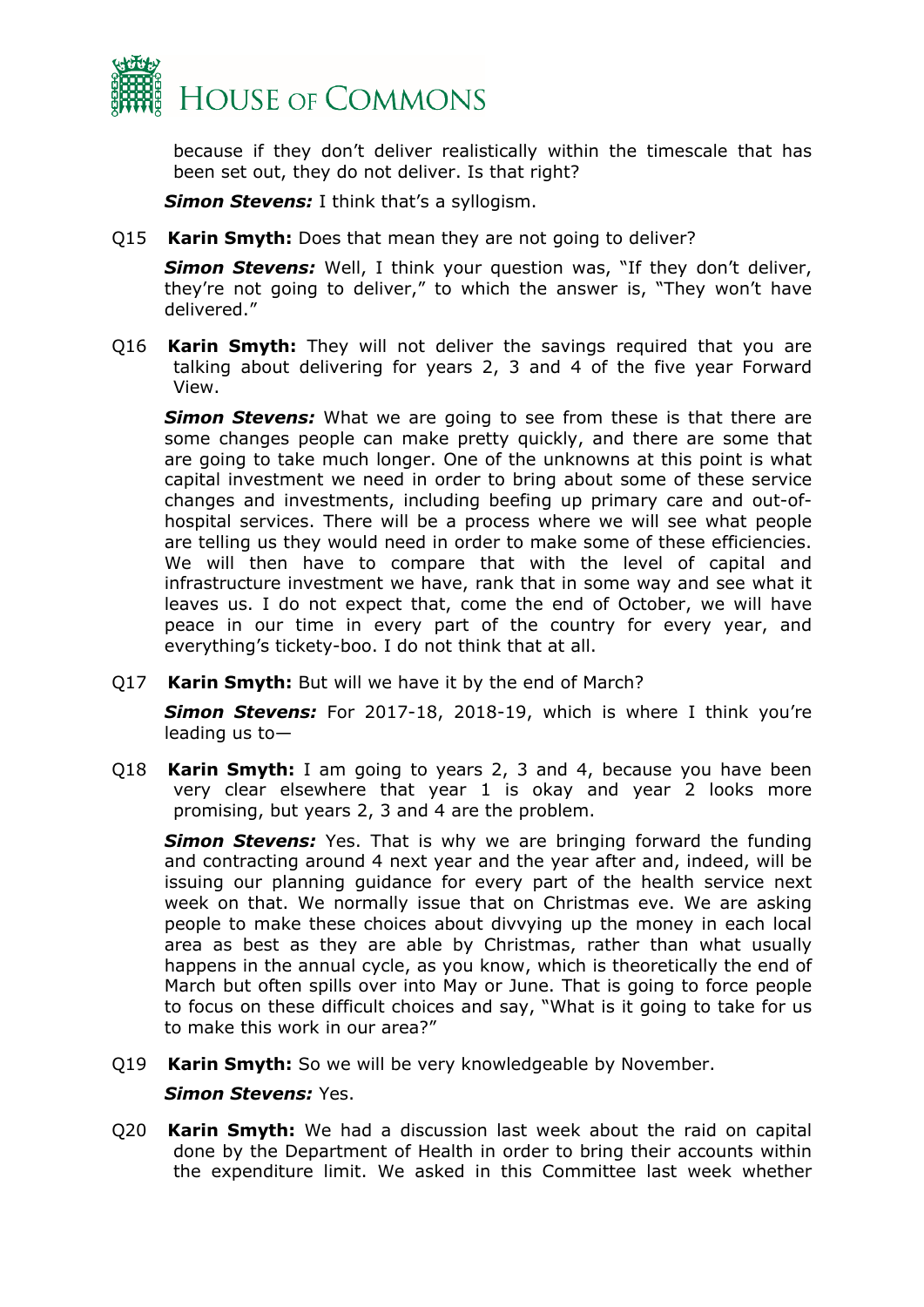because if they don't deliver realistically within the timescale that has been set out, they do not deliver. Is that right?

***Simon Stevens:*** I think that's a syllogism.

Q15 **Karin Smyth:** Does that mean they are not going to deliver?

***Simon Stevens:*** Well, I think your question was, "If they don't deliver, they're not going to deliver," to which the answer is, "They won't have delivered."

Q16 **Karin Smyth:** They will not deliver the savings required that you are talking about delivering for years 2, 3 and 4 of the five year Forward View.

***Simon Stevens:*** What we are going to see from these is that there are some changes people can make pretty quickly, and there are some that are going to take much longer. One of the unknowns at this point is what capital investment we need in order to bring about some of these service changes and investments, including beefing up primary care and out-of-hospital services. There will be a process where we will see what people are telling us they would need in order to make some of these efficiencies. We will then have to compare that with the level of capital and infrastructure investment we have, rank that in some way and see what it leaves us. I do not expect that, come the end of October, we will have peace in our time in every part of the country for every year, and everything's tickety-boo. I do not think that at all.

Q17 **Karin Smyth:** But will we have it by the end of March?

***Simon Stevens:*** For 2017-18, 2018-19, which is where I think you're leading us to—

Q18 **Karin Smyth:** I am going to years 2, 3 and 4, because you have been very clear elsewhere that year 1 is okay and year 2 looks more promising, but years 2, 3 and 4 are the problem.

***Simon Stevens:*** Yes. That is why we are bringing forward the funding and contracting around 4 next year and the year after and, indeed, will be issuing our planning guidance for every part of the health service next week on that. We normally issue that on Christmas eve. We are asking people to make these choices about divvying up the money in each local area as best as they are able by Christmas, rather than what usually happens in the annual cycle, as you know, which is theoretically the end of March but often spills over into May or June. That is going to force people to focus on these difficult choices and say, "What is it going to take for us to make this work in our area?"

Q19 **Karin Smyth:** So we will be very knowledgeable by November.

***Simon Stevens:*** Yes.

Q20 **Karin Smyth:** We had a discussion last week about the raid on capital done by the Department of Health in order to bring their accounts within the expenditure limit. We asked in this Committee last week whether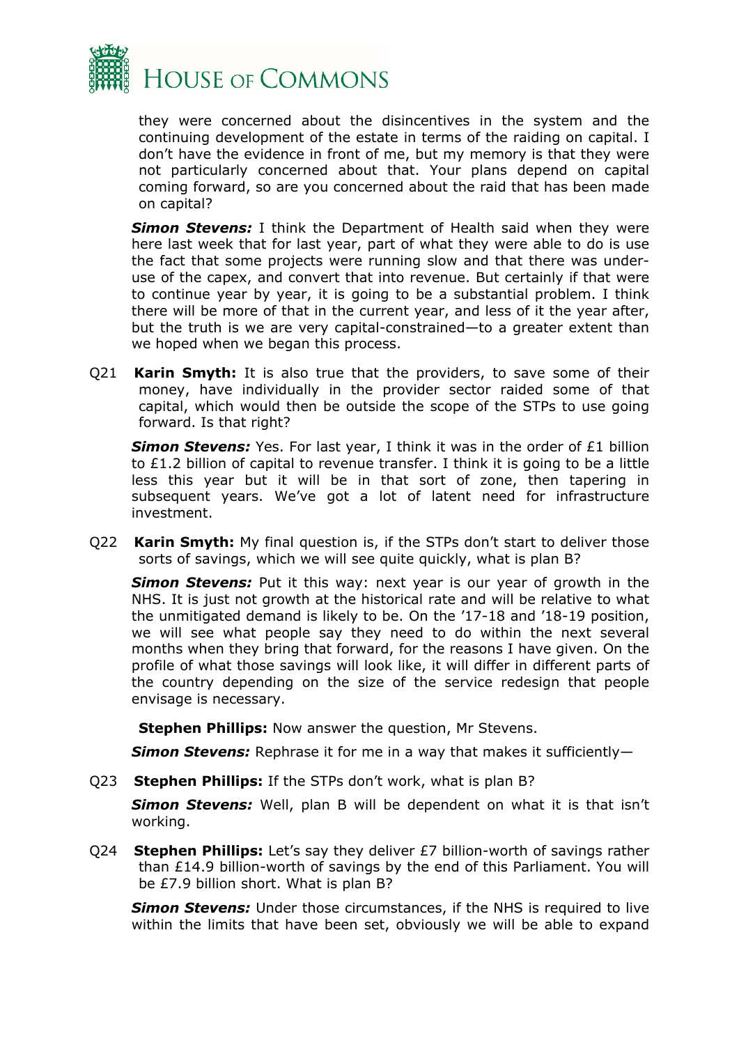they were concerned about the disincentives in the system and the continuing development of the estate in terms of the raiding on capital. I don't have the evidence in front of me, but my memory is that they were not particularly concerned about that. Your plans depend on capital coming forward, so are you concerned about the raid that has been made on capital?

***Simon Stevens:*** I think the Department of Health said when they were here last week that for last year, part of what they were able to do is use the fact that some projects were running slow and that there was under-use of the capex, and convert that into revenue. But certainly if that were to continue year by year, it is going to be a substantial problem. I think there will be more of that in the current year, and less of it the year after, but the truth is we are very capital-constrained—to a greater extent than we hoped when we began this process.

Q21 **Karin Smyth:** It is also true that the providers, to save some of their money, have individually in the provider sector raided some of that capital, which would then be outside the scope of the STPs to use going forward. Is that right?

***Simon Stevens:*** Yes. For last year, I think it was in the order of £1 billion to £1.2 billion of capital to revenue transfer. I think it is going to be a little less this year but it will be in that sort of zone, then tapering in subsequent years. We've got a lot of latent need for infrastructure investment.

Q22 **Karin Smyth:** My final question is, if the STPs don't start to deliver those sorts of savings, which we will see quite quickly, what is plan B?

***Simon Stevens:*** Put it this way: next year is our year of growth in the NHS. It is just not growth at the historical rate and will be relative to what the unmitigated demand is likely to be. On the '17-18 and '18-19 position, we will see what people say they need to do within the next several months when they bring that forward, for the reasons I have given. On the profile of what those savings will look like, it will differ in different parts of the country depending on the size of the service redesign that people envisage is necessary.

**Stephen Phillips:** Now answer the question, Mr Stevens.

***Simon Stevens:*** Rephrase it for me in a way that makes it sufficiently—

Q23 **Stephen Phillips:** If the STPs don't work, what is plan B?

***Simon Stevens:*** Well, plan B will be dependent on what it is that isn't working.

Q24 **Stephen Phillips:** Let's say they deliver £7 billion-worth of savings rather than £14.9 billion-worth of savings by the end of this Parliament. You will be £7.9 billion short. What is plan B?

***Simon Stevens:*** Under those circumstances, if the NHS is required to live within the limits that have been set, obviously we will be able to expand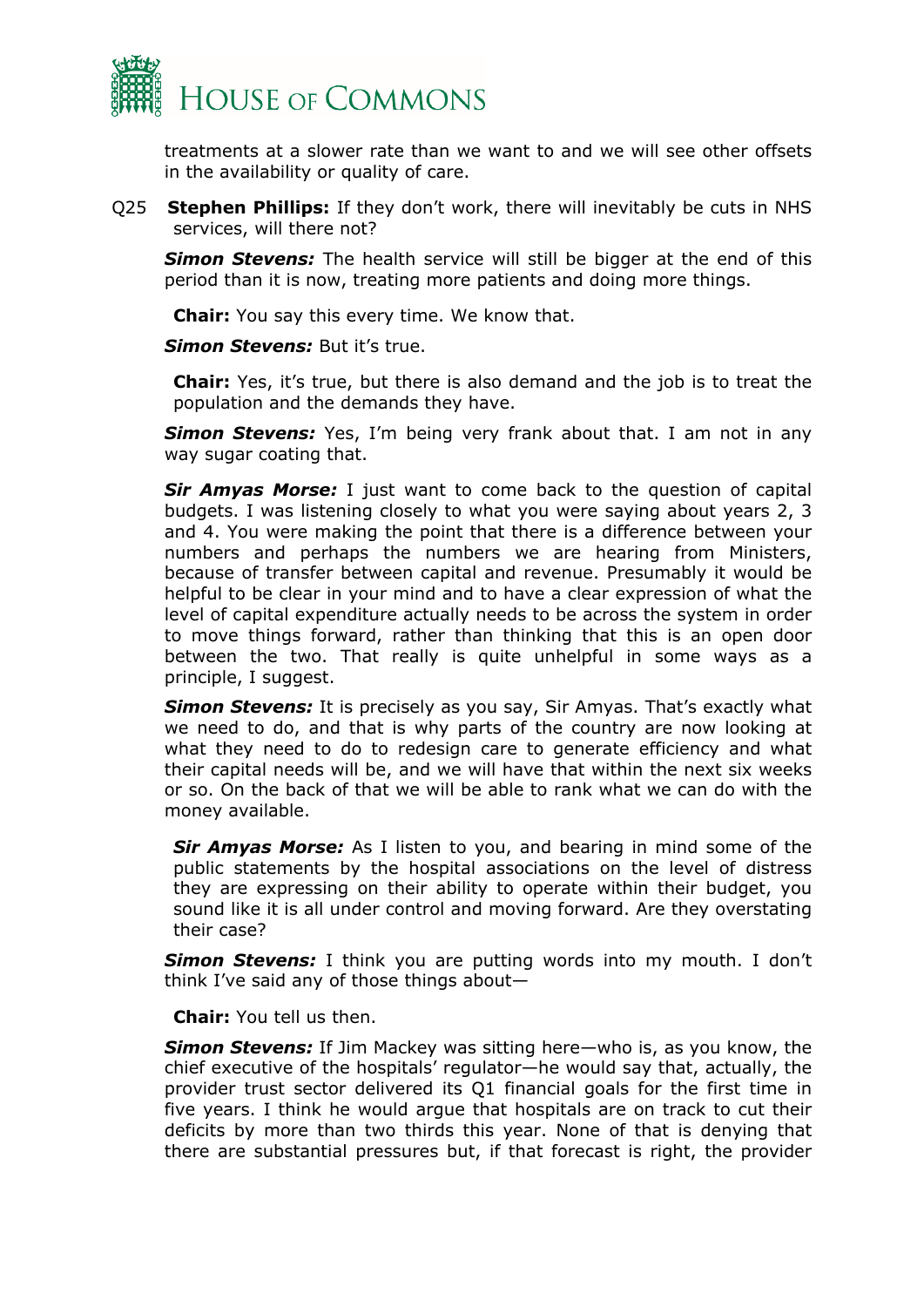treatments at a slower rate than we want to and we will see other offsets in the availability or quality of care.

Q25 **Stephen Phillips:** If they don't work, there will inevitably be cuts in NHS services, will there not?

***Simon Stevens:*** The health service will still be bigger at the end of this period than it is now, treating more patients and doing more things.

**Chair:** You say this every time. We know that.

***Simon Stevens:*** But it's true.

**Chair:** Yes, it's true, but there is also demand and the job is to treat the population and the demands they have.

***Simon Stevens:*** Yes, I'm being very frank about that. I am not in any way sugar coating that.

***Sir Amyas Morse:*** I just want to come back to the question of capital budgets. I was listening closely to what you were saying about years 2, 3 and 4. You were making the point that there is a difference between your numbers and perhaps the numbers we are hearing from Ministers, because of transfer between capital and revenue. Presumably it would be helpful to be clear in your mind and to have a clear expression of what the level of capital expenditure actually needs to be across the system in order to move things forward, rather than thinking that this is an open door between the two. That really is quite unhelpful in some ways as a principle, I suggest.

***Simon Stevens:*** It is precisely as you say, Sir Amyas. That's exactly what we need to do, and that is why parts of the country are now looking at what they need to do to redesign care to generate efficiency and what their capital needs will be, and we will have that within the next six weeks or so. On the back of that we will be able to rank what we can do with the money available.

***Sir Amyas Morse:*** As I listen to you, and bearing in mind some of the public statements by the hospital associations on the level of distress they are expressing on their ability to operate within their budget, you sound like it is all under control and moving forward. Are they overstating their case?

***Simon Stevens:*** I think you are putting words into my mouth. I don't think I've said any of those things about—

**Chair:** You tell us then.

***Simon Stevens:*** If Jim Mackey was sitting here—who is, as you know, the chief executive of the hospitals' regulator—he would say that, actually, the provider trust sector delivered its Q1 financial goals for the first time in five years. I think he would argue that hospitals are on track to cut their deficits by more than two thirds this year. None of that is denying that there are substantial pressures but, if that forecast is right, the provider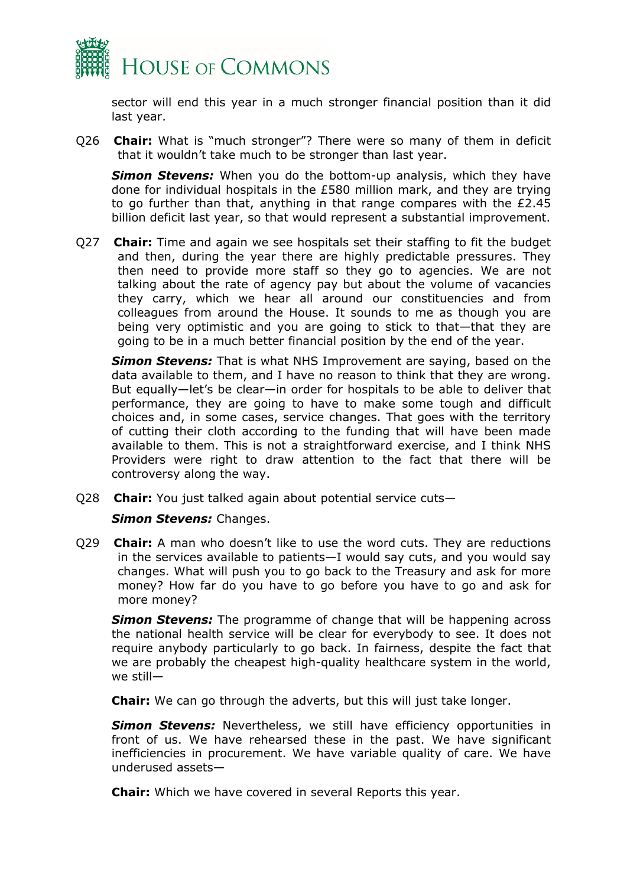sector will end this year in a much stronger financial position than it did last year.

Q26 **Chair:** What is "much stronger"? There were so many of them in deficit that it wouldn't take much to be stronger than last year.

***Simon Stevens:*** When you do the bottom-up analysis, which they have done for individual hospitals in the £580 million mark, and they are trying to go further than that, anything in that range compares with the £2.45 billion deficit last year, so that would represent a substantial improvement.

Q27 **Chair:** Time and again we see hospitals set their staffing to fit the budget and then, during the year there are highly predictable pressures. They then need to provide more staff so they go to agencies. We are not talking about the rate of agency pay but about the volume of vacancies they carry, which we hear all around our constituencies and from colleagues from around the House. It sounds to me as though you are being very optimistic and you are going to stick to that—that they are going to be in a much better financial position by the end of the year.

***Simon Stevens:*** That is what NHS Improvement are saying, based on the data available to them, and I have no reason to think that they are wrong. But equally—let's be clear—in order for hospitals to be able to deliver that performance, they are going to have to make some tough and difficult choices and, in some cases, service changes. That goes with the territory of cutting their cloth according to the funding that will have been made available to them. This is not a straightforward exercise, and I think NHS Providers were right to draw attention to the fact that there will be controversy along the way.

Q28 **Chair:** You just talked again about potential service cuts—

***Simon Stevens:*** Changes.

Q29 **Chair:** A man who doesn't like to use the word cuts. They are reductions in the services available to patients—I would say cuts, and you would say changes. What will push you to go back to the Treasury and ask for more money? How far do you have to go before you have to go and ask for more money?

***Simon Stevens:*** The programme of change that will be happening across the national health service will be clear for everybody to see. It does not require anybody particularly to go back. In fairness, despite the fact that we are probably the cheapest high-quality healthcare system in the world, we still—

**Chair:** We can go through the adverts, but this will just take longer.

***Simon Stevens:*** Nevertheless, we still have efficiency opportunities in front of us. We have rehearsed these in the past. We have significant inefficiencies in procurement. We have variable quality of care. We have underused assets—

**Chair:** Which we have covered in several Reports this year.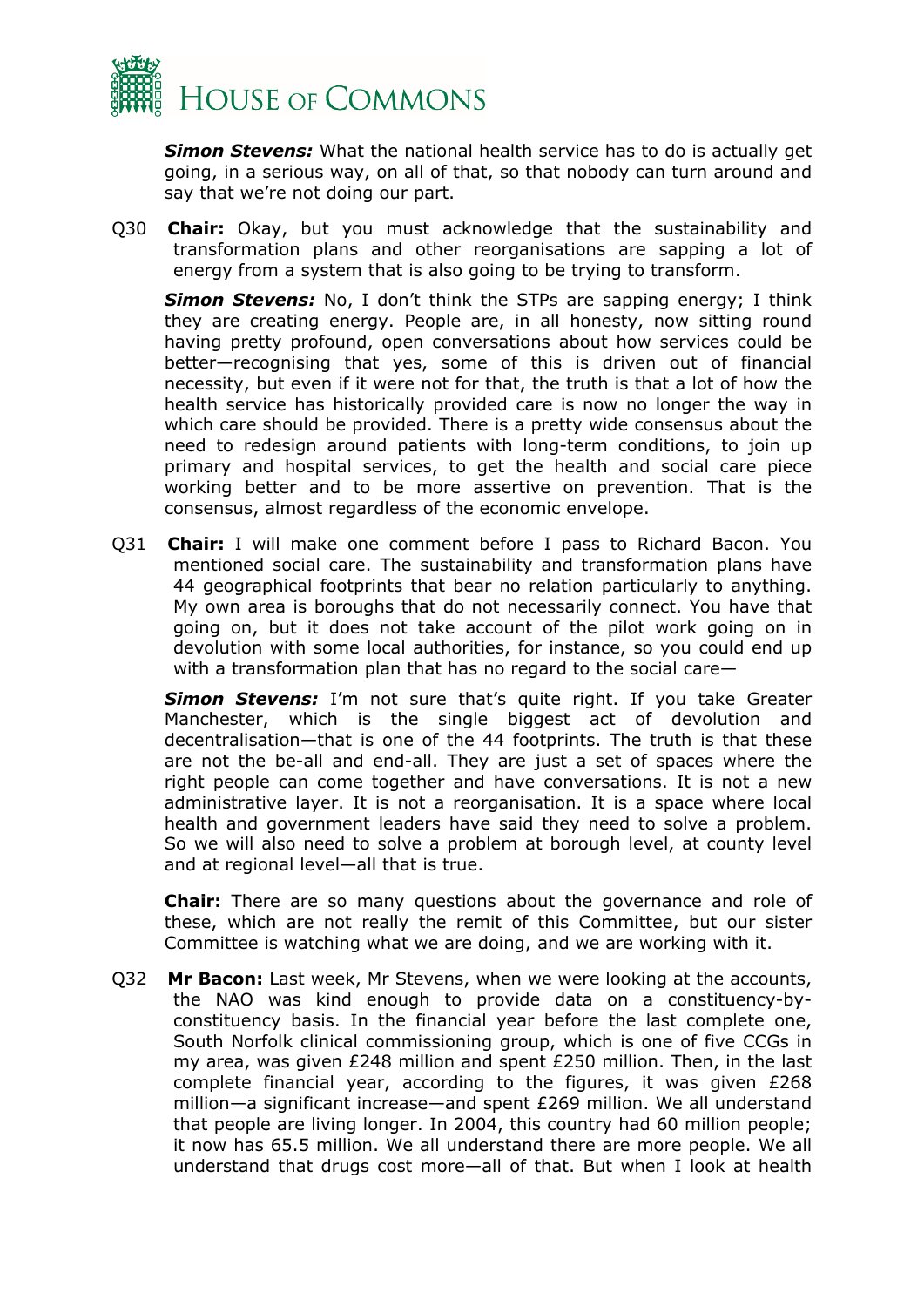***Simon Stevens:*** What the national health service has to do is actually get going, in a serious way, on all of that, so that nobody can turn around and say that we're not doing our part.

Q30 **Chair:** Okay, but you must acknowledge that the sustainability and transformation plans and other reorganisations are sapping a lot of energy from a system that is also going to be trying to transform.

***Simon Stevens:*** No, I don't think the STPs are sapping energy; I think they are creating energy. People are, in all honesty, now sitting round having pretty profound, open conversations about how services could be better—recognising that yes, some of this is driven out of financial necessity, but even if it were not for that, the truth is that a lot of how the health service has historically provided care is now no longer the way in which care should be provided. There is a pretty wide consensus about the need to redesign around patients with long-term conditions, to join up primary and hospital services, to get the health and social care piece working better and to be more assertive on prevention. That is the consensus, almost regardless of the economic envelope.

Q31 **Chair:** I will make one comment before I pass to Richard Bacon. You mentioned social care. The sustainability and transformation plans have 44 geographical footprints that bear no relation particularly to anything. My own area is boroughs that do not necessarily connect. You have that going on, but it does not take account of the pilot work going on in devolution with some local authorities, for instance, so you could end up with a transformation plan that has no regard to the social care—

***Simon Stevens:*** I'm not sure that's quite right. If you take Greater Manchester, which is the single biggest act of devolution and decentralisation—that is one of the 44 footprints. The truth is that these are not the be-all and end-all. They are just a set of spaces where the right people can come together and have conversations. It is not a new administrative layer. It is not a reorganisation. It is a space where local health and government leaders have said they need to solve a problem. So we will also need to solve a problem at borough level, at county level and at regional level—all that is true.

**Chair:** There are so many questions about the governance and role of these, which are not really the remit of this Committee, but our sister Committee is watching what we are doing, and we are working with it.

Q32 **Mr Bacon:** Last week, Mr Stevens, when we were looking at the accounts, the NAO was kind enough to provide data on a constituency-by-constituency basis. In the financial year before the last complete one, South Norfolk clinical commissioning group, which is one of five CCGs in my area, was given £248 million and spent £250 million. Then, in the last complete financial year, according to the figures, it was given £268 million—a significant increase—and spent £269 million. We all understand that people are living longer. In 2004, this country had 60 million people; it now has 65.5 million. We all understand there are more people. We all understand that drugs cost more—all of that. But when I look at health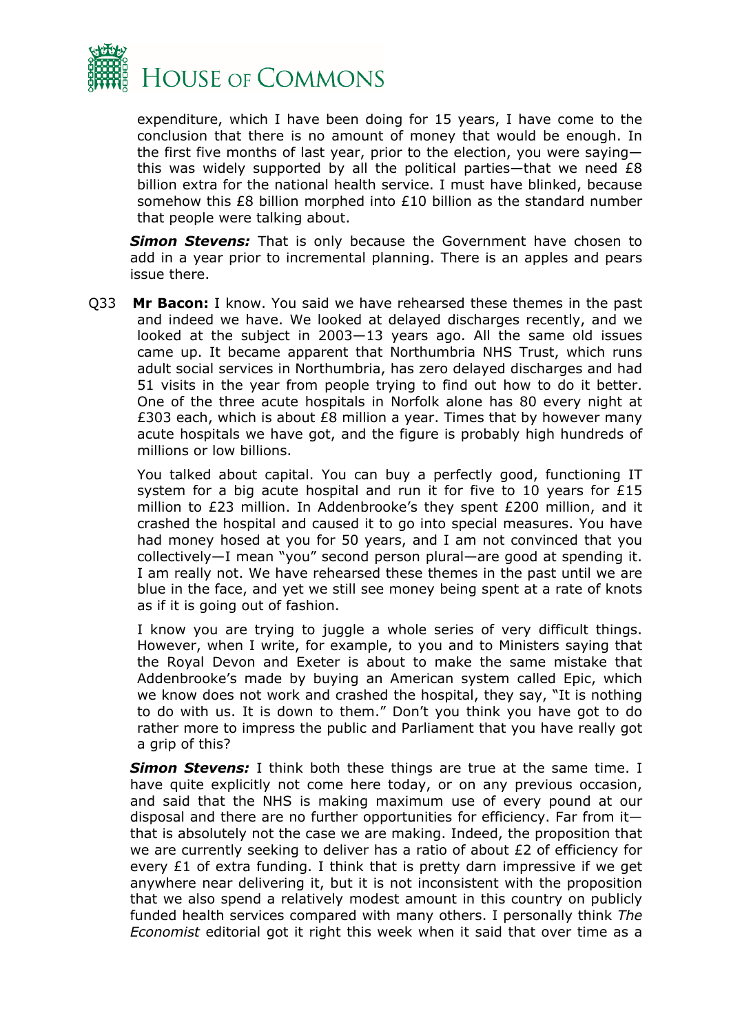expenditure, which I have been doing for 15 years, I have come to the conclusion that there is no amount of money that would be enough. In the first five months of last year, prior to the election, you were saying—this was widely supported by all the political parties—that we need £8 billion extra for the national health service. I must have blinked, because somehow this £8 billion morphed into £10 billion as the standard number that people were talking about.

***Simon Stevens:*** That is only because the Government have chosen to add in a year prior to incremental planning. There is an apples and pears issue there.

Q33 **Mr Bacon:** I know. You said we have rehearsed these themes in the past and indeed we have. We looked at delayed discharges recently, and we looked at the subject in 2003—13 years ago. All the same old issues came up. It became apparent that Northumbria NHS Trust, which runs adult social services in Northumbria, has zero delayed discharges and had 51 visits in the year from people trying to find out how to do it better. One of the three acute hospitals in Norfolk alone has 80 every night at £303 each, which is about £8 million a year. Times that by however many acute hospitals we have got, and the figure is probably high hundreds of millions or low billions.

You talked about capital. You can buy a perfectly good, functioning IT system for a big acute hospital and run it for five to 10 years for £15 million to £23 million. In Addenbrooke's they spent £200 million, and it crashed the hospital and caused it to go into special measures. You have had money hosed at you for 50 years, and I am not convinced that you collectively—I mean "you" second person plural—are good at spending it. I am really not. We have rehearsed these themes in the past until we are blue in the face, and yet we still see money being spent at a rate of knots as if it is going out of fashion.

I know you are trying to juggle a whole series of very difficult things. However, when I write, for example, to you and to Ministers saying that the Royal Devon and Exeter is about to make the same mistake that Addenbrooke's made by buying an American system called Epic, which we know does not work and crashed the hospital, they say, "It is nothing to do with us. It is down to them." Don't you think you have got to do rather more to impress the public and Parliament that you have really got a grip of this?

***Simon Stevens:*** I think both these things are true at the same time. I have quite explicitly not come here today, or on any previous occasion, and said that the NHS is making maximum use of every pound at our disposal and there are no further opportunities for efficiency. Far from it—that is absolutely not the case we are making. Indeed, the proposition that we are currently seeking to deliver has a ratio of about £2 of efficiency for every £1 of extra funding. I think that is pretty darn impressive if we get anywhere near delivering it, but it is not inconsistent with the proposition that we also spend a relatively modest amount in this country on publicly funded health services compared with many others. I personally think *The Economist* editorial got it right this week when it said that over time as a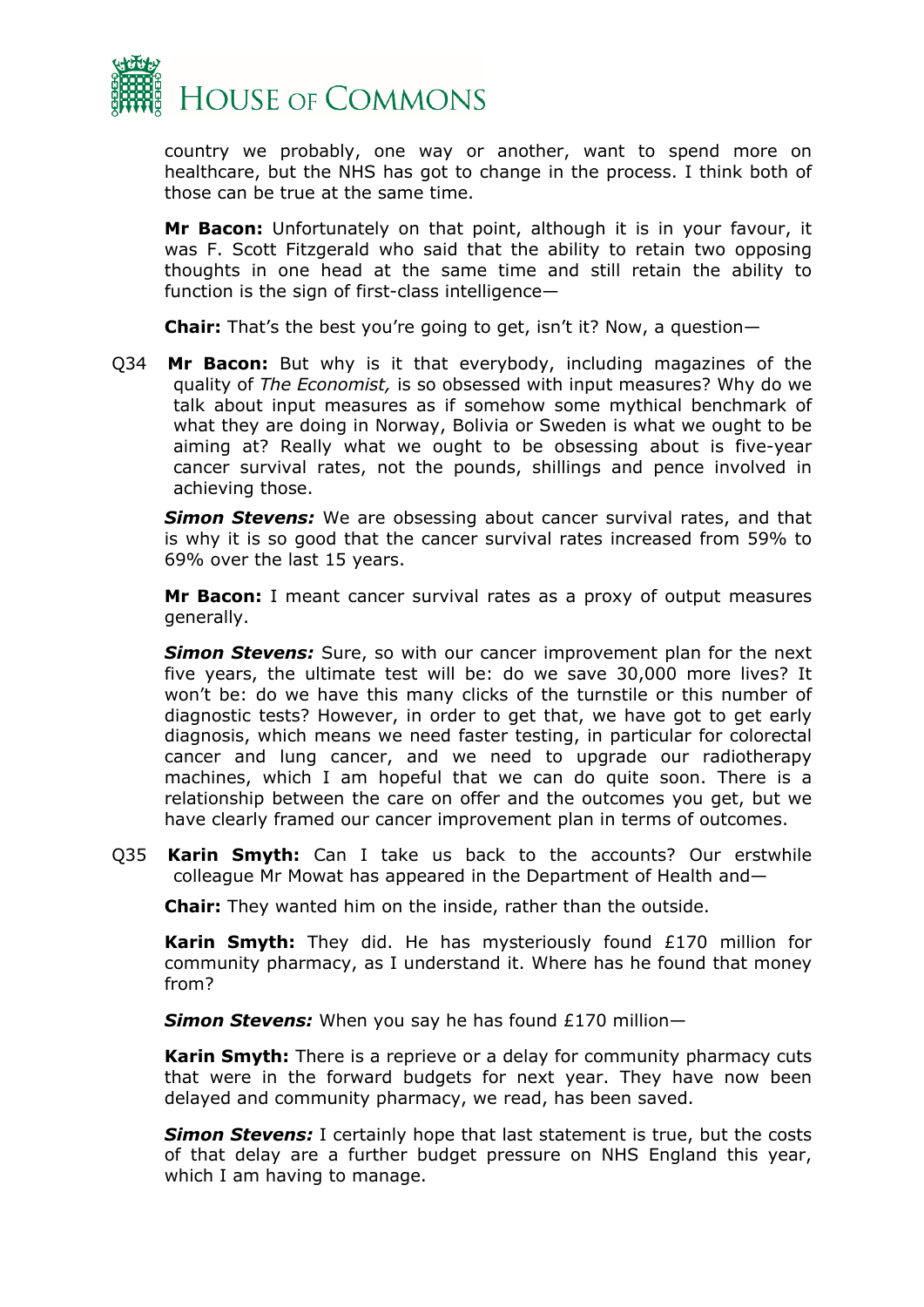country we probably, one way or another, want to spend more on healthcare, but the NHS has got to change in the process. I think both of those can be true at the same time.

**Mr Bacon:** Unfortunately on that point, although it is in your favour, it was F. Scott Fitzgerald who said that the ability to retain two opposing thoughts in one head at the same time and still retain the ability to function is the sign of first-class intelligence—

**Chair:** That's the best you're going to get, isn't it? Now, a question—

Q34 **Mr Bacon:** But why is it that everybody, including magazines of the quality of *The Economist,* is so obsessed with input measures? Why do we talk about input measures as if somehow some mythical benchmark of what they are doing in Norway, Bolivia or Sweden is what we ought to be aiming at? Really what we ought to be obsessing about is five-year cancer survival rates, not the pounds, shillings and pence involved in achieving those.

***Simon Stevens:*** We are obsessing about cancer survival rates, and that is why it is so good that the cancer survival rates increased from 59% to 69% over the last 15 years.

**Mr Bacon:** I meant cancer survival rates as a proxy of output measures generally.

***Simon Stevens:*** Sure, so with our cancer improvement plan for the next five years, the ultimate test will be: do we save 30,000 more lives? It won't be: do we have this many clicks of the turnstile or this number of diagnostic tests? However, in order to get that, we have got to get early diagnosis, which means we need faster testing, in particular for colorectal cancer and lung cancer, and we need to upgrade our radiotherapy machines, which I am hopeful that we can do quite soon. There is a relationship between the care on offer and the outcomes you get, but we have clearly framed our cancer improvement plan in terms of outcomes.

Q35 **Karin Smyth:** Can I take us back to the accounts? Our erstwhile colleague Mr Mowat has appeared in the Department of Health and—

**Chair:** They wanted him on the inside, rather than the outside.

**Karin Smyth:** They did. He has mysteriously found £170 million for community pharmacy, as I understand it. Where has he found that money from?

***Simon Stevens:*** When you say he has found £170 million—

**Karin Smyth:** There is a reprieve or a delay for community pharmacy cuts that were in the forward budgets for next year. They have now been delayed and community pharmacy, we read, has been saved.

***Simon Stevens:*** I certainly hope that last statement is true, but the costs of that delay are a further budget pressure on NHS England this year, which I am having to manage.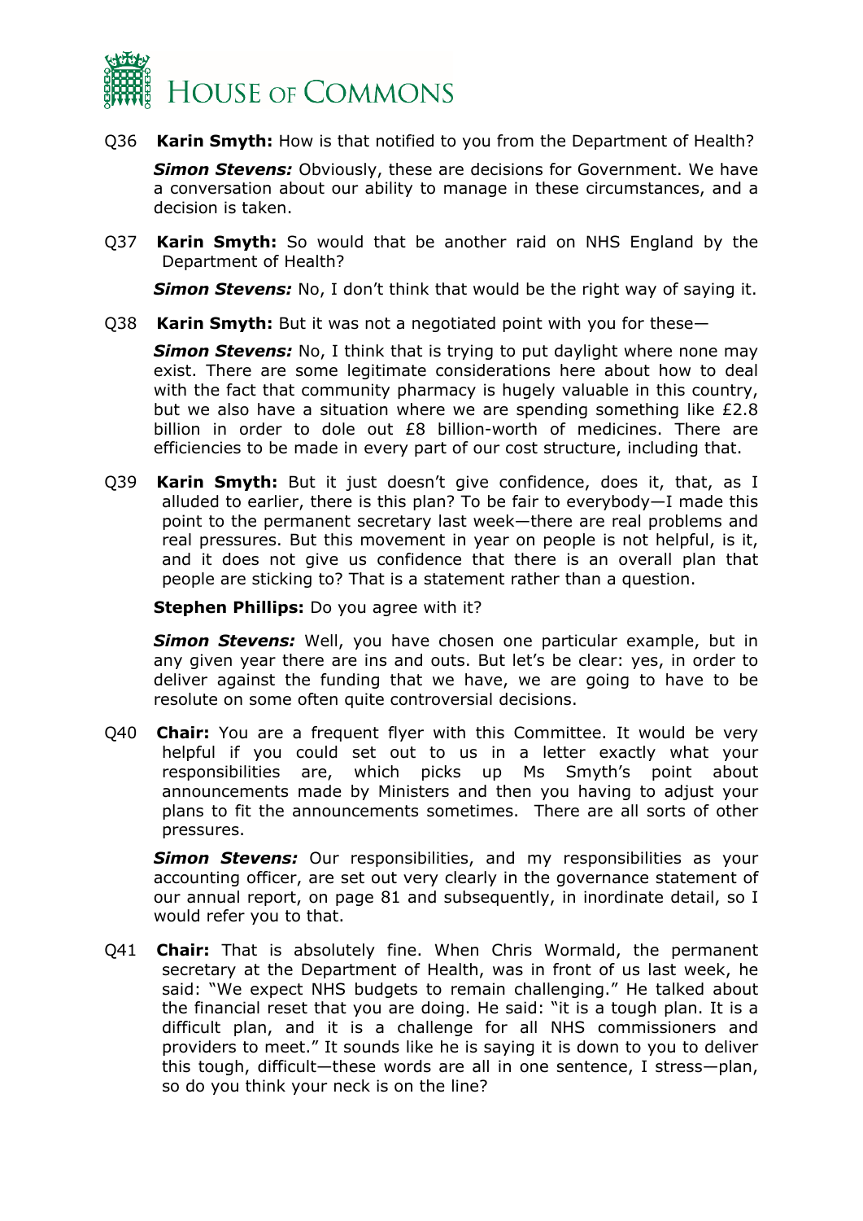Q36 **Karin Smyth:** How is that notified to you from the Department of Health?

***Simon Stevens:*** Obviously, these are decisions for Government. We have a conversation about our ability to manage in these circumstances, and a decision is taken.

Q37 **Karin Smyth:** So would that be another raid on NHS England by the Department of Health?

***Simon Stevens:*** No, I don't think that would be the right way of saying it.

Q38 **Karin Smyth:** But it was not a negotiated point with you for these—

***Simon Stevens:*** No, I think that is trying to put daylight where none may exist. There are some legitimate considerations here about how to deal with the fact that community pharmacy is hugely valuable in this country, but we also have a situation where we are spending something like £2.8 billion in order to dole out £8 billion-worth of medicines. There are efficiencies to be made in every part of our cost structure, including that.

Q39 **Karin Smyth:** But it just doesn't give confidence, does it, that, as I alluded to earlier, there is this plan? To be fair to everybody—I made this point to the permanent secretary last week—there are real problems and real pressures. But this movement in year on people is not helpful, is it, and it does not give us confidence that there is an overall plan that people are sticking to? That is a statement rather than a question.

**Stephen Phillips:** Do you agree with it?

***Simon Stevens:*** Well, you have chosen one particular example, but in any given year there are ins and outs. But let's be clear: yes, in order to deliver against the funding that we have, we are going to have to be resolute on some often quite controversial decisions.

Q40 **Chair:** You are a frequent flyer with this Committee. It would be very helpful if you could set out to us in a letter exactly what your responsibilities are, which picks up Ms Smyth's point about announcements made by Ministers and then you having to adjust your plans to fit the announcements sometimes. There are all sorts of other pressures.

***Simon Stevens:*** Our responsibilities, and my responsibilities as your accounting officer, are set out very clearly in the governance statement of our annual report, on page 81 and subsequently, in inordinate detail, so I would refer you to that.

Q41 **Chair:** That is absolutely fine. When Chris Wormald, the permanent secretary at the Department of Health, was in front of us last week, he said: "We expect NHS budgets to remain challenging." He talked about the financial reset that you are doing. He said: "it is a tough plan. It is a difficult plan, and it is a challenge for all NHS commissioners and providers to meet." It sounds like he is saying it is down to you to deliver this tough, difficult—these words are all in one sentence, I stress—plan, so do you think your neck is on the line?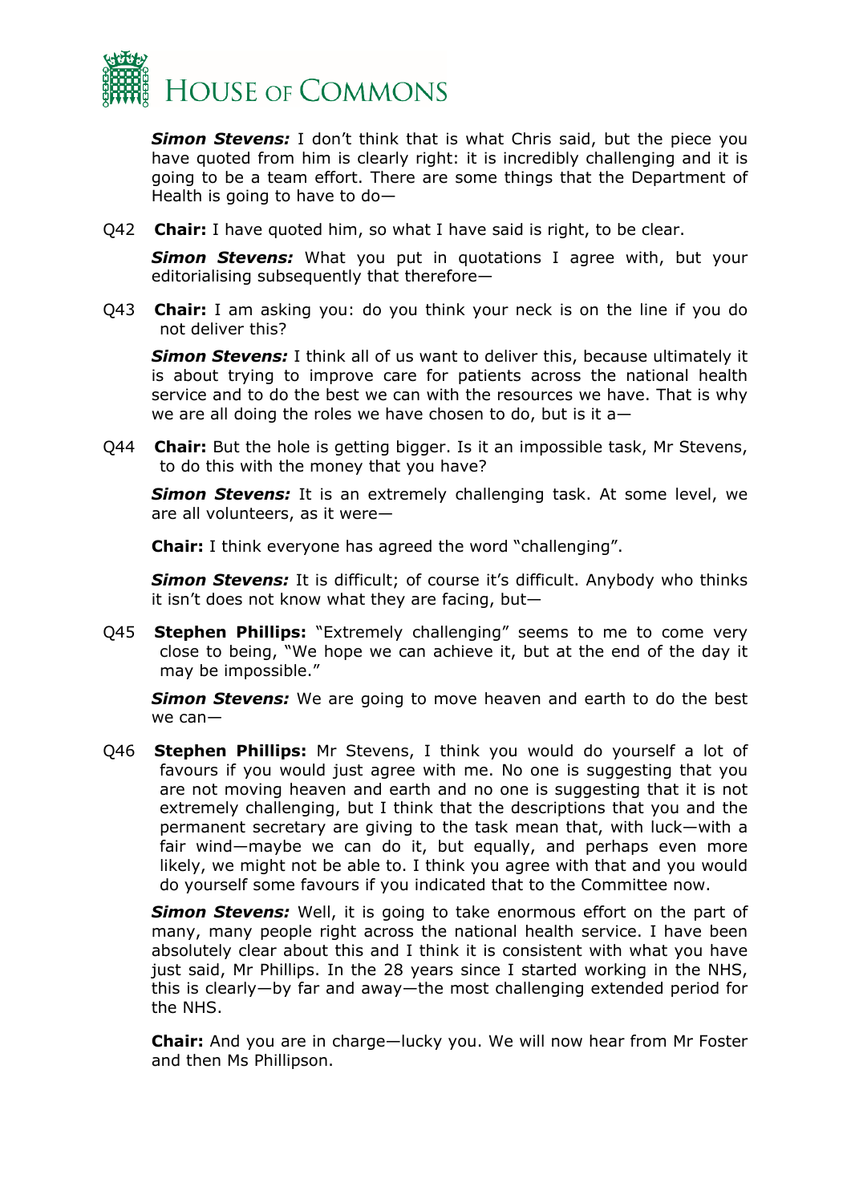***Simon Stevens:*** I don't think that is what Chris said, but the piece you have quoted from him is clearly right: it is incredibly challenging and it is going to be a team effort. There are some things that the Department of Health is going to have to do—

Q42 **Chair:** I have quoted him, so what I have said is right, to be clear.

***Simon Stevens:*** What you put in quotations I agree with, but your editorialising subsequently that therefore—

Q43 **Chair:** I am asking you: do you think your neck is on the line if you do not deliver this?

***Simon Stevens:*** I think all of us want to deliver this, because ultimately it is about trying to improve care for patients across the national health service and to do the best we can with the resources we have. That is why we are all doing the roles we have chosen to do, but is it a—

Q44 **Chair:** But the hole is getting bigger. Is it an impossible task, Mr Stevens, to do this with the money that you have?

***Simon Stevens:*** It is an extremely challenging task. At some level, we are all volunteers, as it were—

**Chair:** I think everyone has agreed the word "challenging".

***Simon Stevens:*** It is difficult; of course it's difficult. Anybody who thinks it isn't does not know what they are facing, but—

Q45 **Stephen Phillips:** "Extremely challenging" seems to me to come very close to being, "We hope we can achieve it, but at the end of the day it may be impossible."

***Simon Stevens:*** We are going to move heaven and earth to do the best we can—

Q46 **Stephen Phillips:** Mr Stevens, I think you would do yourself a lot of favours if you would just agree with me. No one is suggesting that you are not moving heaven and earth and no one is suggesting that it is not extremely challenging, but I think that the descriptions that you and the permanent secretary are giving to the task mean that, with luck—with a fair wind—maybe we can do it, but equally, and perhaps even more likely, we might not be able to. I think you agree with that and you would do yourself some favours if you indicated that to the Committee now.

***Simon Stevens:*** Well, it is going to take enormous effort on the part of many, many people right across the national health service. I have been absolutely clear about this and I think it is consistent with what you have just said, Mr Phillips. In the 28 years since I started working in the NHS, this is clearly—by far and away—the most challenging extended period for the NHS.

**Chair:** And you are in charge—lucky you. We will now hear from Mr Foster and then Ms Phillipson.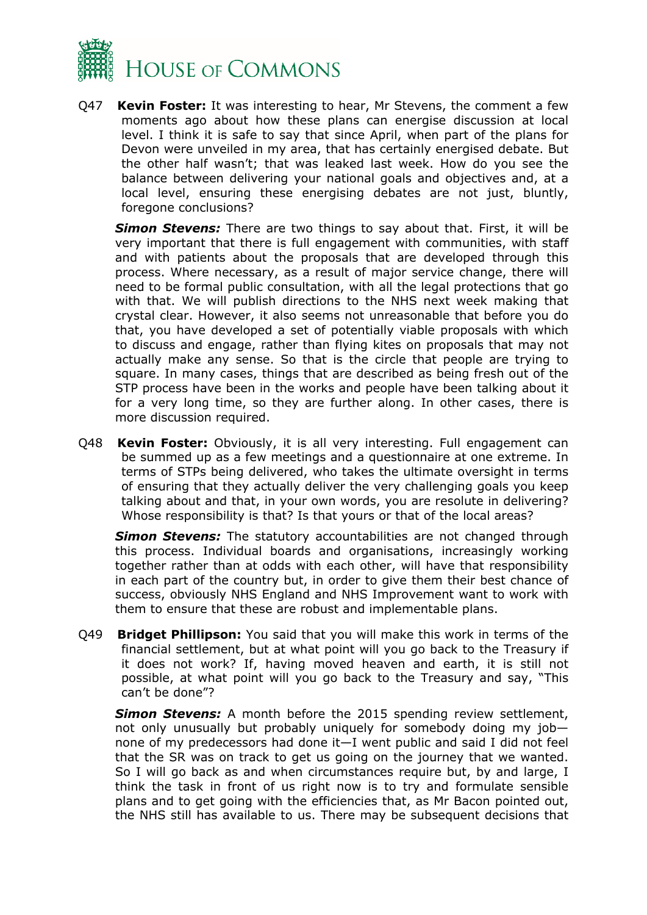Q47 **Kevin Foster:** It was interesting to hear, Mr Stevens, the comment a few moments ago about how these plans can energise discussion at local level. I think it is safe to say that since April, when part of the plans for Devon were unveiled in my area, that has certainly energised debate. But the other half wasn't; that was leaked last week. How do you see the balance between delivering your national goals and objectives and, at a local level, ensuring these energising debates are not just, bluntly, foregone conclusions?

***Simon Stevens:*** There are two things to say about that. First, it will be very important that there is full engagement with communities, with staff and with patients about the proposals that are developed through this process. Where necessary, as a result of major service change, there will need to be formal public consultation, with all the legal protections that go with that. We will publish directions to the NHS next week making that crystal clear. However, it also seems not unreasonable that before you do that, you have developed a set of potentially viable proposals with which to discuss and engage, rather than flying kites on proposals that may not actually make any sense. So that is the circle that people are trying to square. In many cases, things that are described as being fresh out of the STP process have been in the works and people have been talking about it for a very long time, so they are further along. In other cases, there is more discussion required.

Q48 **Kevin Foster:** Obviously, it is all very interesting. Full engagement can be summed up as a few meetings and a questionnaire at one extreme. In terms of STPs being delivered, who takes the ultimate oversight in terms of ensuring that they actually deliver the very challenging goals you keep talking about and that, in your own words, you are resolute in delivering? Whose responsibility is that? Is that yours or that of the local areas?

***Simon Stevens:*** The statutory accountabilities are not changed through this process. Individual boards and organisations, increasingly working together rather than at odds with each other, will have that responsibility in each part of the country but, in order to give them their best chance of success, obviously NHS England and NHS Improvement want to work with them to ensure that these are robust and implementable plans.

Q49 **Bridget Phillipson:** You said that you will make this work in terms of the financial settlement, but at what point will you go back to the Treasury if it does not work? If, having moved heaven and earth, it is still not possible, at what point will you go back to the Treasury and say, "This can't be done"?

***Simon Stevens:*** A month before the 2015 spending review settlement, not only unusually but probably uniquely for somebody doing my job—none of my predecessors had done it—I went public and said I did not feel that the SR was on track to get us going on the journey that we wanted. So I will go back as and when circumstances require but, by and large, I think the task in front of us right now is to try and formulate sensible plans and to get going with the efficiencies that, as Mr Bacon pointed out, the NHS still has available to us. There may be subsequent decisions that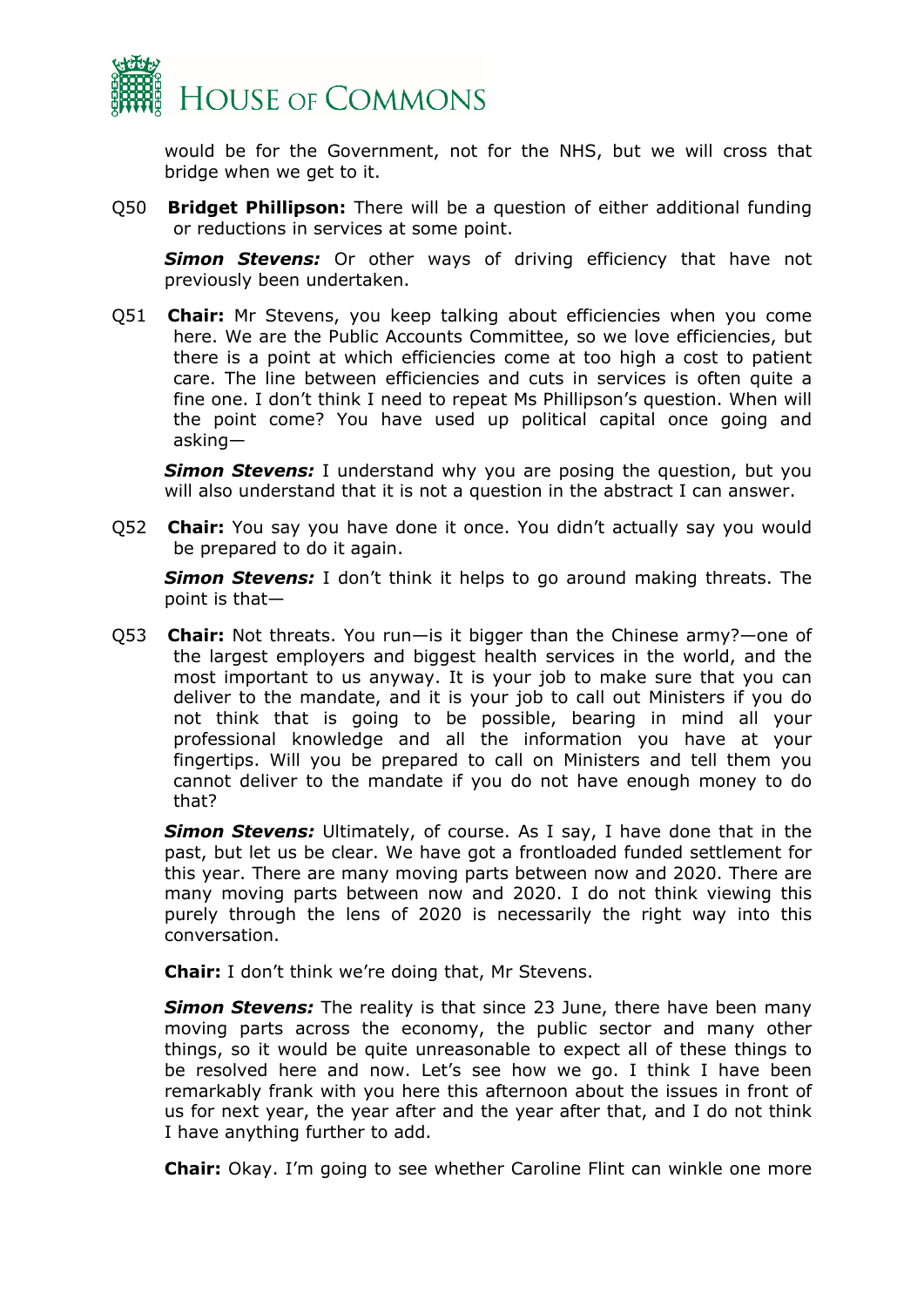would be for the Government, not for the NHS, but we will cross that bridge when we get to it.

Q50 **Bridget Phillipson:** There will be a question of either additional funding or reductions in services at some point.

***Simon Stevens:*** Or other ways of driving efficiency that have not previously been undertaken.

Q51 **Chair:** Mr Stevens, you keep talking about efficiencies when you come here. We are the Public Accounts Committee, so we love efficiencies, but there is a point at which efficiencies come at too high a cost to patient care. The line between efficiencies and cuts in services is often quite a fine one. I don't think I need to repeat Ms Phillipson's question. When will the point come? You have used up political capital once going and asking—

***Simon Stevens:*** I understand why you are posing the question, but you will also understand that it is not a question in the abstract I can answer.

Q52 **Chair:** You say you have done it once. You didn't actually say you would be prepared to do it again.

***Simon Stevens:*** I don't think it helps to go around making threats. The point is that—

Q53 **Chair:** Not threats. You run—is it bigger than the Chinese army?—one of the largest employers and biggest health services in the world, and the most important to us anyway. It is your job to make sure that you can deliver to the mandate, and it is your job to call out Ministers if you do not think that is going to be possible, bearing in mind all your professional knowledge and all the information you have at your fingertips. Will you be prepared to call on Ministers and tell them you cannot deliver to the mandate if you do not have enough money to do that?

***Simon Stevens:*** Ultimately, of course. As I say, I have done that in the past, but let us be clear. We have got a frontloaded funded settlement for this year. There are many moving parts between now and 2020. There are many moving parts between now and 2020. I do not think viewing this purely through the lens of 2020 is necessarily the right way into this conversation.

**Chair:** I don't think we're doing that, Mr Stevens.

***Simon Stevens:*** The reality is that since 23 June, there have been many moving parts across the economy, the public sector and many other things, so it would be quite unreasonable to expect all of these things to be resolved here and now. Let's see how we go. I think I have been remarkably frank with you here this afternoon about the issues in front of us for next year, the year after and the year after that, and I do not think I have anything further to add.

**Chair:** Okay. I'm going to see whether Caroline Flint can winkle one more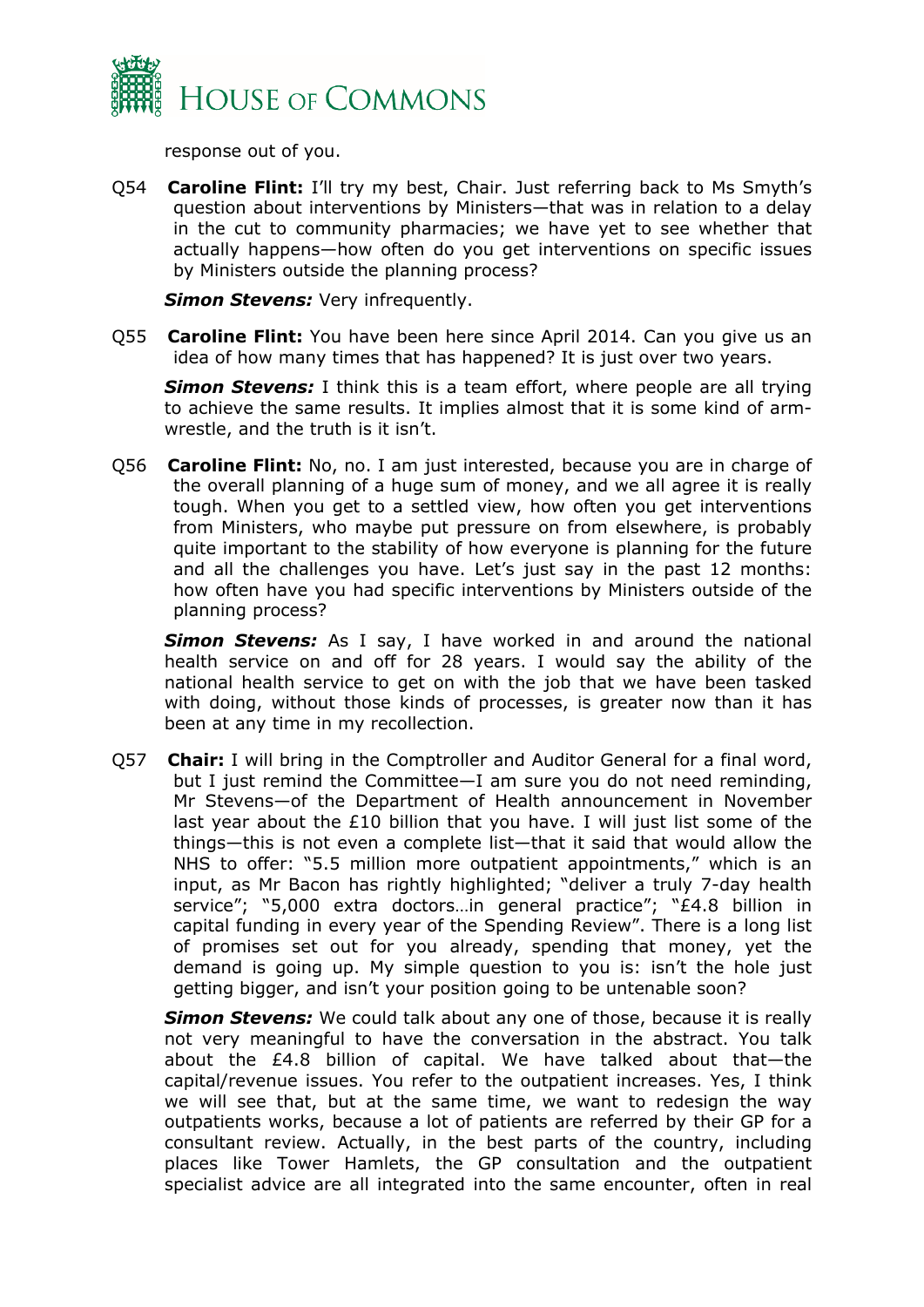response out of you.

Q54 **Caroline Flint:** I'll try my best, Chair. Just referring back to Ms Smyth's question about interventions by Ministers—that was in relation to a delay in the cut to community pharmacies; we have yet to see whether that actually happens—how often do you get interventions on specific issues by Ministers outside the planning process?

***Simon Stevens:*** Very infrequently.

Q55 **Caroline Flint:** You have been here since April 2014. Can you give us an idea of how many times that has happened? It is just over two years.

***Simon Stevens:*** I think this is a team effort, where people are all trying to achieve the same results. It implies almost that it is some kind of arm-wrestle, and the truth is it isn't.

Q56 **Caroline Flint:** No, no. I am just interested, because you are in charge of the overall planning of a huge sum of money, and we all agree it is really tough. When you get to a settled view, how often you get interventions from Ministers, who maybe put pressure on from elsewhere, is probably quite important to the stability of how everyone is planning for the future and all the challenges you have. Let's just say in the past 12 months: how often have you had specific interventions by Ministers outside of the planning process?

***Simon Stevens:*** As I say, I have worked in and around the national health service on and off for 28 years. I would say the ability of the national health service to get on with the job that we have been tasked with doing, without those kinds of processes, is greater now than it has been at any time in my recollection.

Q57 **Chair:** I will bring in the Comptroller and Auditor General for a final word, but I just remind the Committee—I am sure you do not need reminding, Mr Stevens—of the Department of Health announcement in November last year about the £10 billion that you have. I will just list some of the things—this is not even a complete list—that it said that would allow the NHS to offer: "5.5 million more outpatient appointments," which is an input, as Mr Bacon has rightly highlighted; "deliver a truly 7-day health service"; "5,000 extra doctors…in general practice"; "£4.8 billion in capital funding in every year of the Spending Review". There is a long list of promises set out for you already, spending that money, yet the demand is going up. My simple question to you is: isn't the hole just getting bigger, and isn't your position going to be untenable soon?

***Simon Stevens:*** We could talk about any one of those, because it is really not very meaningful to have the conversation in the abstract. You talk about the £4.8 billion of capital. We have talked about that—the capital/revenue issues. You refer to the outpatient increases. Yes, I think we will see that, but at the same time, we want to redesign the way outpatients works, because a lot of patients are referred by their GP for a consultant review. Actually, in the best parts of the country, including places like Tower Hamlets, the GP consultation and the outpatient specialist advice are all integrated into the same encounter, often in real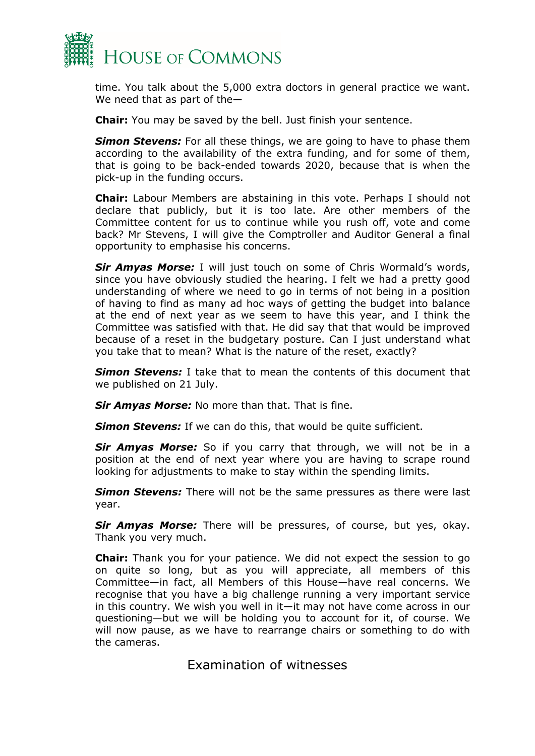time. You talk about the 5,000 extra doctors in general practice we want. We need that as part of the—

**Chair:** You may be saved by the bell. Just finish your sentence.

***Simon Stevens:*** For all these things, we are going to have to phase them according to the availability of the extra funding, and for some of them, that is going to be back-ended towards 2020, because that is when the pick-up in the funding occurs.

**Chair:** Labour Members are abstaining in this vote. Perhaps I should not declare that publicly, but it is too late. Are other members of the Committee content for us to continue while you rush off, vote and come back? Mr Stevens, I will give the Comptroller and Auditor General a final opportunity to emphasise his concerns.

***Sir Amyas Morse:*** I will just touch on some of Chris Wormald's words, since you have obviously studied the hearing. I felt we had a pretty good understanding of where we need to go in terms of not being in a position of having to find as many ad hoc ways of getting the budget into balance at the end of next year as we seem to have this year, and I think the Committee was satisfied with that. He did say that that would be improved because of a reset in the budgetary posture. Can I just understand what you take that to mean? What is the nature of the reset, exactly?

***Simon Stevens:*** I take that to mean the contents of this document that we published on 21 July.

***Sir Amyas Morse:*** No more than that. That is fine.

***Simon Stevens:*** If we can do this, that would be quite sufficient.

***Sir Amyas Morse:*** So if you carry that through, we will not be in a position at the end of next year where you are having to scrape round looking for adjustments to make to stay within the spending limits.

***Simon Stevens:*** There will not be the same pressures as there were last year.

***Sir Amyas Morse:*** There will be pressures, of course, but yes, okay. Thank you very much.

**Chair:** Thank you for your patience. We did not expect the session to go on quite so long, but as you will appreciate, all members of this Committee—in fact, all Members of this House—have real concerns. We recognise that you have a big challenge running a very important service in this country. We wish you well in it—it may not have come across in our questioning—but we will be holding you to account for it, of course. We will now pause, as we have to rearrange chairs or something to do with the cameras.

## Examination of witnesses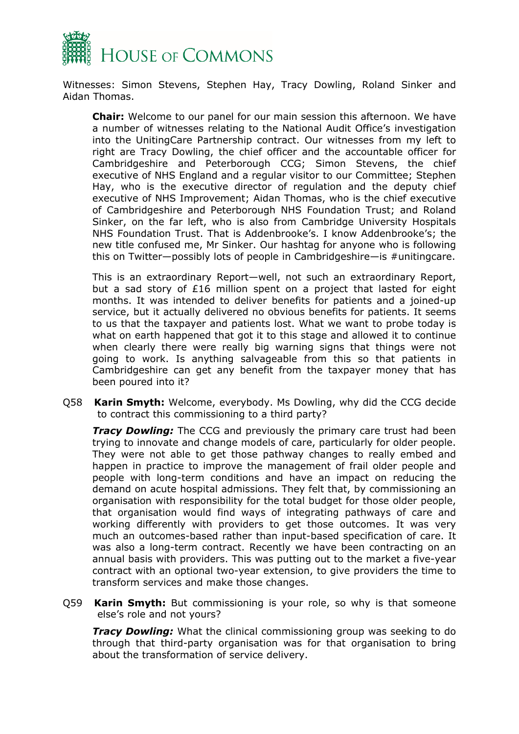Witnesses: Simon Stevens, Stephen Hay, Tracy Dowling, Roland Sinker and Aidan Thomas.

**Chair:** Welcome to our panel for our main session this afternoon. We have a number of witnesses relating to the National Audit Office's investigation into the UnitingCare Partnership contract. Our witnesses from my left to right are Tracy Dowling, the chief officer and the accountable officer for Cambridgeshire and Peterborough CCG; Simon Stevens, the chief executive of NHS England and a regular visitor to our Committee; Stephen Hay, who is the executive director of regulation and the deputy chief executive of NHS Improvement; Aidan Thomas, who is the chief executive of Cambridgeshire and Peterborough NHS Foundation Trust; and Roland Sinker, on the far left, who is also from Cambridge University Hospitals NHS Foundation Trust. That is Addenbrooke's. I know Addenbrooke's; the new title confused me, Mr Sinker. Our hashtag for anyone who is following this on Twitter—possibly lots of people in Cambridgeshire—is #unitingcare.

This is an extraordinary Report—well, not such an extraordinary Report, but a sad story of £16 million spent on a project that lasted for eight months. It was intended to deliver benefits for patients and a joined-up service, but it actually delivered no obvious benefits for patients. It seems to us that the taxpayer and patients lost. What we want to probe today is what on earth happened that got it to this stage and allowed it to continue when clearly there were really big warning signs that things were not going to work. Is anything salvageable from this so that patients in Cambridgeshire can get any benefit from the taxpayer money that has been poured into it?

Q58 **Karin Smyth:** Welcome, everybody. Ms Dowling, why did the CCG decide to contract this commissioning to a third party?

***Tracy Dowling:*** The CCG and previously the primary care trust had been trying to innovate and change models of care, particularly for older people. They were not able to get those pathway changes to really embed and happen in practice to improve the management of frail older people and people with long-term conditions and have an impact on reducing the demand on acute hospital admissions. They felt that, by commissioning an organisation with responsibility for the total budget for those older people, that organisation would find ways of integrating pathways of care and working differently with providers to get those outcomes. It was very much an outcomes-based rather than input-based specification of care. It was also a long-term contract. Recently we have been contracting on an annual basis with providers. This was putting out to the market a five-year contract with an optional two-year extension, to give providers the time to transform services and make those changes.

Q59 **Karin Smyth:** But commissioning is your role, so why is that someone else's role and not yours?

***Tracy Dowling:*** What the clinical commissioning group was seeking to do through that third-party organisation was for that organisation to bring about the transformation of service delivery.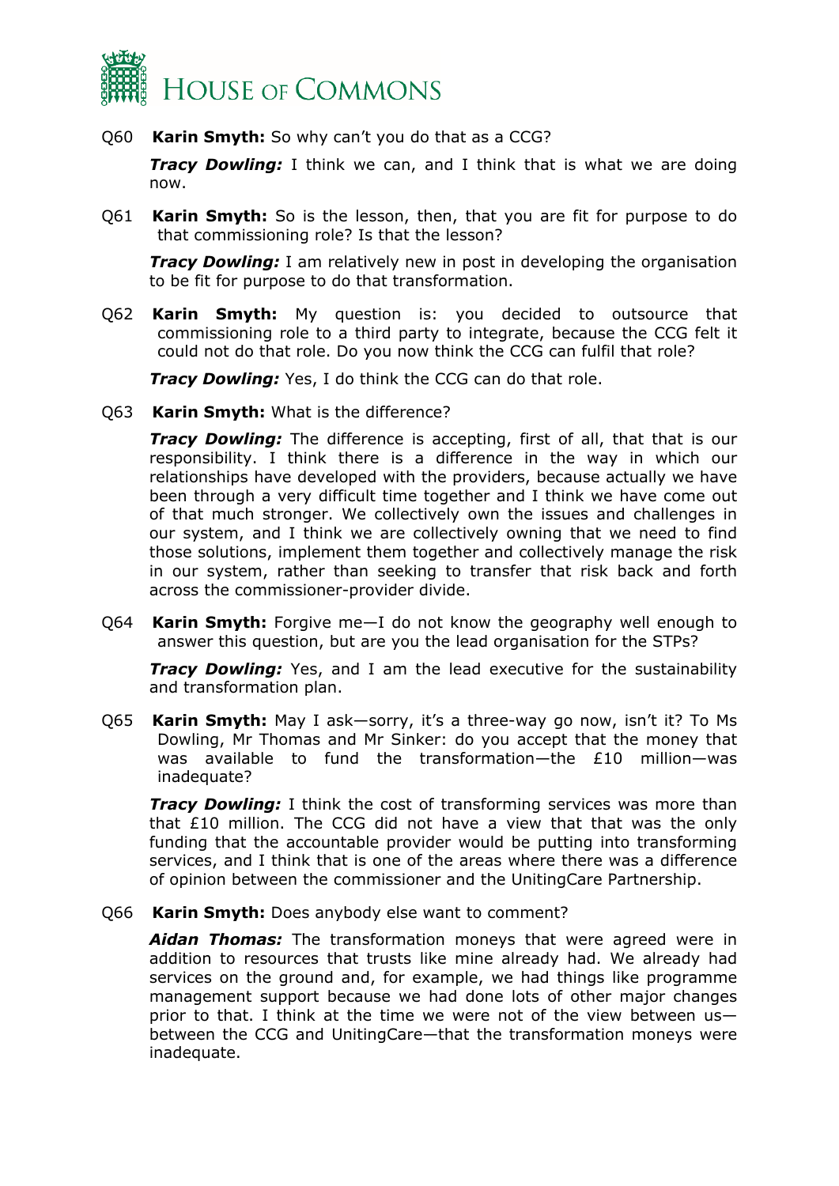Q60 **Karin Smyth:** So why can't you do that as a CCG?

***Tracy Dowling:*** I think we can, and I think that is what we are doing now.

Q61 **Karin Smyth:** So is the lesson, then, that you are fit for purpose to do that commissioning role? Is that the lesson?

***Tracy Dowling:*** I am relatively new in post in developing the organisation to be fit for purpose to do that transformation.

Q62 **Karin Smyth:** My question is: you decided to outsource that commissioning role to a third party to integrate, because the CCG felt it could not do that role. Do you now think the CCG can fulfil that role?

***Tracy Dowling:*** Yes, I do think the CCG can do that role.

Q63 **Karin Smyth:** What is the difference?

***Tracy Dowling:*** The difference is accepting, first of all, that that is our responsibility. I think there is a difference in the way in which our relationships have developed with the providers, because actually we have been through a very difficult time together and I think we have come out of that much stronger. We collectively own the issues and challenges in our system, and I think we are collectively owning that we need to find those solutions, implement them together and collectively manage the risk in our system, rather than seeking to transfer that risk back and forth across the commissioner-provider divide.

Q64 **Karin Smyth:** Forgive me—I do not know the geography well enough to answer this question, but are you the lead organisation for the STPs?

***Tracy Dowling:*** Yes, and I am the lead executive for the sustainability and transformation plan.

Q65 **Karin Smyth:** May I ask—sorry, it's a three-way go now, isn't it? To Ms Dowling, Mr Thomas and Mr Sinker: do you accept that the money that was available to fund the transformation—the £10 million—was inadequate?

***Tracy Dowling:*** I think the cost of transforming services was more than that £10 million. The CCG did not have a view that that was the only funding that the accountable provider would be putting into transforming services, and I think that is one of the areas where there was a difference of opinion between the commissioner and the UnitingCare Partnership.

Q66 **Karin Smyth:** Does anybody else want to comment?

***Aidan Thomas:*** The transformation moneys that were agreed were in addition to resources that trusts like mine already had. We already had services on the ground and, for example, we had things like programme management support because we had done lots of other major changes prior to that. I think at the time we were not of the view between us—between the CCG and UnitingCare—that the transformation moneys were inadequate.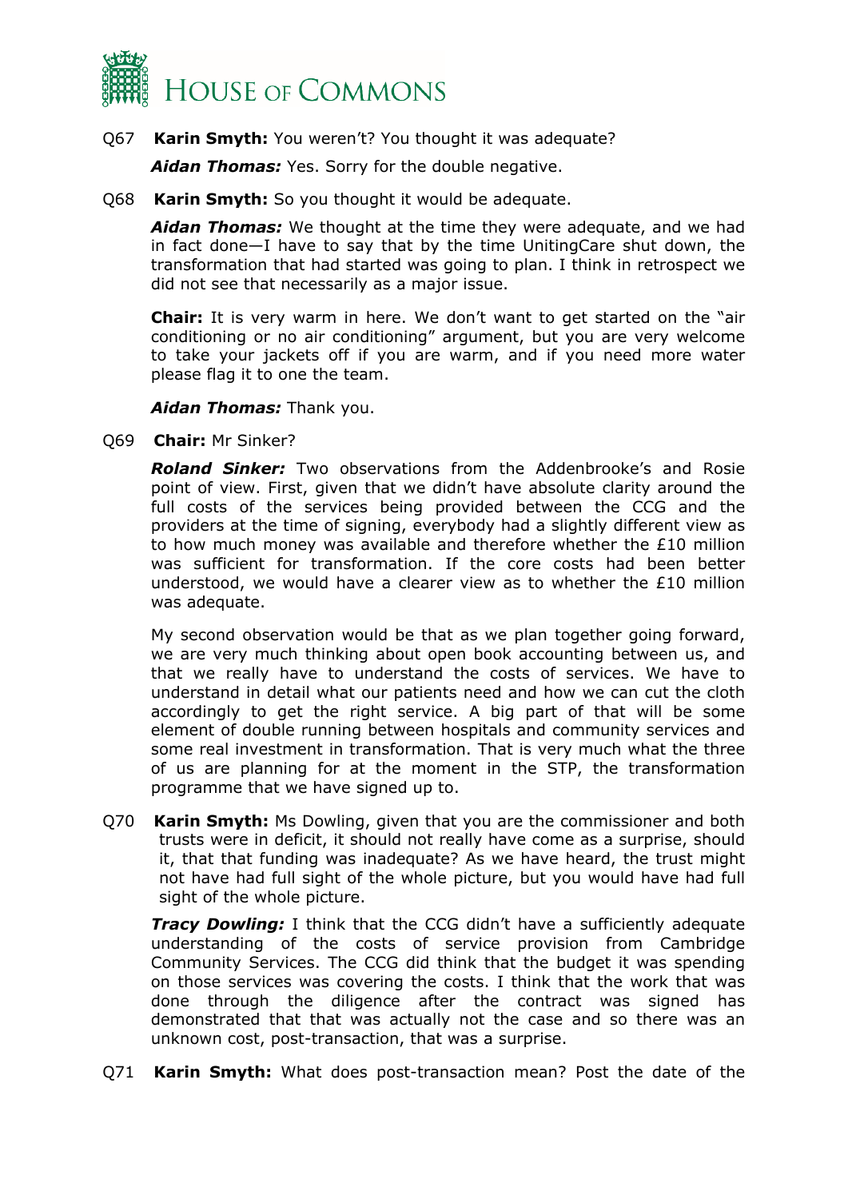Q67 **Karin Smyth:** You weren't? You thought it was adequate?

***Aidan Thomas:*** Yes. Sorry for the double negative.

Q68 **Karin Smyth:** So you thought it would be adequate.

***Aidan Thomas:*** We thought at the time they were adequate, and we had in fact done—I have to say that by the time UnitingCare shut down, the transformation that had started was going to plan. I think in retrospect we did not see that necessarily as a major issue.

**Chair:** It is very warm in here. We don't want to get started on the "air conditioning or no air conditioning" argument, but you are very welcome to take your jackets off if you are warm, and if you need more water please flag it to one the team.

***Aidan Thomas:*** Thank you.

Q69 **Chair:** Mr Sinker?

***Roland Sinker:*** Two observations from the Addenbrooke's and Rosie point of view. First, given that we didn't have absolute clarity around the full costs of the services being provided between the CCG and the providers at the time of signing, everybody had a slightly different view as to how much money was available and therefore whether the £10 million was sufficient for transformation. If the core costs had been better understood, we would have a clearer view as to whether the £10 million was adequate.

My second observation would be that as we plan together going forward, we are very much thinking about open book accounting between us, and that we really have to understand the costs of services. We have to understand in detail what our patients need and how we can cut the cloth accordingly to get the right service. A big part of that will be some element of double running between hospitals and community services and some real investment in transformation. That is very much what the three of us are planning for at the moment in the STP, the transformation programme that we have signed up to.

Q70 **Karin Smyth:** Ms Dowling, given that you are the commissioner and both trusts were in deficit, it should not really have come as a surprise, should it, that that funding was inadequate? As we have heard, the trust might not have had full sight of the whole picture, but you would have had full sight of the whole picture.

***Tracy Dowling:*** I think that the CCG didn't have a sufficiently adequate understanding of the costs of service provision from Cambridge Community Services. The CCG did think that the budget it was spending on those services was covering the costs. I think that the work that was done through the diligence after the contract was signed has demonstrated that that was actually not the case and so there was an unknown cost, post-transaction, that was a surprise.

Q71 **Karin Smyth:** What does post-transaction mean? Post the date of the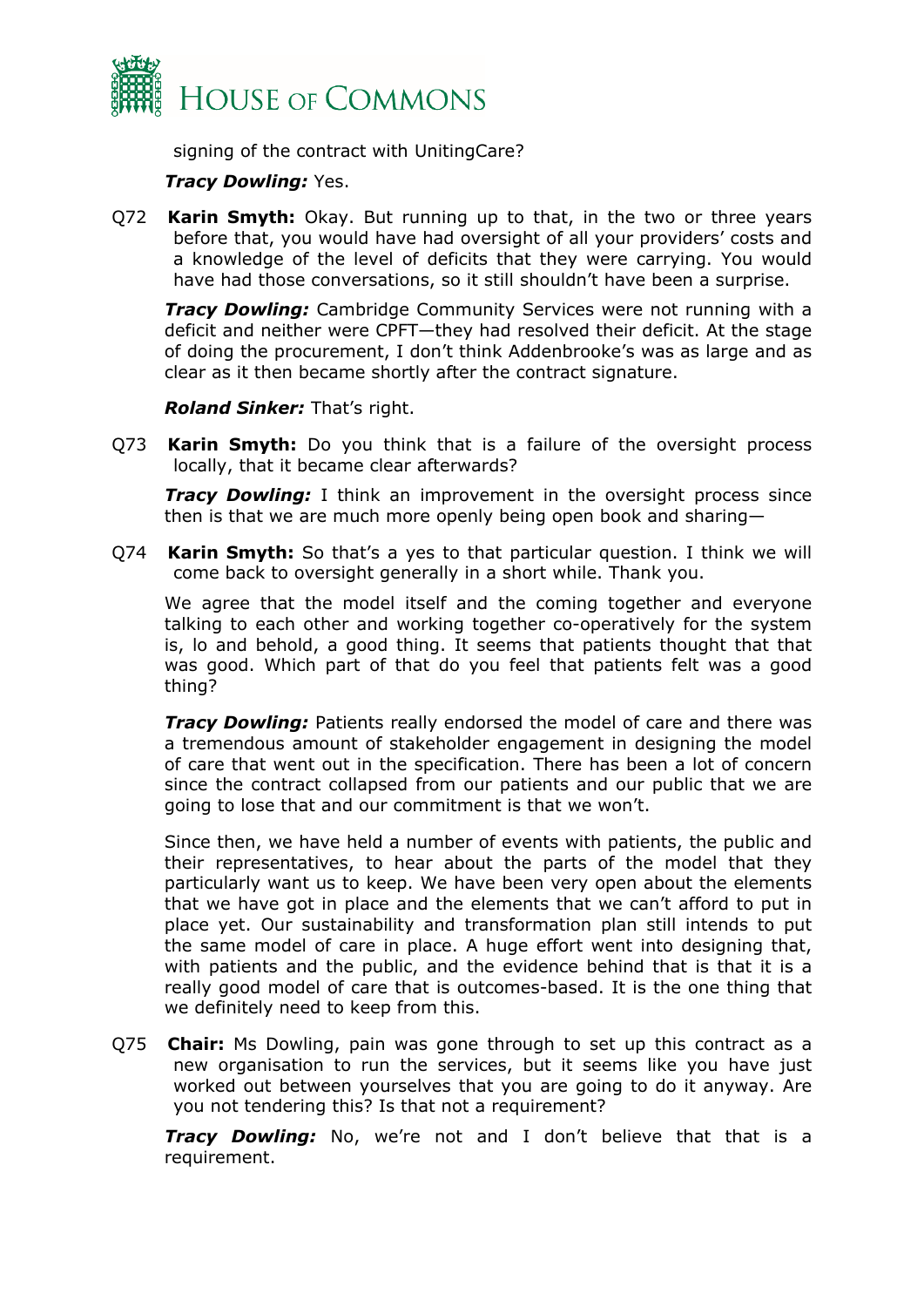signing of the contract with UnitingCare?

***Tracy Dowling:*** Yes.

Q72 **Karin Smyth:** Okay. But running up to that, in the two or three years before that, you would have had oversight of all your providers' costs and a knowledge of the level of deficits that they were carrying. You would have had those conversations, so it still shouldn't have been a surprise.

***Tracy Dowling:*** Cambridge Community Services were not running with a deficit and neither were CPFT—they had resolved their deficit. At the stage of doing the procurement, I don't think Addenbrooke's was as large and as clear as it then became shortly after the contract signature.

***Roland Sinker:*** That's right.

Q73 **Karin Smyth:** Do you think that is a failure of the oversight process locally, that it became clear afterwards?

***Tracy Dowling:*** I think an improvement in the oversight process since then is that we are much more openly being open book and sharing—

Q74 **Karin Smyth:** So that's a yes to that particular question. I think we will come back to oversight generally in a short while. Thank you.

We agree that the model itself and the coming together and everyone talking to each other and working together co-operatively for the system is, lo and behold, a good thing. It seems that patients thought that that was good. Which part of that do you feel that patients felt was a good thing?

***Tracy Dowling:*** Patients really endorsed the model of care and there was a tremendous amount of stakeholder engagement in designing the model of care that went out in the specification. There has been a lot of concern since the contract collapsed from our patients and our public that we are going to lose that and our commitment is that we won't.

Since then, we have held a number of events with patients, the public and their representatives, to hear about the parts of the model that they particularly want us to keep. We have been very open about the elements that we have got in place and the elements that we can't afford to put in place yet. Our sustainability and transformation plan still intends to put the same model of care in place. A huge effort went into designing that, with patients and the public, and the evidence behind that is that it is a really good model of care that is outcomes-based. It is the one thing that we definitely need to keep from this.

Q75 **Chair:** Ms Dowling, pain was gone through to set up this contract as a new organisation to run the services, but it seems like you have just worked out between yourselves that you are going to do it anyway. Are you not tendering this? Is that not a requirement?

***Tracy Dowling:*** No, we're not and I don't believe that that is a requirement.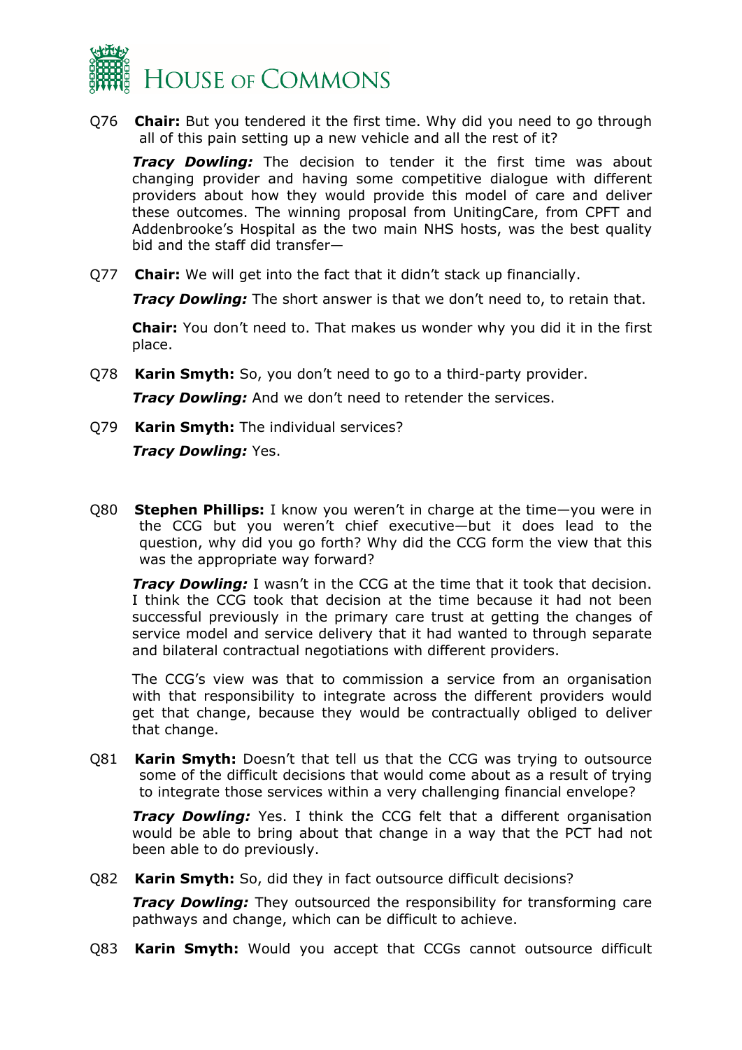Q76 **Chair:** But you tendered it the first time. Why did you need to go through all of this pain setting up a new vehicle and all the rest of it?

***Tracy Dowling:*** The decision to tender it the first time was about changing provider and having some competitive dialogue with different providers about how they would provide this model of care and deliver these outcomes. The winning proposal from UnitingCare, from CPFT and Addenbrooke's Hospital as the two main NHS hosts, was the best quality bid and the staff did transfer—

Q77 **Chair:** We will get into the fact that it didn't stack up financially.

***Tracy Dowling:*** The short answer is that we don't need to, to retain that.

**Chair:** You don't need to. That makes us wonder why you did it in the first place.

Q78 **Karin Smyth:** So, you don't need to go to a third-party provider.

***Tracy Dowling:*** And we don't need to retender the services.

Q79 **Karin Smyth:** The individual services?

***Tracy Dowling:*** Yes.

Q80 **Stephen Phillips:** I know you weren't in charge at the time—you were in the CCG but you weren't chief executive—but it does lead to the question, why did you go forth? Why did the CCG form the view that this was the appropriate way forward?

***Tracy Dowling:*** I wasn't in the CCG at the time that it took that decision. I think the CCG took that decision at the time because it had not been successful previously in the primary care trust at getting the changes of service model and service delivery that it had wanted to through separate and bilateral contractual negotiations with different providers.

The CCG's view was that to commission a service from an organisation with that responsibility to integrate across the different providers would get that change, because they would be contractually obliged to deliver that change.

Q81 **Karin Smyth:** Doesn't that tell us that the CCG was trying to outsource some of the difficult decisions that would come about as a result of trying to integrate those services within a very challenging financial envelope?

***Tracy Dowling:*** Yes. I think the CCG felt that a different organisation would be able to bring about that change in a way that the PCT had not been able to do previously.

Q82 **Karin Smyth:** So, did they in fact outsource difficult decisions?

***Tracy Dowling:*** They outsourced the responsibility for transforming care pathways and change, which can be difficult to achieve.

Q83 **Karin Smyth:** Would you accept that CCGs cannot outsource difficult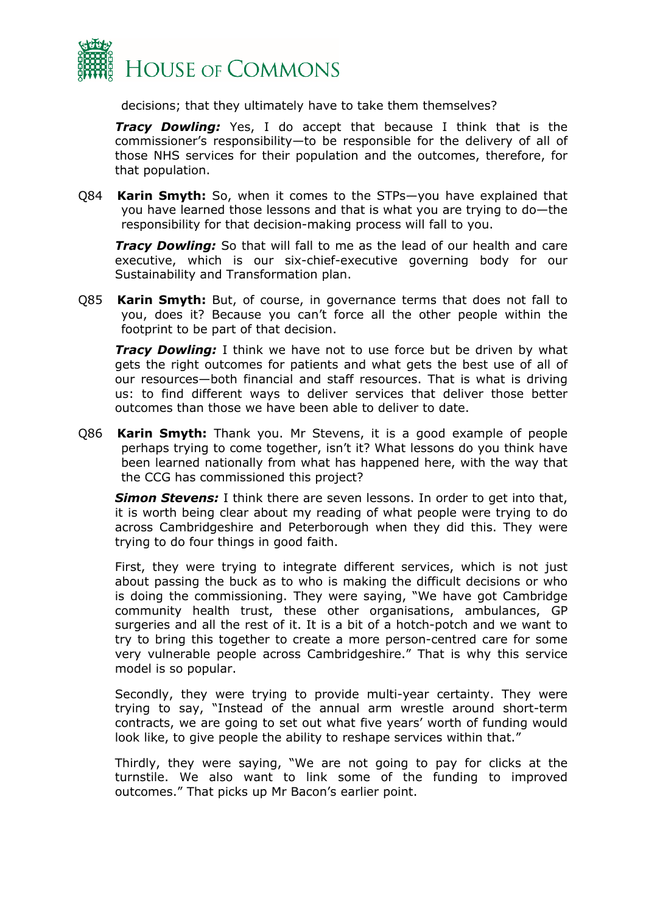decisions; that they ultimately have to take them themselves?

***Tracy Dowling:*** Yes, I do accept that because I think that is the commissioner's responsibility—to be responsible for the delivery of all of those NHS services for their population and the outcomes, therefore, for that population.

Q84 **Karin Smyth:** So, when it comes to the STPs—you have explained that you have learned those lessons and that is what you are trying to do—the responsibility for that decision-making process will fall to you.

***Tracy Dowling:*** So that will fall to me as the lead of our health and care executive, which is our six-chief-executive governing body for our Sustainability and Transformation plan.

Q85 **Karin Smyth:** But, of course, in governance terms that does not fall to you, does it? Because you can't force all the other people within the footprint to be part of that decision.

***Tracy Dowling:*** I think we have not to use force but be driven by what gets the right outcomes for patients and what gets the best use of all of our resources—both financial and staff resources. That is what is driving us: to find different ways to deliver services that deliver those better outcomes than those we have been able to deliver to date.

Q86 **Karin Smyth:** Thank you. Mr Stevens, it is a good example of people perhaps trying to come together, isn't it? What lessons do you think have been learned nationally from what has happened here, with the way that the CCG has commissioned this project?

***Simon Stevens:*** I think there are seven lessons. In order to get into that, it is worth being clear about my reading of what people were trying to do across Cambridgeshire and Peterborough when they did this. They were trying to do four things in good faith.

First, they were trying to integrate different services, which is not just about passing the buck as to who is making the difficult decisions or who is doing the commissioning. They were saying, "We have got Cambridge community health trust, these other organisations, ambulances, GP surgeries and all the rest of it. It is a bit of a hotch-potch and we want to try to bring this together to create a more person-centred care for some very vulnerable people across Cambridgeshire." That is why this service model is so popular.

Secondly, they were trying to provide multi-year certainty. They were trying to say, "Instead of the annual arm wrestle around short-term contracts, we are going to set out what five years' worth of funding would look like, to give people the ability to reshape services within that."

Thirdly, they were saying, "We are not going to pay for clicks at the turnstile. We also want to link some of the funding to improved outcomes." That picks up Mr Bacon's earlier point.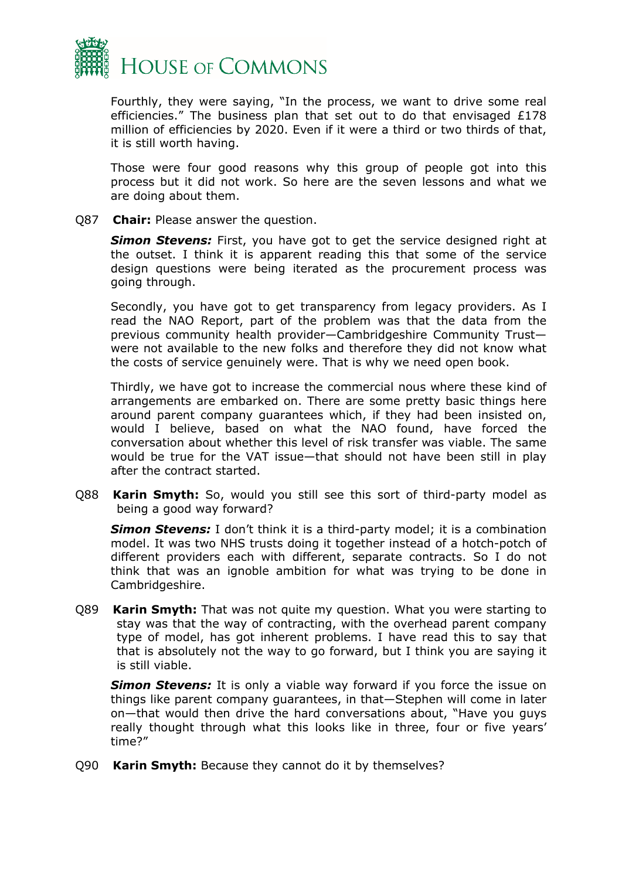Fourthly, they were saying, "In the process, we want to drive some real efficiencies." The business plan that set out to do that envisaged £178 million of efficiencies by 2020. Even if it were a third or two thirds of that, it is still worth having.

Those were four good reasons why this group of people got into this process but it did not work. So here are the seven lessons and what we are doing about them.

Q87 **Chair:** Please answer the question.

***Simon Stevens:*** First, you have got to get the service designed right at the outset. I think it is apparent reading this that some of the service design questions were being iterated as the procurement process was going through.

Secondly, you have got to get transparency from legacy providers. As I read the NAO Report, part of the problem was that the data from the previous community health provider—Cambridgeshire Community Trust—were not available to the new folks and therefore they did not know what the costs of service genuinely were. That is why we need open book.

Thirdly, we have got to increase the commercial nous where these kind of arrangements are embarked on. There are some pretty basic things here around parent company guarantees which, if they had been insisted on, would I believe, based on what the NAO found, have forced the conversation about whether this level of risk transfer was viable. The same would be true for the VAT issue—that should not have been still in play after the contract started.

Q88 **Karin Smyth:** So, would you still see this sort of third-party model as being a good way forward?

***Simon Stevens:*** I don't think it is a third-party model; it is a combination model. It was two NHS trusts doing it together instead of a hotch-potch of different providers each with different, separate contracts. So I do not think that was an ignoble ambition for what was trying to be done in Cambridgeshire.

Q89 **Karin Smyth:** That was not quite my question. What you were starting to stay was that the way of contracting, with the overhead parent company type of model, has got inherent problems. I have read this to say that that is absolutely not the way to go forward, but I think you are saying it is still viable.

***Simon Stevens:*** It is only a viable way forward if you force the issue on things like parent company guarantees, in that—Stephen will come in later on—that would then drive the hard conversations about, "Have you guys really thought through what this looks like in three, four or five years' time?"

Q90 **Karin Smyth:** Because they cannot do it by themselves?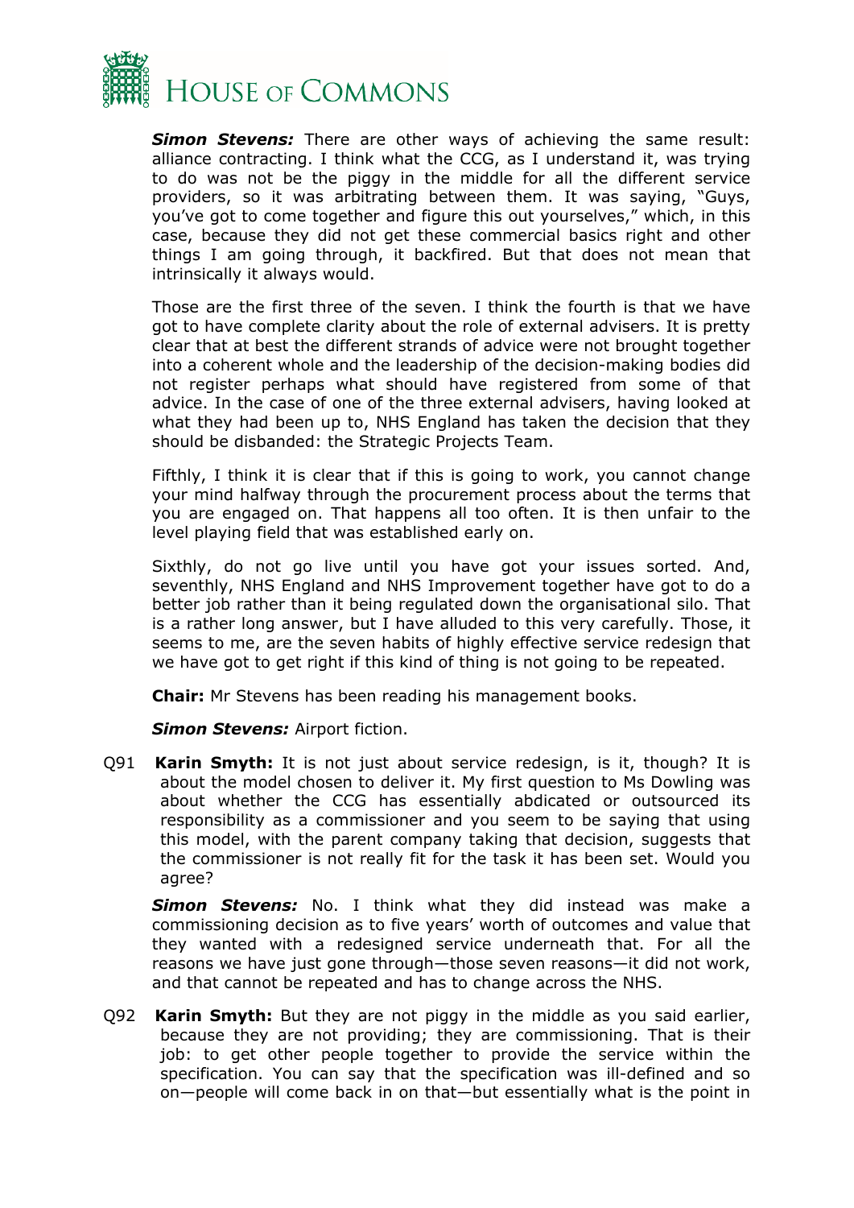***Simon Stevens:*** There are other ways of achieving the same result: alliance contracting. I think what the CCG, as I understand it, was trying to do was not be the piggy in the middle for all the different service providers, so it was arbitrating between them. It was saying, "Guys, you've got to come together and figure this out yourselves," which, in this case, because they did not get these commercial basics right and other things I am going through, it backfired. But that does not mean that intrinsically it always would.

Those are the first three of the seven. I think the fourth is that we have got to have complete clarity about the role of external advisers. It is pretty clear that at best the different strands of advice were not brought together into a coherent whole and the leadership of the decision-making bodies did not register perhaps what should have registered from some of that advice. In the case of one of the three external advisers, having looked at what they had been up to, NHS England has taken the decision that they should be disbanded: the Strategic Projects Team.

Fifthly, I think it is clear that if this is going to work, you cannot change your mind halfway through the procurement process about the terms that you are engaged on. That happens all too often. It is then unfair to the level playing field that was established early on.

Sixthly, do not go live until you have got your issues sorted. And, seventhly, NHS England and NHS Improvement together have got to do a better job rather than it being regulated down the organisational silo. That is a rather long answer, but I have alluded to this very carefully. Those, it seems to me, are the seven habits of highly effective service redesign that we have got to get right if this kind of thing is not going to be repeated.

**Chair:** Mr Stevens has been reading his management books.

***Simon Stevens:*** Airport fiction.

Q91 **Karin Smyth:** It is not just about service redesign, is it, though? It is about the model chosen to deliver it. My first question to Ms Dowling was about whether the CCG has essentially abdicated or outsourced its responsibility as a commissioner and you seem to be saying that using this model, with the parent company taking that decision, suggests that the commissioner is not really fit for the task it has been set. Would you agree?

***Simon Stevens:*** No. I think what they did instead was make a commissioning decision as to five years' worth of outcomes and value that they wanted with a redesigned service underneath that. For all the reasons we have just gone through—those seven reasons—it did not work, and that cannot be repeated and has to change across the NHS.

Q92 **Karin Smyth:** But they are not piggy in the middle as you said earlier, because they are not providing; they are commissioning. That is their job: to get other people together to provide the service within the specification. You can say that the specification was ill-defined and so on—people will come back in on that—but essentially what is the point in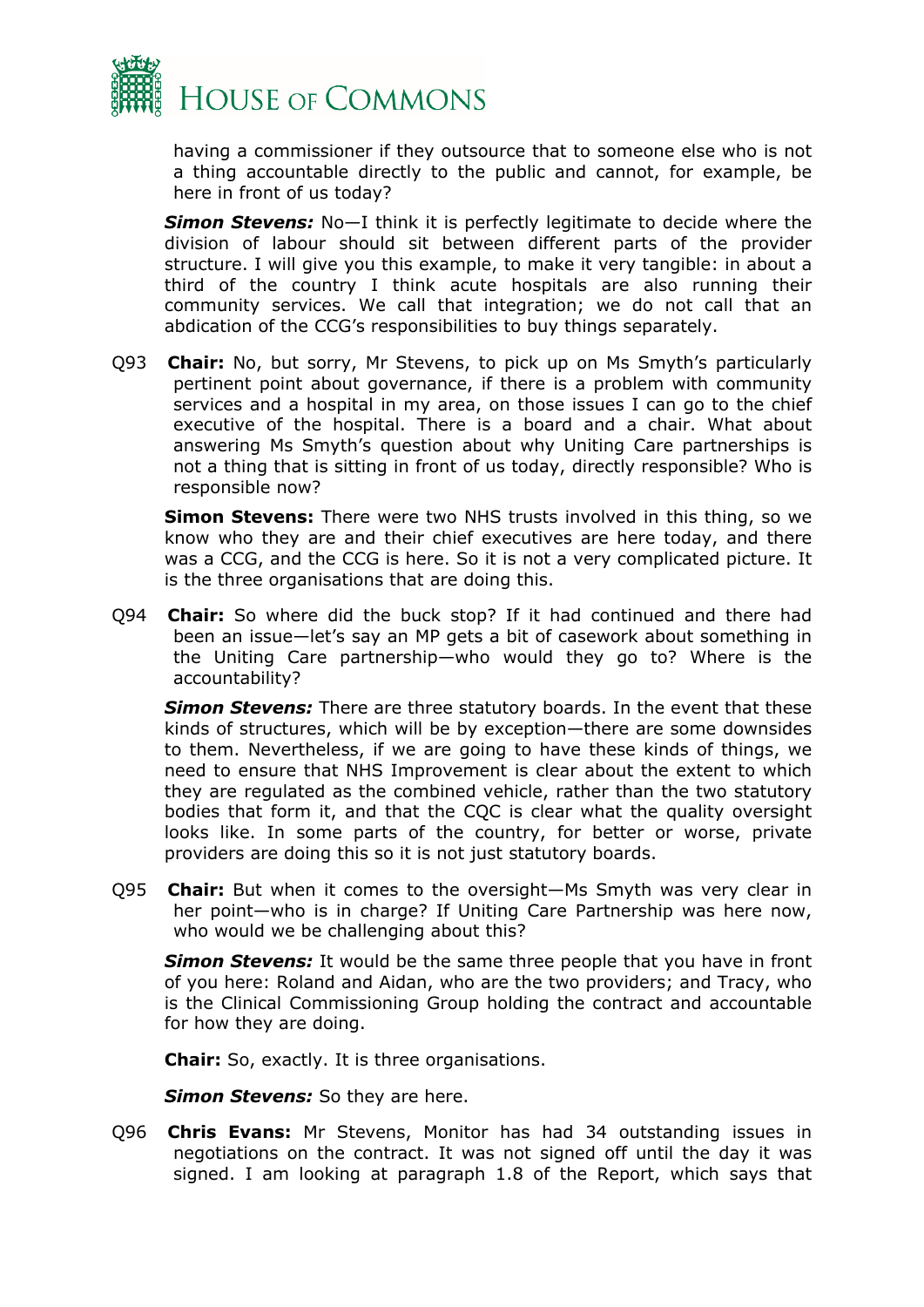having a commissioner if they outsource that to someone else who is not a thing accountable directly to the public and cannot, for example, be here in front of us today?

***Simon Stevens:*** No—I think it is perfectly legitimate to decide where the division of labour should sit between different parts of the provider structure. I will give you this example, to make it very tangible: in about a third of the country I think acute hospitals are also running their community services. We call that integration; we do not call that an abdication of the CCG's responsibilities to buy things separately.

Q93 **Chair:** No, but sorry, Mr Stevens, to pick up on Ms Smyth's particularly pertinent point about governance, if there is a problem with community services and a hospital in my area, on those issues I can go to the chief executive of the hospital. There is a board and a chair. What about answering Ms Smyth's question about why Uniting Care partnerships is not a thing that is sitting in front of us today, directly responsible? Who is responsible now?

**Simon Stevens:** There were two NHS trusts involved in this thing, so we know who they are and their chief executives are here today, and there was a CCG, and the CCG is here. So it is not a very complicated picture. It is the three organisations that are doing this.

Q94 **Chair:** So where did the buck stop? If it had continued and there had been an issue—let's say an MP gets a bit of casework about something in the Uniting Care partnership—who would they go to? Where is the accountability?

***Simon Stevens:*** There are three statutory boards. In the event that these kinds of structures, which will be by exception—there are some downsides to them. Nevertheless, if we are going to have these kinds of things, we need to ensure that NHS Improvement is clear about the extent to which they are regulated as the combined vehicle, rather than the two statutory bodies that form it, and that the CQC is clear what the quality oversight looks like. In some parts of the country, for better or worse, private providers are doing this so it is not just statutory boards.

Q95 **Chair:** But when it comes to the oversight—Ms Smyth was very clear in her point—who is in charge? If Uniting Care Partnership was here now, who would we be challenging about this?

***Simon Stevens:*** It would be the same three people that you have in front of you here: Roland and Aidan, who are the two providers; and Tracy, who is the Clinical Commissioning Group holding the contract and accountable for how they are doing.

**Chair:** So, exactly. It is three organisations.

***Simon Stevens:*** So they are here.

Q96 **Chris Evans:** Mr Stevens, Monitor has had 34 outstanding issues in negotiations on the contract. It was not signed off until the day it was signed. I am looking at paragraph 1.8 of the Report, which says that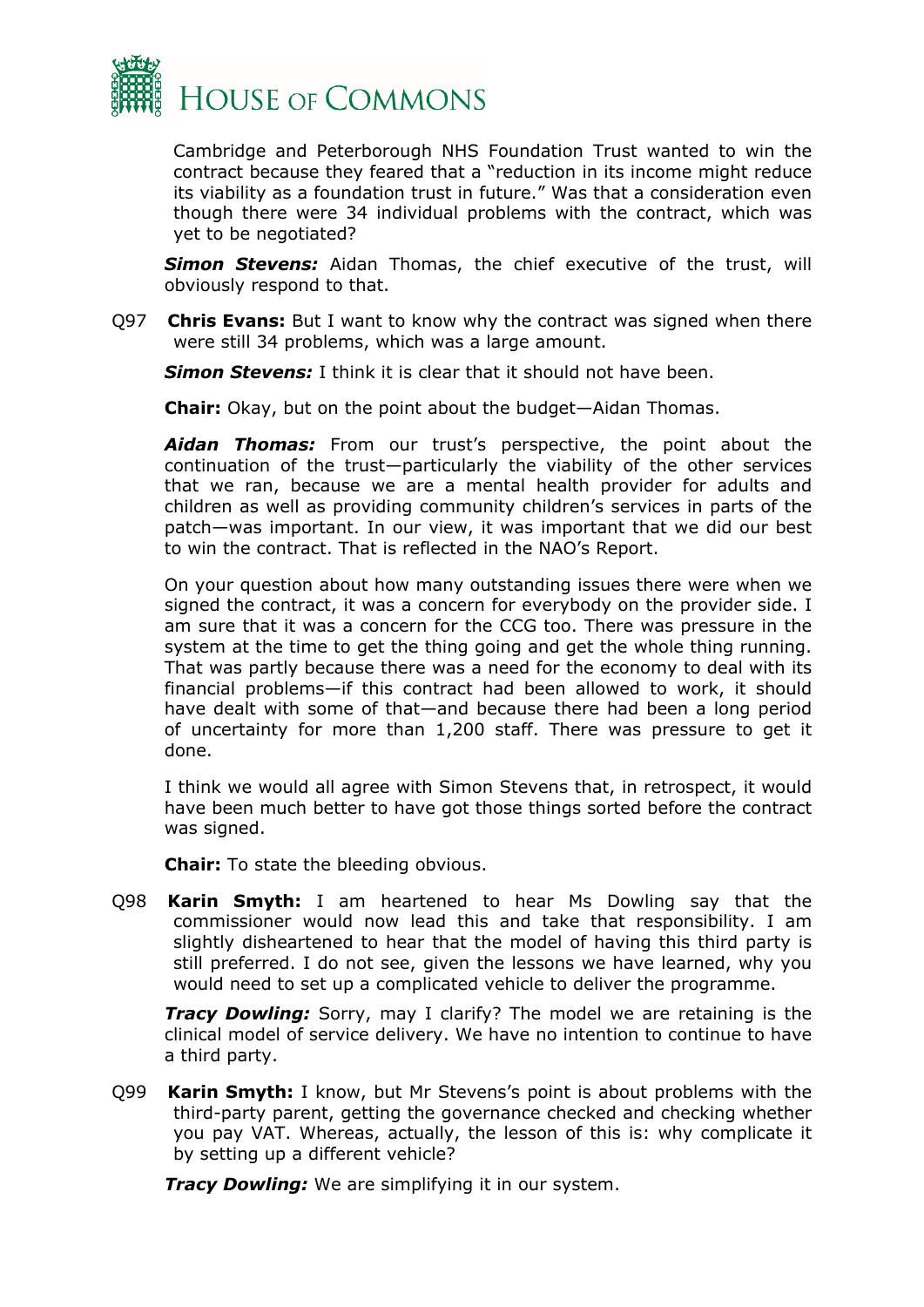Cambridge and Peterborough NHS Foundation Trust wanted to win the contract because they feared that a "reduction in its income might reduce its viability as a foundation trust in future." Was that a consideration even though there were 34 individual problems with the contract, which was yet to be negotiated?

***Simon Stevens:*** Aidan Thomas, the chief executive of the trust, will obviously respond to that.

Q97 **Chris Evans:** But I want to know why the contract was signed when there were still 34 problems, which was a large amount.

***Simon Stevens:*** I think it is clear that it should not have been.

**Chair:** Okay, but on the point about the budget—Aidan Thomas.

***Aidan Thomas:*** From our trust's perspective, the point about the continuation of the trust—particularly the viability of the other services that we ran, because we are a mental health provider for adults and children as well as providing community children's services in parts of the patch—was important. In our view, it was important that we did our best to win the contract. That is reflected in the NAO's Report.

On your question about how many outstanding issues there were when we signed the contract, it was a concern for everybody on the provider side. I am sure that it was a concern for the CCG too. There was pressure in the system at the time to get the thing going and get the whole thing running. That was partly because there was a need for the economy to deal with its financial problems—if this contract had been allowed to work, it should have dealt with some of that—and because there had been a long period of uncertainty for more than 1,200 staff. There was pressure to get it done.

I think we would all agree with Simon Stevens that, in retrospect, it would have been much better to have got those things sorted before the contract was signed.

**Chair:** To state the bleeding obvious.

Q98 **Karin Smyth:** I am heartened to hear Ms Dowling say that the commissioner would now lead this and take that responsibility. I am slightly disheartened to hear that the model of having this third party is still preferred. I do not see, given the lessons we have learned, why you would need to set up a complicated vehicle to deliver the programme.

***Tracy Dowling:*** Sorry, may I clarify? The model we are retaining is the clinical model of service delivery. We have no intention to continue to have a third party.

Q99 **Karin Smyth:** I know, but Mr Stevens's point is about problems with the third-party parent, getting the governance checked and checking whether you pay VAT. Whereas, actually, the lesson of this is: why complicate it by setting up a different vehicle?

***Tracy Dowling:*** We are simplifying it in our system.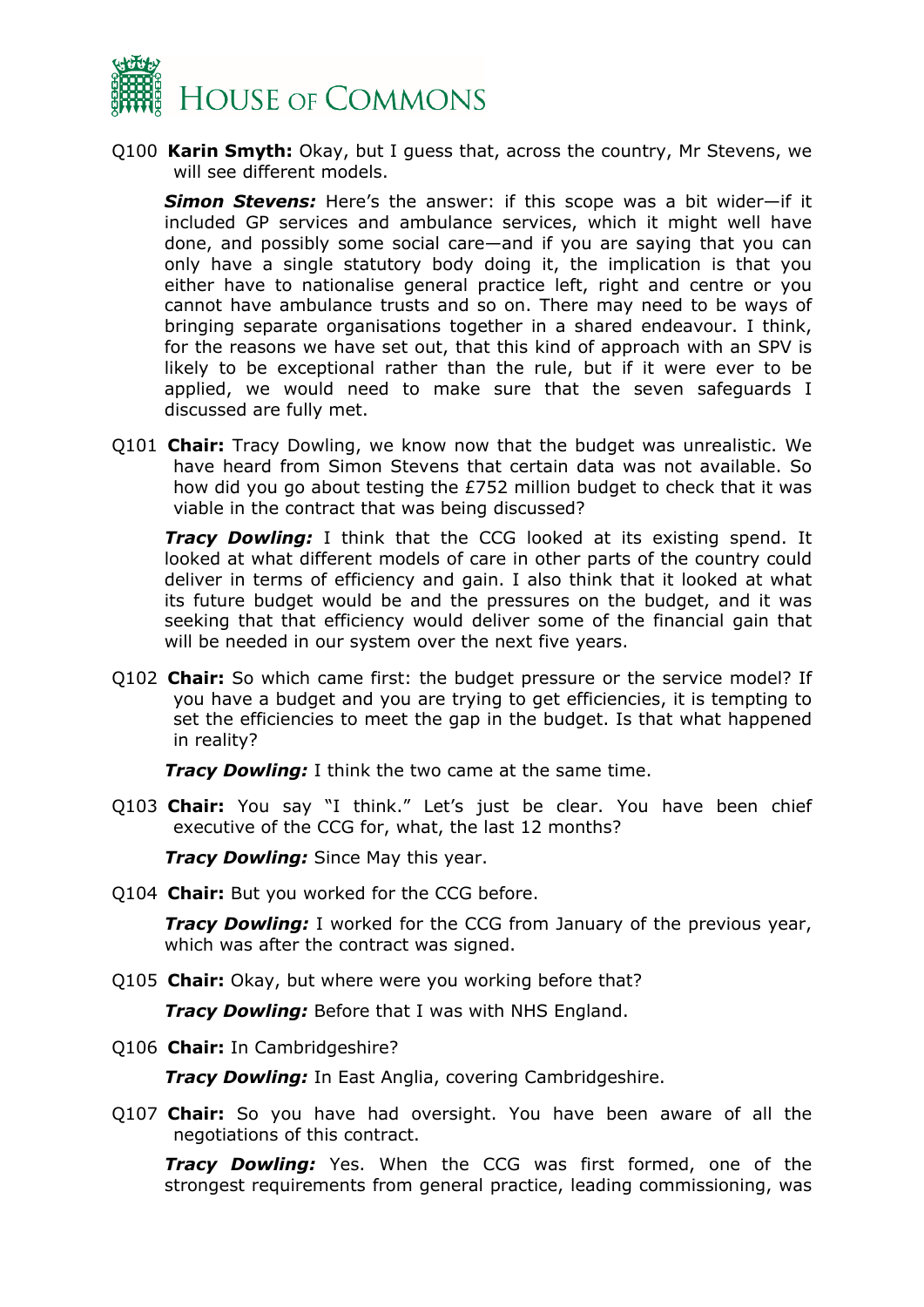Q100 **Karin Smyth:** Okay, but I guess that, across the country, Mr Stevens, we will see different models.

***Simon Stevens:*** Here's the answer: if this scope was a bit wider—if it included GP services and ambulance services, which it might well have done, and possibly some social care—and if you are saying that you can only have a single statutory body doing it, the implication is that you either have to nationalise general practice left, right and centre or you cannot have ambulance trusts and so on. There may need to be ways of bringing separate organisations together in a shared endeavour. I think, for the reasons we have set out, that this kind of approach with an SPV is likely to be exceptional rather than the rule, but if it were ever to be applied, we would need to make sure that the seven safeguards I discussed are fully met.

Q101 **Chair:** Tracy Dowling, we know now that the budget was unrealistic. We have heard from Simon Stevens that certain data was not available. So how did you go about testing the £752 million budget to check that it was viable in the contract that was being discussed?

***Tracy Dowling:*** I think that the CCG looked at its existing spend. It looked at what different models of care in other parts of the country could deliver in terms of efficiency and gain. I also think that it looked at what its future budget would be and the pressures on the budget, and it was seeking that that efficiency would deliver some of the financial gain that will be needed in our system over the next five years.

Q102 **Chair:** So which came first: the budget pressure or the service model? If you have a budget and you are trying to get efficiencies, it is tempting to set the efficiencies to meet the gap in the budget. Is that what happened in reality?

***Tracy Dowling:*** I think the two came at the same time.

Q103 **Chair:** You say "I think." Let's just be clear. You have been chief executive of the CCG for, what, the last 12 months?

***Tracy Dowling:*** Since May this year.

Q104 **Chair:** But you worked for the CCG before.

***Tracy Dowling:*** I worked for the CCG from January of the previous year, which was after the contract was signed.

Q105 **Chair:** Okay, but where were you working before that?

***Tracy Dowling:*** Before that I was with NHS England.

Q106 **Chair:** In Cambridgeshire?

***Tracy Dowling:*** In East Anglia, covering Cambridgeshire.

Q107 **Chair:** So you have had oversight. You have been aware of all the negotiations of this contract.

***Tracy Dowling:*** Yes. When the CCG was first formed, one of the strongest requirements from general practice, leading commissioning, was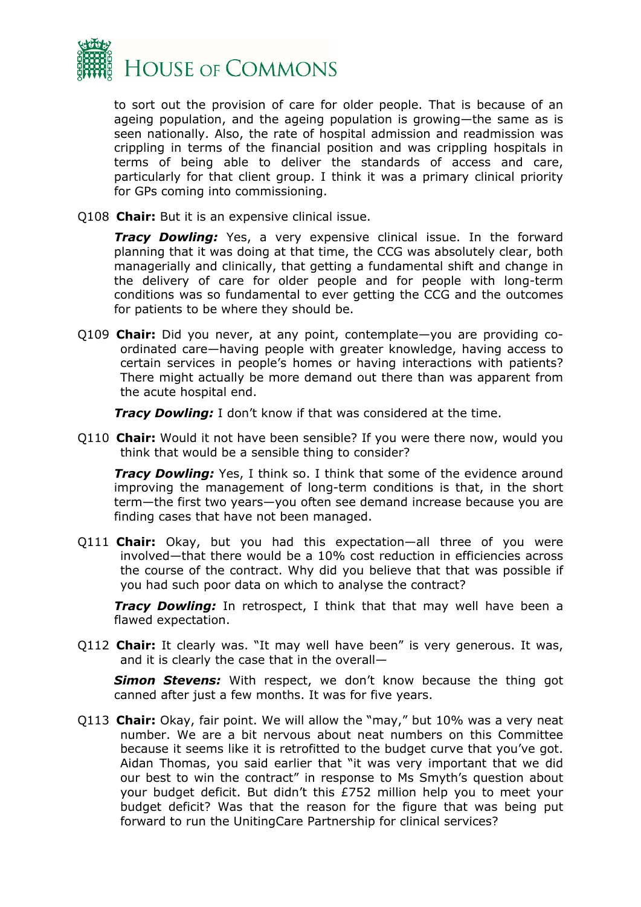to sort out the provision of care for older people. That is because of an ageing population, and the ageing population is growing—the same as is seen nationally. Also, the rate of hospital admission and readmission was crippling in terms of the financial position and was crippling hospitals in terms of being able to deliver the standards of access and care, particularly for that client group. I think it was a primary clinical priority for GPs coming into commissioning.

Q108 **Chair:** But it is an expensive clinical issue.

***Tracy Dowling:*** Yes, a very expensive clinical issue. In the forward planning that it was doing at that time, the CCG was absolutely clear, both managerially and clinically, that getting a fundamental shift and change in the delivery of care for older people and for people with long-term conditions was so fundamental to ever getting the CCG and the outcomes for patients to be where they should be.

Q109 **Chair:** Did you never, at any point, contemplate—you are providing co-ordinated care—having people with greater knowledge, having access to certain services in people's homes or having interactions with patients? There might actually be more demand out there than was apparent from the acute hospital end.

***Tracy Dowling:*** I don't know if that was considered at the time.

Q110 **Chair:** Would it not have been sensible? If you were there now, would you think that would be a sensible thing to consider?

***Tracy Dowling:*** Yes, I think so. I think that some of the evidence around improving the management of long-term conditions is that, in the short term—the first two years—you often see demand increase because you are finding cases that have not been managed.

Q111 **Chair:** Okay, but you had this expectation—all three of you were involved—that there would be a 10% cost reduction in efficiencies across the course of the contract. Why did you believe that that was possible if you had such poor data on which to analyse the contract?

***Tracy Dowling:*** In retrospect, I think that that may well have been a flawed expectation.

Q112 **Chair:** It clearly was. "It may well have been" is very generous. It was, and it is clearly the case that in the overall—

***Simon Stevens:*** With respect, we don't know because the thing got canned after just a few months. It was for five years.

Q113 **Chair:** Okay, fair point. We will allow the "may," but 10% was a very neat number. We are a bit nervous about neat numbers on this Committee because it seems like it is retrofitted to the budget curve that you've got. Aidan Thomas, you said earlier that "it was very important that we did our best to win the contract" in response to Ms Smyth's question about your budget deficit. But didn't this £752 million help you to meet your budget deficit? Was that the reason for the figure that was being put forward to run the UnitingCare Partnership for clinical services?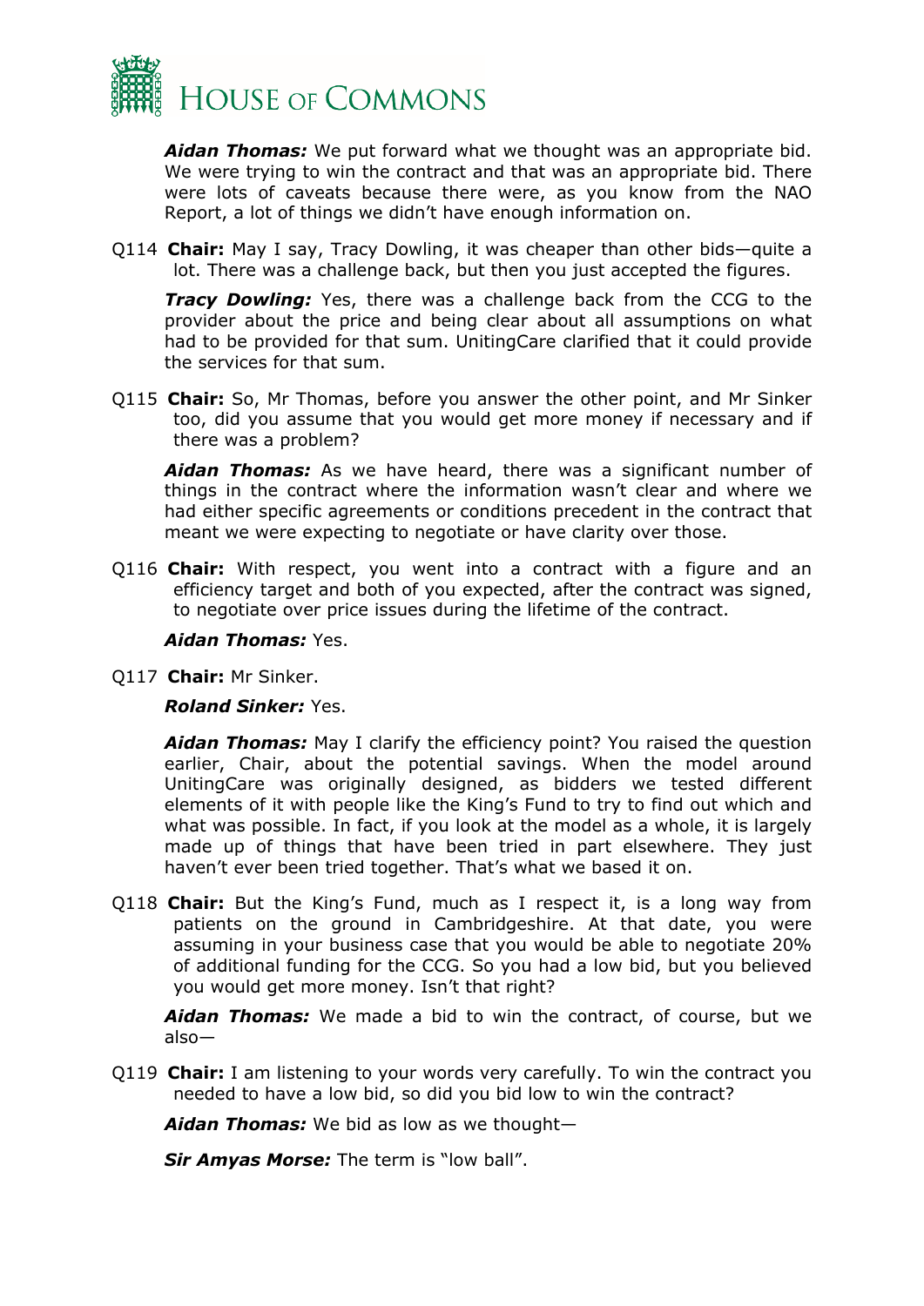***Aidan Thomas:*** We put forward what we thought was an appropriate bid. We were trying to win the contract and that was an appropriate bid. There were lots of caveats because there were, as you know from the NAO Report, a lot of things we didn't have enough information on.

Q114 **Chair:** May I say, Tracy Dowling, it was cheaper than other bids—quite a lot. There was a challenge back, but then you just accepted the figures.

***Tracy Dowling:*** Yes, there was a challenge back from the CCG to the provider about the price and being clear about all assumptions on what had to be provided for that sum. UnitingCare clarified that it could provide the services for that sum.

Q115 **Chair:** So, Mr Thomas, before you answer the other point, and Mr Sinker too, did you assume that you would get more money if necessary and if there was a problem?

***Aidan Thomas:*** As we have heard, there was a significant number of things in the contract where the information wasn't clear and where we had either specific agreements or conditions precedent in the contract that meant we were expecting to negotiate or have clarity over those.

Q116 **Chair:** With respect, you went into a contract with a figure and an efficiency target and both of you expected, after the contract was signed, to negotiate over price issues during the lifetime of the contract.

***Aidan Thomas:*** Yes.

Q117 **Chair:** Mr Sinker.

***Roland Sinker:*** Yes.

***Aidan Thomas:*** May I clarify the efficiency point? You raised the question earlier, Chair, about the potential savings. When the model around UnitingCare was originally designed, as bidders we tested different elements of it with people like the King's Fund to try to find out which and what was possible. In fact, if you look at the model as a whole, it is largely made up of things that have been tried in part elsewhere. They just haven't ever been tried together. That's what we based it on.

Q118 **Chair:** But the King's Fund, much as I respect it, is a long way from patients on the ground in Cambridgeshire. At that date, you were assuming in your business case that you would be able to negotiate 20% of additional funding for the CCG. So you had a low bid, but you believed you would get more money. Isn't that right?

***Aidan Thomas:*** We made a bid to win the contract, of course, but we also—

Q119 **Chair:** I am listening to your words very carefully. To win the contract you needed to have a low bid, so did you bid low to win the contract?

***Aidan Thomas:*** We bid as low as we thought—

***Sir Amyas Morse:*** The term is "low ball".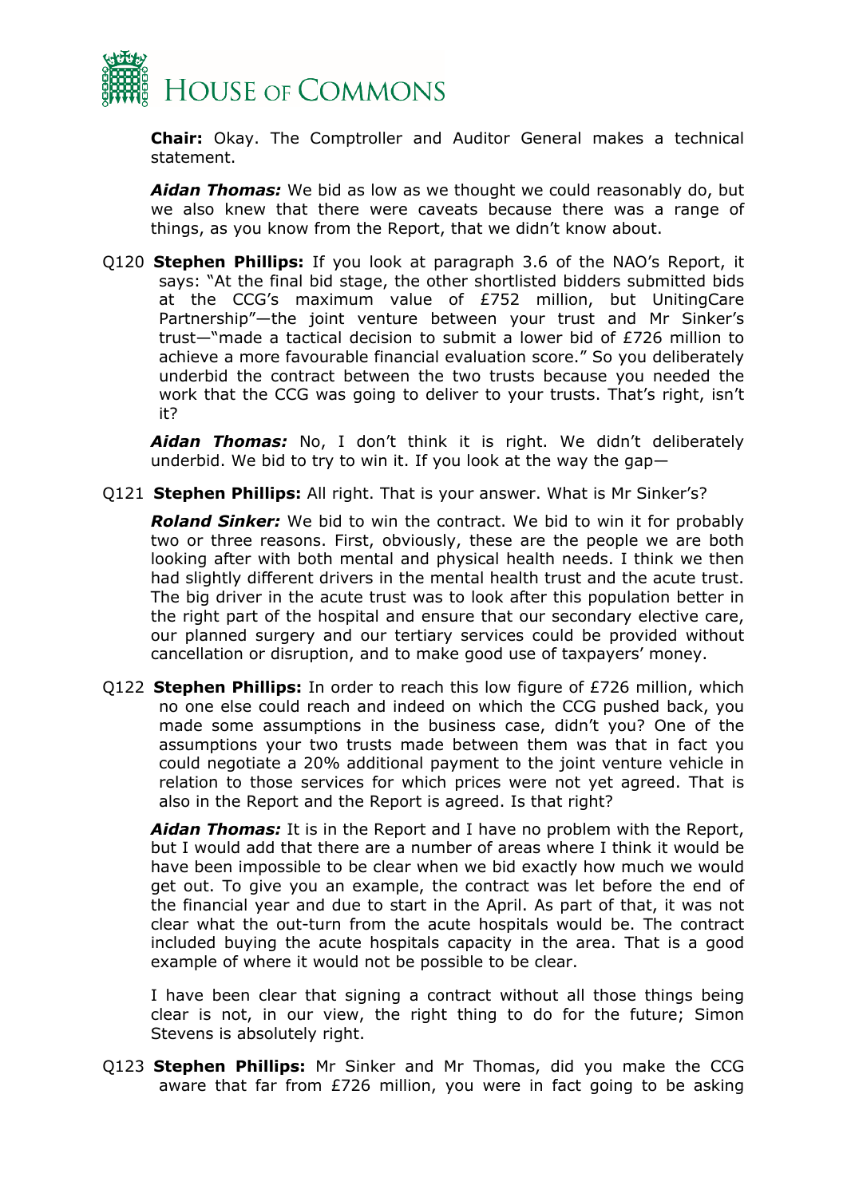**Chair:** Okay. The Comptroller and Auditor General makes a technical statement.

***Aidan Thomas:*** We bid as low as we thought we could reasonably do, but we also knew that there were caveats because there was a range of things, as you know from the Report, that we didn't know about.

Q120 **Stephen Phillips:** If you look at paragraph 3.6 of the NAO's Report, it says: "At the final bid stage, the other shortlisted bidders submitted bids at the CCG's maximum value of £752 million, but UnitingCare Partnership"—the joint venture between your trust and Mr Sinker's trust—"made a tactical decision to submit a lower bid of £726 million to achieve a more favourable financial evaluation score." So you deliberately underbid the contract between the two trusts because you needed the work that the CCG was going to deliver to your trusts. That's right, isn't it?

***Aidan Thomas:*** No, I don't think it is right. We didn't deliberately underbid. We bid to try to win it. If you look at the way the gap—

Q121 **Stephen Phillips:** All right. That is your answer. What is Mr Sinker's?

***Roland Sinker:*** We bid to win the contract. We bid to win it for probably two or three reasons. First, obviously, these are the people we are both looking after with both mental and physical health needs. I think we then had slightly different drivers in the mental health trust and the acute trust. The big driver in the acute trust was to look after this population better in the right part of the hospital and ensure that our secondary elective care, our planned surgery and our tertiary services could be provided without cancellation or disruption, and to make good use of taxpayers' money.

Q122 **Stephen Phillips:** In order to reach this low figure of £726 million, which no one else could reach and indeed on which the CCG pushed back, you made some assumptions in the business case, didn't you? One of the assumptions your two trusts made between them was that in fact you could negotiate a 20% additional payment to the joint venture vehicle in relation to those services for which prices were not yet agreed. That is also in the Report and the Report is agreed. Is that right?

***Aidan Thomas:*** It is in the Report and I have no problem with the Report, but I would add that there are a number of areas where I think it would be have been impossible to be clear when we bid exactly how much we would get out. To give you an example, the contract was let before the end of the financial year and due to start in the April. As part of that, it was not clear what the out-turn from the acute hospitals would be. The contract included buying the acute hospitals capacity in the area. That is a good example of where it would not be possible to be clear.

I have been clear that signing a contract without all those things being clear is not, in our view, the right thing to do for the future; Simon Stevens is absolutely right.

Q123 **Stephen Phillips:** Mr Sinker and Mr Thomas, did you make the CCG aware that far from £726 million, you were in fact going to be asking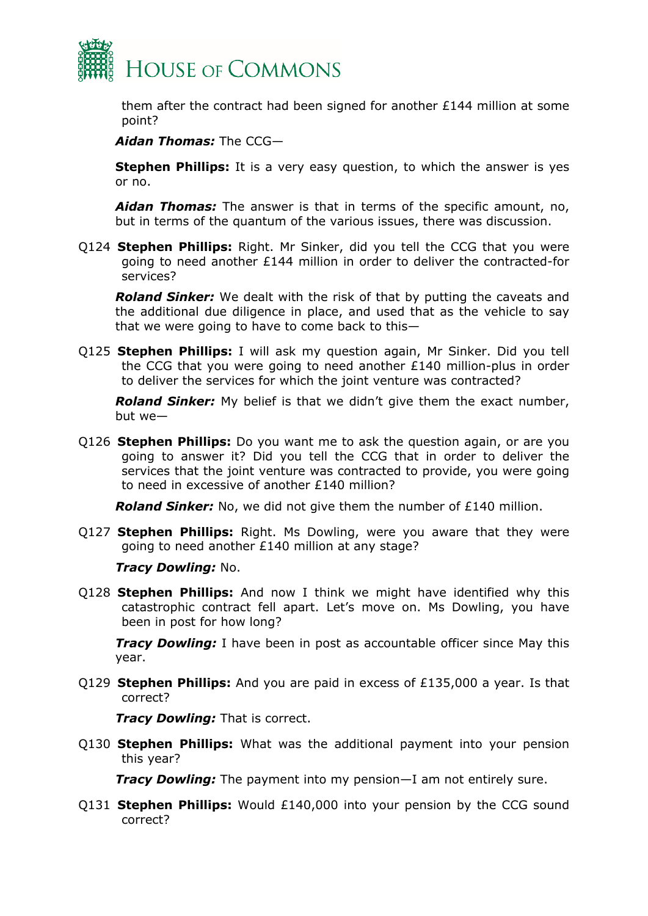them after the contract had been signed for another £144 million at some point?

***Aidan Thomas:*** The CCG—

**Stephen Phillips:** It is a very easy question, to which the answer is yes or no.

***Aidan Thomas:*** The answer is that in terms of the specific amount, no, but in terms of the quantum of the various issues, there was discussion.

Q124 **Stephen Phillips:** Right. Mr Sinker, did you tell the CCG that you were going to need another £144 million in order to deliver the contracted-for services?

***Roland Sinker:*** We dealt with the risk of that by putting the caveats and the additional due diligence in place, and used that as the vehicle to say that we were going to have to come back to this—

Q125 **Stephen Phillips:** I will ask my question again, Mr Sinker. Did you tell the CCG that you were going to need another £140 million-plus in order to deliver the services for which the joint venture was contracted?

***Roland Sinker:*** My belief is that we didn't give them the exact number, but we—

Q126 **Stephen Phillips:** Do you want me to ask the question again, or are you going to answer it? Did you tell the CCG that in order to deliver the services that the joint venture was contracted to provide, you were going to need in excessive of another £140 million?

***Roland Sinker:*** No, we did not give them the number of £140 million.

Q127 **Stephen Phillips:** Right. Ms Dowling, were you aware that they were going to need another £140 million at any stage?

***Tracy Dowling:*** No.

Q128 **Stephen Phillips:** And now I think we might have identified why this catastrophic contract fell apart. Let's move on. Ms Dowling, you have been in post for how long?

***Tracy Dowling:*** I have been in post as accountable officer since May this year.

Q129 **Stephen Phillips:** And you are paid in excess of £135,000 a year. Is that correct?

***Tracy Dowling:*** That is correct.

Q130 **Stephen Phillips:** What was the additional payment into your pension this year?

***Tracy Dowling:*** The payment into my pension—I am not entirely sure.

Q131 **Stephen Phillips:** Would £140,000 into your pension by the CCG sound correct?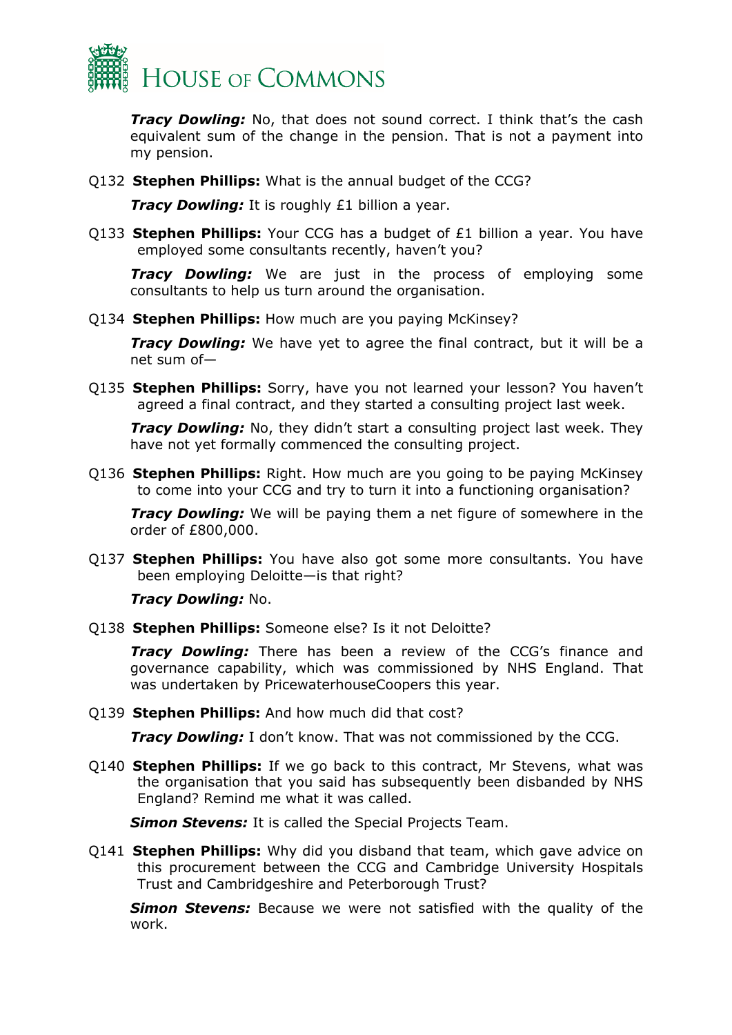***Tracy Dowling:*** No, that does not sound correct. I think that's the cash equivalent sum of the change in the pension. That is not a payment into my pension.

Q132 **Stephen Phillips:** What is the annual budget of the CCG?

***Tracy Dowling:*** It is roughly £1 billion a year.

Q133 **Stephen Phillips:** Your CCG has a budget of £1 billion a year. You have employed some consultants recently, haven't you?

***Tracy Dowling:*** We are just in the process of employing some consultants to help us turn around the organisation.

Q134 **Stephen Phillips:** How much are you paying McKinsey?

***Tracy Dowling:*** We have yet to agree the final contract, but it will be a net sum of—

Q135 **Stephen Phillips:** Sorry, have you not learned your lesson? You haven't agreed a final contract, and they started a consulting project last week.

***Tracy Dowling:*** No, they didn't start a consulting project last week. They have not yet formally commenced the consulting project.

Q136 **Stephen Phillips:** Right. How much are you going to be paying McKinsey to come into your CCG and try to turn it into a functioning organisation?

***Tracy Dowling:*** We will be paying them a net figure of somewhere in the order of £800,000.

Q137 **Stephen Phillips:** You have also got some more consultants. You have been employing Deloitte—is that right?

***Tracy Dowling:*** No.

Q138 **Stephen Phillips:** Someone else? Is it not Deloitte?

***Tracy Dowling:*** There has been a review of the CCG's finance and governance capability, which was commissioned by NHS England. That was undertaken by PricewaterhouseCoopers this year.

Q139 **Stephen Phillips:** And how much did that cost?

***Tracy Dowling:*** I don't know. That was not commissioned by the CCG.

Q140 **Stephen Phillips:** If we go back to this contract, Mr Stevens, what was the organisation that you said has subsequently been disbanded by NHS England? Remind me what it was called.

***Simon Stevens:*** It is called the Special Projects Team.

Q141 **Stephen Phillips:** Why did you disband that team, which gave advice on this procurement between the CCG and Cambridge University Hospitals Trust and Cambridgeshire and Peterborough Trust?

***Simon Stevens:*** Because we were not satisfied with the quality of the work.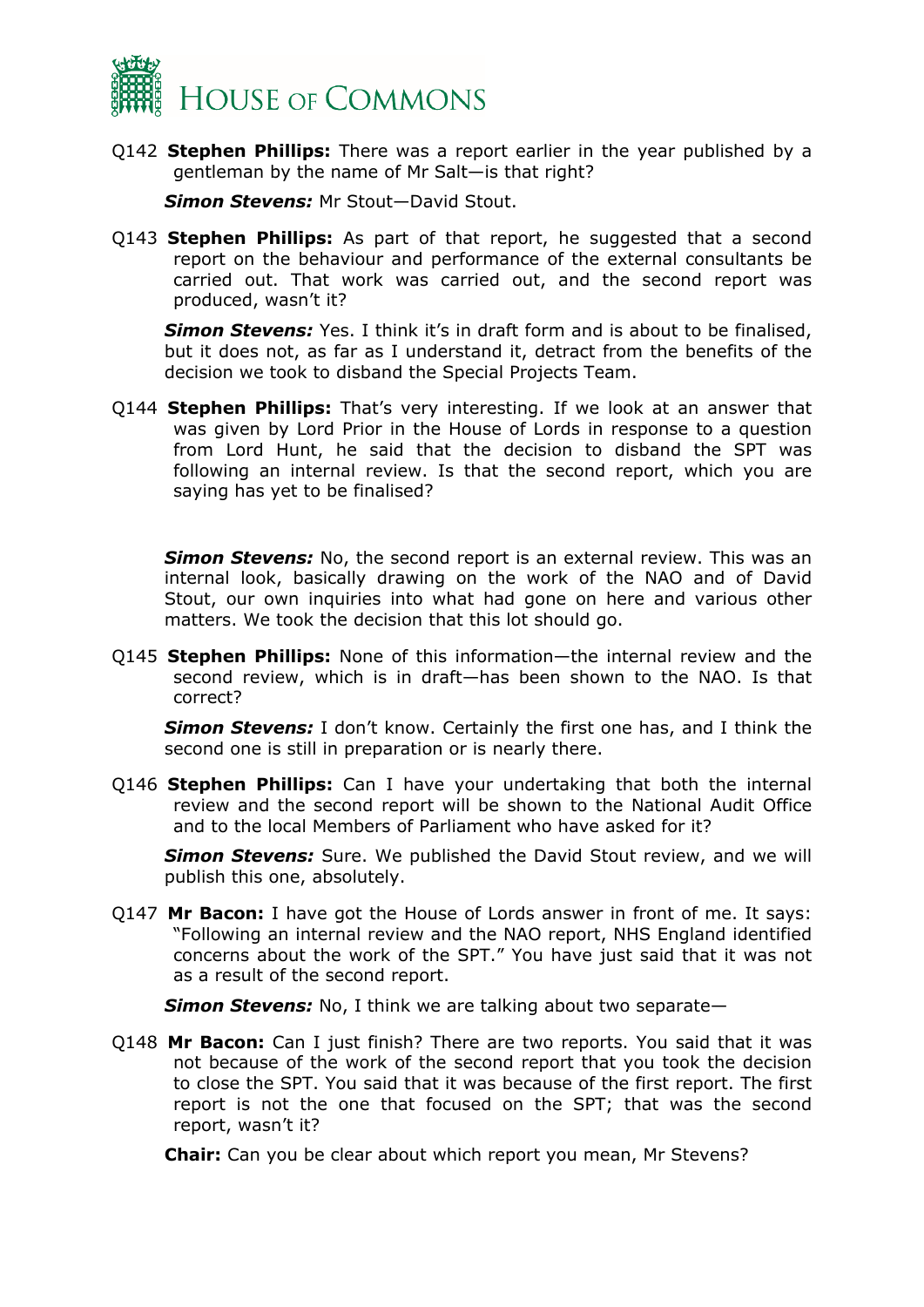Q142 **Stephen Phillips:** There was a report earlier in the year published by a gentleman by the name of Mr Salt—is that right?

***Simon Stevens:*** Mr Stout—David Stout.

Q143 **Stephen Phillips:** As part of that report, he suggested that a second report on the behaviour and performance of the external consultants be carried out. That work was carried out, and the second report was produced, wasn't it?

***Simon Stevens:*** Yes. I think it's in draft form and is about to be finalised, but it does not, as far as I understand it, detract from the benefits of the decision we took to disband the Special Projects Team.

Q144 **Stephen Phillips:** That's very interesting. If we look at an answer that was given by Lord Prior in the House of Lords in response to a question from Lord Hunt, he said that the decision to disband the SPT was following an internal review. Is that the second report, which you are saying has yet to be finalised?

***Simon Stevens:*** No, the second report is an external review. This was an internal look, basically drawing on the work of the NAO and of David Stout, our own inquiries into what had gone on here and various other matters. We took the decision that this lot should go.

Q145 **Stephen Phillips:** None of this information—the internal review and the second review, which is in draft—has been shown to the NAO. Is that correct?

***Simon Stevens:*** I don't know. Certainly the first one has, and I think the second one is still in preparation or is nearly there.

Q146 **Stephen Phillips:** Can I have your undertaking that both the internal review and the second report will be shown to the National Audit Office and to the local Members of Parliament who have asked for it?

***Simon Stevens:*** Sure. We published the David Stout review, and we will publish this one, absolutely.

Q147 **Mr Bacon:** I have got the House of Lords answer in front of me. It says: "Following an internal review and the NAO report, NHS England identified concerns about the work of the SPT." You have just said that it was not as a result of the second report.

***Simon Stevens:*** No, I think we are talking about two separate—

Q148 **Mr Bacon:** Can I just finish? There are two reports. You said that it was not because of the work of the second report that you took the decision to close the SPT. You said that it was because of the first report. The first report is not the one that focused on the SPT; that was the second report, wasn't it?

**Chair:** Can you be clear about which report you mean, Mr Stevens?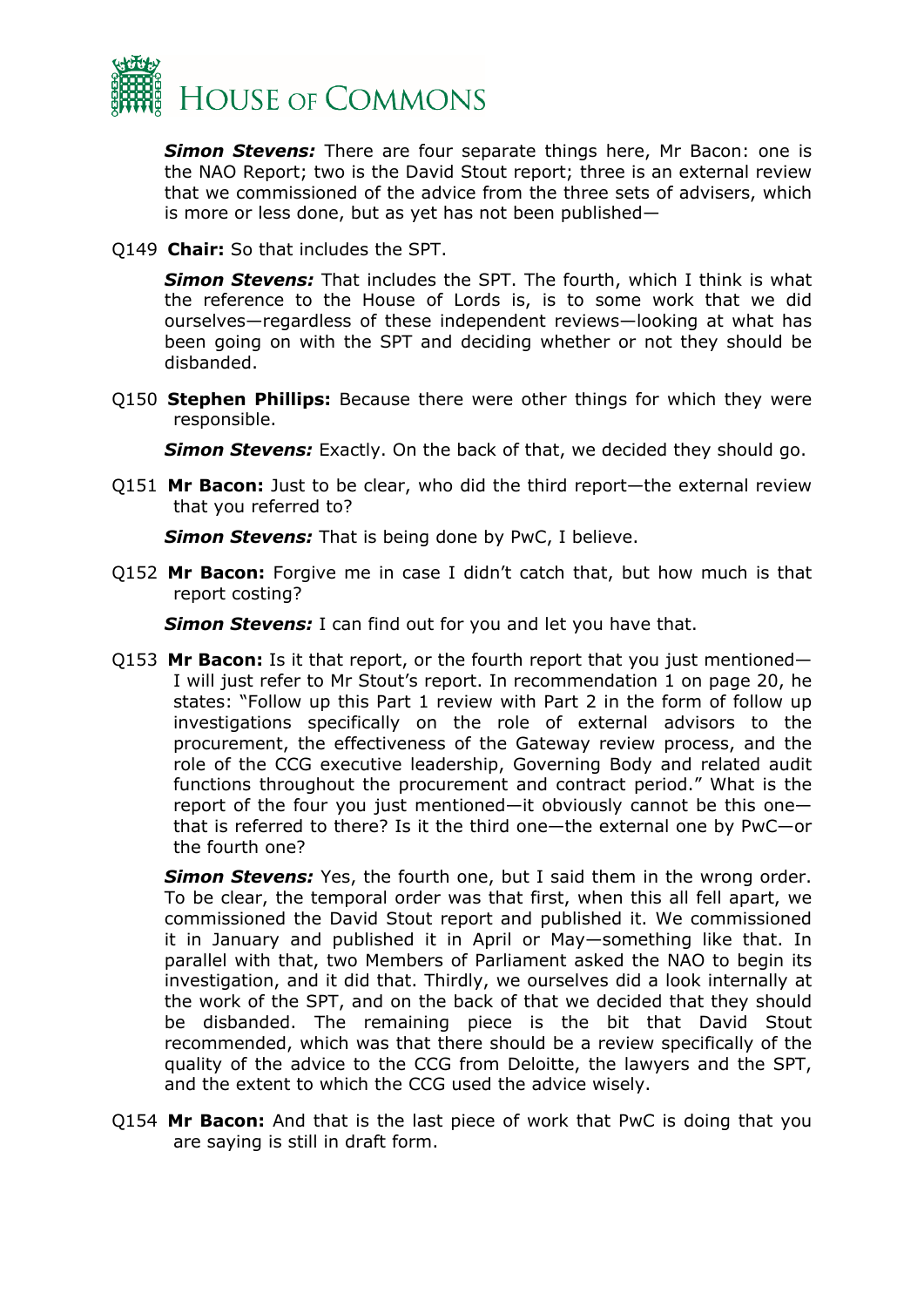***Simon Stevens:*** There are four separate things here, Mr Bacon: one is the NAO Report; two is the David Stout report; three is an external review that we commissioned of the advice from the three sets of advisers, which is more or less done, but as yet has not been published—

Q149 **Chair:** So that includes the SPT.

***Simon Stevens:*** That includes the SPT. The fourth, which I think is what the reference to the House of Lords is, is to some work that we did ourselves—regardless of these independent reviews—looking at what has been going on with the SPT and deciding whether or not they should be disbanded.

Q150 **Stephen Phillips:** Because there were other things for which they were responsible.

***Simon Stevens:*** Exactly. On the back of that, we decided they should go.

Q151 **Mr Bacon:** Just to be clear, who did the third report—the external review that you referred to?

***Simon Stevens:*** That is being done by PwC, I believe.

Q152 **Mr Bacon:** Forgive me in case I didn't catch that, but how much is that report costing?

***Simon Stevens:*** I can find out for you and let you have that.

Q153 **Mr Bacon:** Is it that report, or the fourth report that you just mentioned—I will just refer to Mr Stout's report. In recommendation 1 on page 20, he states: "Follow up this Part 1 review with Part 2 in the form of follow up investigations specifically on the role of external advisors to the procurement, the effectiveness of the Gateway review process, and the role of the CCG executive leadership, Governing Body and related audit functions throughout the procurement and contract period." What is the report of the four you just mentioned—it obviously cannot be this one—that is referred to there? Is it the third one—the external one by PwC—or the fourth one?

***Simon Stevens:*** Yes, the fourth one, but I said them in the wrong order. To be clear, the temporal order was that first, when this all fell apart, we commissioned the David Stout report and published it. We commissioned it in January and published it in April or May—something like that. In parallel with that, two Members of Parliament asked the NAO to begin its investigation, and it did that. Thirdly, we ourselves did a look internally at the work of the SPT, and on the back of that we decided that they should be disbanded. The remaining piece is the bit that David Stout recommended, which was that there should be a review specifically of the quality of the advice to the CCG from Deloitte, the lawyers and the SPT, and the extent to which the CCG used the advice wisely.

Q154 **Mr Bacon:** And that is the last piece of work that PwC is doing that you are saying is still in draft form.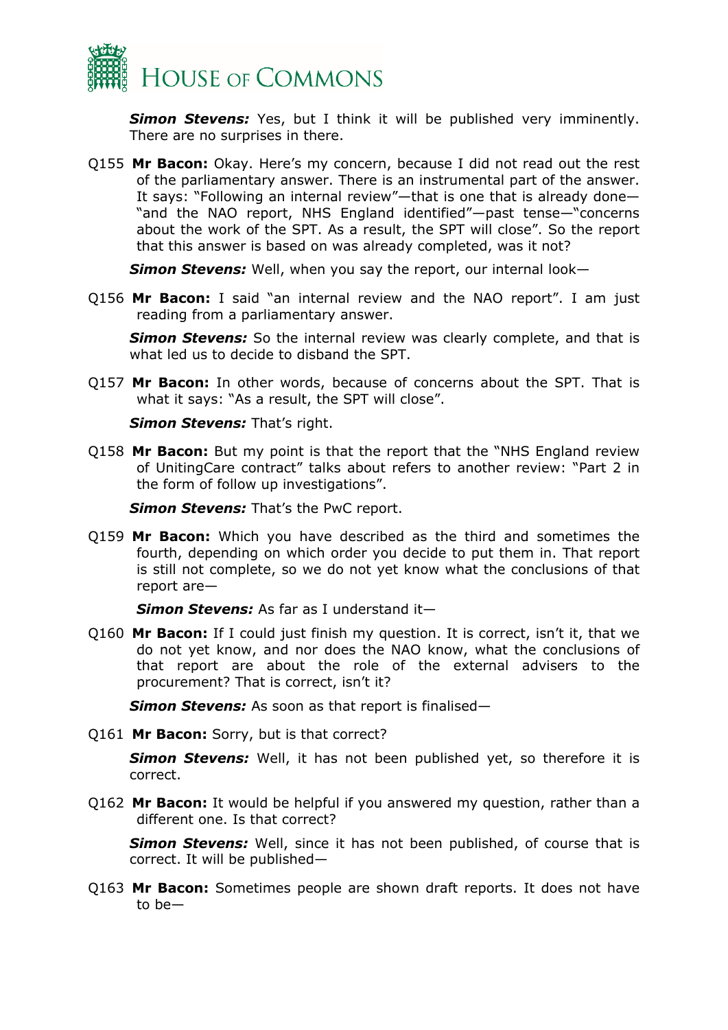***Simon Stevens:*** Yes, but I think it will be published very imminently. There are no surprises in there.

Q155 **Mr Bacon:** Okay. Here's my concern, because I did not read out the rest of the parliamentary answer. There is an instrumental part of the answer. It says: "Following an internal review"—that is one that is already done—"and the NAO report, NHS England identified"—past tense—"concerns about the work of the SPT. As a result, the SPT will close". So the report that this answer is based on was already completed, was it not?

***Simon Stevens:*** Well, when you say the report, our internal look—

Q156 **Mr Bacon:** I said "an internal review and the NAO report". I am just reading from a parliamentary answer.

***Simon Stevens:*** So the internal review was clearly complete, and that is what led us to decide to disband the SPT.

Q157 **Mr Bacon:** In other words, because of concerns about the SPT. That is what it says: "As a result, the SPT will close".

***Simon Stevens:*** That's right.

Q158 **Mr Bacon:** But my point is that the report that the "NHS England review of UnitingCare contract" talks about refers to another review: "Part 2 in the form of follow up investigations".

***Simon Stevens:*** That's the PwC report.

Q159 **Mr Bacon:** Which you have described as the third and sometimes the fourth, depending on which order you decide to put them in. That report is still not complete, so we do not yet know what the conclusions of that report are—

***Simon Stevens:*** As far as I understand it—

Q160 **Mr Bacon:** If I could just finish my question. It is correct, isn't it, that we do not yet know, and nor does the NAO know, what the conclusions of that report are about the role of the external advisers to the procurement? That is correct, isn't it?

***Simon Stevens:*** As soon as that report is finalised—

Q161 **Mr Bacon:** Sorry, but is that correct?

***Simon Stevens:*** Well, it has not been published yet, so therefore it is correct.

Q162 **Mr Bacon:** It would be helpful if you answered my question, rather than a different one. Is that correct?

***Simon Stevens:*** Well, since it has not been published, of course that is correct. It will be published—

Q163 **Mr Bacon:** Sometimes people are shown draft reports. It does not have to be—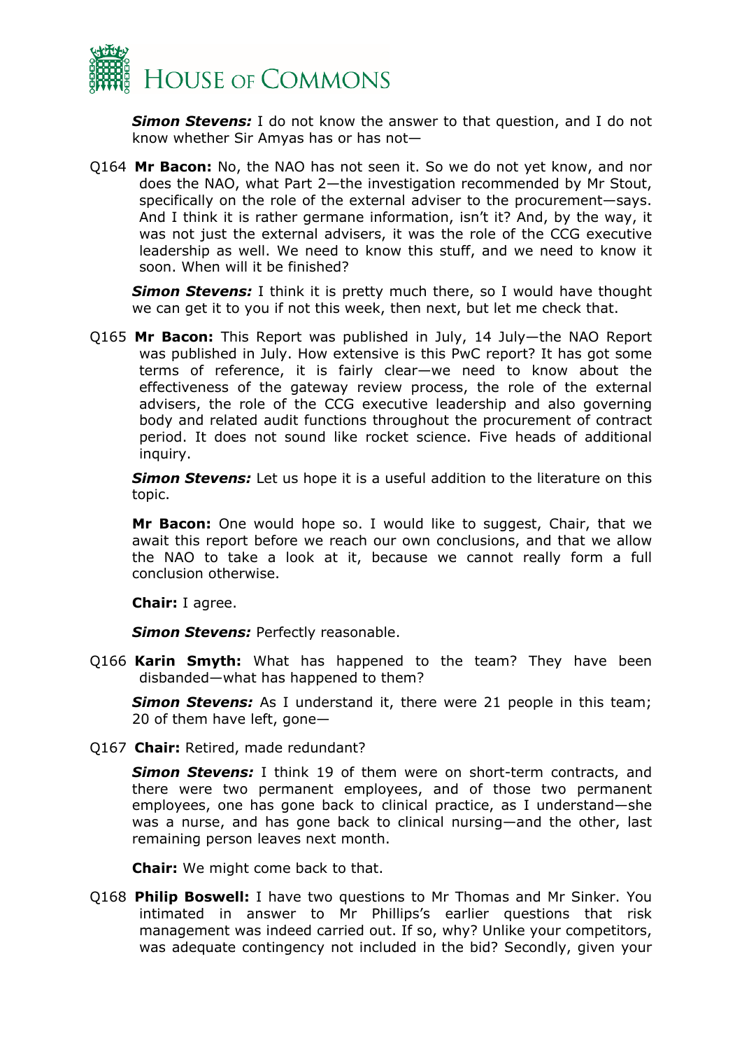***Simon Stevens:*** I do not know the answer to that question, and I do not know whether Sir Amyas has or has not—

Q164 **Mr Bacon:** No, the NAO has not seen it. So we do not yet know, and nor does the NAO, what Part 2—the investigation recommended by Mr Stout, specifically on the role of the external adviser to the procurement—says. And I think it is rather germane information, isn't it? And, by the way, it was not just the external advisers, it was the role of the CCG executive leadership as well. We need to know this stuff, and we need to know it soon. When will it be finished?

***Simon Stevens:*** I think it is pretty much there, so I would have thought we can get it to you if not this week, then next, but let me check that.

Q165 **Mr Bacon:** This Report was published in July, 14 July—the NAO Report was published in July. How extensive is this PwC report? It has got some terms of reference, it is fairly clear—we need to know about the effectiveness of the gateway review process, the role of the external advisers, the role of the CCG executive leadership and also governing body and related audit functions throughout the procurement of contract period. It does not sound like rocket science. Five heads of additional inquiry.

***Simon Stevens:*** Let us hope it is a useful addition to the literature on this topic.

**Mr Bacon:** One would hope so. I would like to suggest, Chair, that we await this report before we reach our own conclusions, and that we allow the NAO to take a look at it, because we cannot really form a full conclusion otherwise.

**Chair:** I agree.

***Simon Stevens:*** Perfectly reasonable.

Q166 **Karin Smyth:** What has happened to the team? They have been disbanded—what has happened to them?

***Simon Stevens:*** As I understand it, there were 21 people in this team; 20 of them have left, gone—

Q167 **Chair:** Retired, made redundant?

***Simon Stevens:*** I think 19 of them were on short-term contracts, and there were two permanent employees, and of those two permanent employees, one has gone back to clinical practice, as I understand—she was a nurse, and has gone back to clinical nursing—and the other, last remaining person leaves next month.

**Chair:** We might come back to that.

Q168 **Philip Boswell:** I have two questions to Mr Thomas and Mr Sinker. You intimated in answer to Mr Phillips's earlier questions that risk management was indeed carried out. If so, why? Unlike your competitors, was adequate contingency not included in the bid? Secondly, given your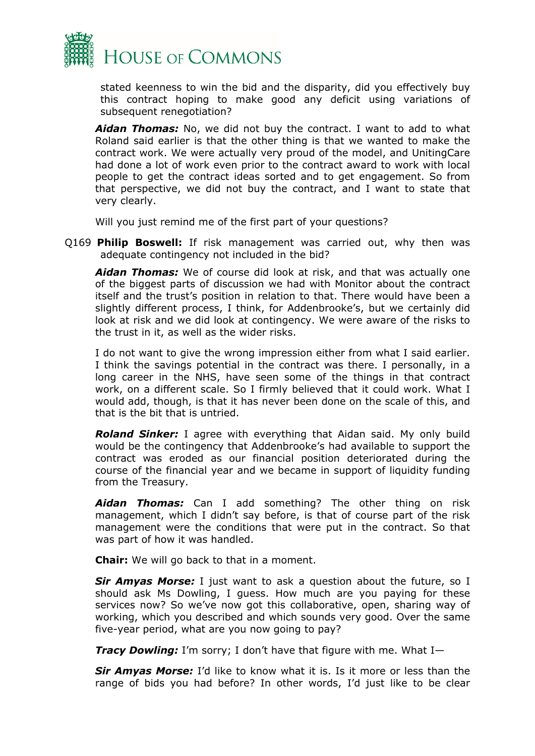stated keenness to win the bid and the disparity, did you effectively buy this contract hoping to make good any deficit using variations of subsequent renegotiation?

***Aidan Thomas:*** No, we did not buy the contract. I want to add to what Roland said earlier is that the other thing is that we wanted to make the contract work. We were actually very proud of the model, and UnitingCare had done a lot of work even prior to the contract award to work with local people to get the contract ideas sorted and to get engagement. So from that perspective, we did not buy the contract, and I want to state that very clearly.

Will you just remind me of the first part of your questions?

Q169 **Philip Boswell:** If risk management was carried out, why then was adequate contingency not included in the bid?

***Aidan Thomas:*** We of course did look at risk, and that was actually one of the biggest parts of discussion we had with Monitor about the contract itself and the trust's position in relation to that. There would have been a slightly different process, I think, for Addenbrooke's, but we certainly did look at risk and we did look at contingency. We were aware of the risks to the trust in it, as well as the wider risks.

I do not want to give the wrong impression either from what I said earlier. I think the savings potential in the contract was there. I personally, in a long career in the NHS, have seen some of the things in that contract work, on a different scale. So I firmly believed that it could work. What I would add, though, is that it has never been done on the scale of this, and that is the bit that is untried.

***Roland Sinker:*** I agree with everything that Aidan said. My only build would be the contingency that Addenbrooke's had available to support the contract was eroded as our financial position deteriorated during the course of the financial year and we became in support of liquidity funding from the Treasury.

***Aidan Thomas:*** Can I add something? The other thing on risk management, which I didn't say before, is that of course part of the risk management were the conditions that were put in the contract. So that was part of how it was handled.

**Chair:** We will go back to that in a moment.

***Sir Amyas Morse:*** I just want to ask a question about the future, so I should ask Ms Dowling, I guess. How much are you paying for these services now? So we've now got this collaborative, open, sharing way of working, which you described and which sounds very good. Over the same five-year period, what are you now going to pay?

***Tracy Dowling:*** I'm sorry; I don't have that figure with me. What I—

***Sir Amyas Morse:*** I'd like to know what it is. Is it more or less than the range of bids you had before? In other words, I'd just like to be clear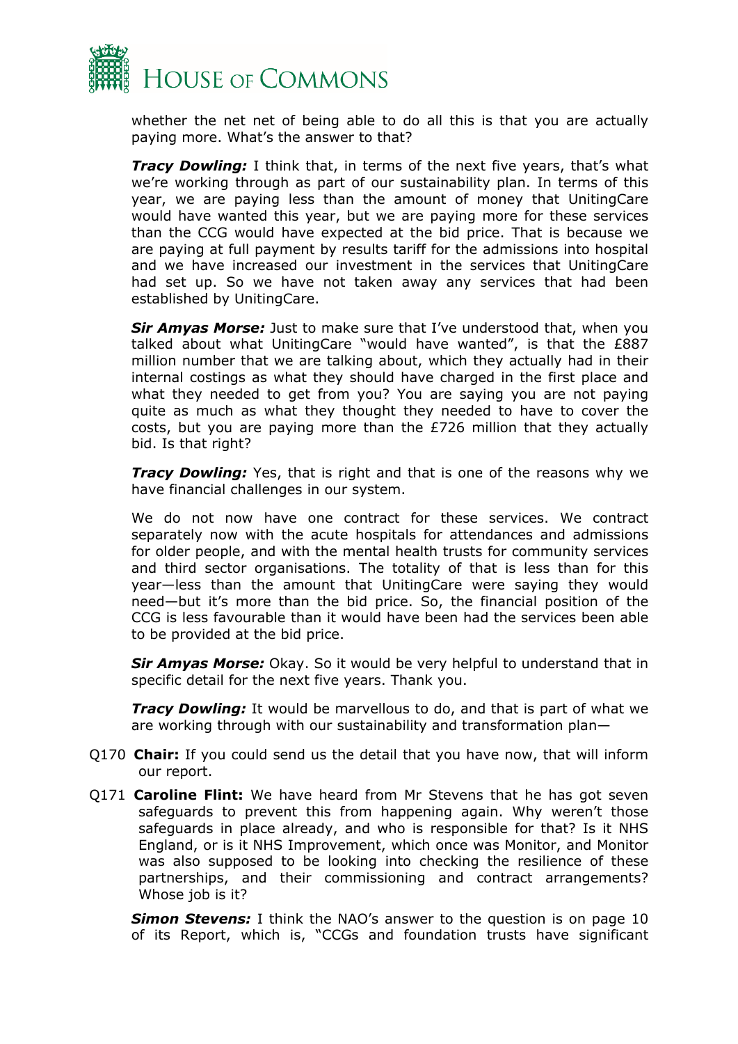whether the net net of being able to do all this is that you are actually paying more. What's the answer to that?

***Tracy Dowling:*** I think that, in terms of the next five years, that's what we're working through as part of our sustainability plan. In terms of this year, we are paying less than the amount of money that UnitingCare would have wanted this year, but we are paying more for these services than the CCG would have expected at the bid price. That is because we are paying at full payment by results tariff for the admissions into hospital and we have increased our investment in the services that UnitingCare had set up. So we have not taken away any services that had been established by UnitingCare.

***Sir Amyas Morse:*** Just to make sure that I've understood that, when you talked about what UnitingCare "would have wanted", is that the £887 million number that we are talking about, which they actually had in their internal costings as what they should have charged in the first place and what they needed to get from you? You are saying you are not paying quite as much as what they thought they needed to have to cover the costs, but you are paying more than the £726 million that they actually bid. Is that right?

***Tracy Dowling:*** Yes, that is right and that is one of the reasons why we have financial challenges in our system.

We do not now have one contract for these services. We contract separately now with the acute hospitals for attendances and admissions for older people, and with the mental health trusts for community services and third sector organisations. The totality of that is less than for this year—less than the amount that UnitingCare were saying they would need—but it's more than the bid price. So, the financial position of the CCG is less favourable than it would have been had the services been able to be provided at the bid price.

***Sir Amyas Morse:*** Okay. So it would be very helpful to understand that in specific detail for the next five years. Thank you.

***Tracy Dowling:*** It would be marvellous to do, and that is part of what we are working through with our sustainability and transformation plan—

Q170 **Chair:** If you could send us the detail that you have now, that will inform our report.

Q171 **Caroline Flint:** We have heard from Mr Stevens that he has got seven safeguards to prevent this from happening again. Why weren't those safeguards in place already, and who is responsible for that? Is it NHS England, or is it NHS Improvement, which once was Monitor, and Monitor was also supposed to be looking into checking the resilience of these partnerships, and their commissioning and contract arrangements? Whose job is it?

***Simon Stevens:*** I think the NAO's answer to the question is on page 10 of its Report, which is, "CCGs and foundation trusts have significant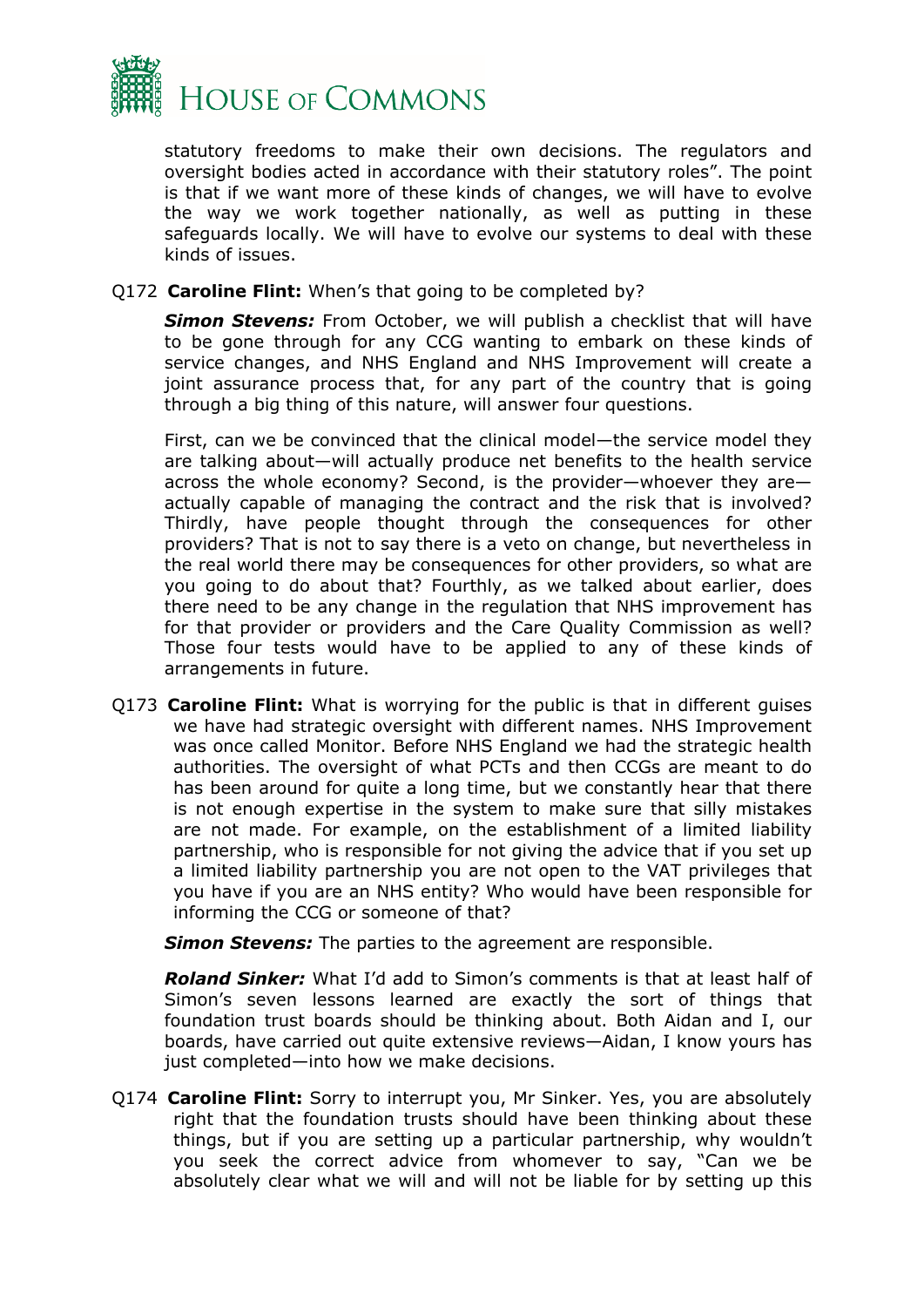statutory freedoms to make their own decisions. The regulators and oversight bodies acted in accordance with their statutory roles". The point is that if we want more of these kinds of changes, we will have to evolve the way we work together nationally, as well as putting in these safeguards locally. We will have to evolve our systems to deal with these kinds of issues.

Q172 **Caroline Flint:** When's that going to be completed by?

***Simon Stevens:*** From October, we will publish a checklist that will have to be gone through for any CCG wanting to embark on these kinds of service changes, and NHS England and NHS Improvement will create a joint assurance process that, for any part of the country that is going through a big thing of this nature, will answer four questions.

First, can we be convinced that the clinical model—the service model they are talking about—will actually produce net benefits to the health service across the whole economy? Second, is the provider—whoever they are—actually capable of managing the contract and the risk that is involved? Thirdly, have people thought through the consequences for other providers? That is not to say there is a veto on change, but nevertheless in the real world there may be consequences for other providers, so what are you going to do about that? Fourthly, as we talked about earlier, does there need to be any change in the regulation that NHS improvement has for that provider or providers and the Care Quality Commission as well? Those four tests would have to be applied to any of these kinds of arrangements in future.

Q173 **Caroline Flint:** What is worrying for the public is that in different guises we have had strategic oversight with different names. NHS Improvement was once called Monitor. Before NHS England we had the strategic health authorities. The oversight of what PCTs and then CCGs are meant to do has been around for quite a long time, but we constantly hear that there is not enough expertise in the system to make sure that silly mistakes are not made. For example, on the establishment of a limited liability partnership, who is responsible for not giving the advice that if you set up a limited liability partnership you are not open to the VAT privileges that you have if you are an NHS entity? Who would have been responsible for informing the CCG or someone of that?

***Simon Stevens:*** The parties to the agreement are responsible.

***Roland Sinker:*** What I'd add to Simon's comments is that at least half of Simon's seven lessons learned are exactly the sort of things that foundation trust boards should be thinking about. Both Aidan and I, our boards, have carried out quite extensive reviews—Aidan, I know yours has just completed—into how we make decisions.

Q174 **Caroline Flint:** Sorry to interrupt you, Mr Sinker. Yes, you are absolutely right that the foundation trusts should have been thinking about these things, but if you are setting up a particular partnership, why wouldn't you seek the correct advice from whomever to say, "Can we be absolutely clear what we will and will not be liable for by setting up this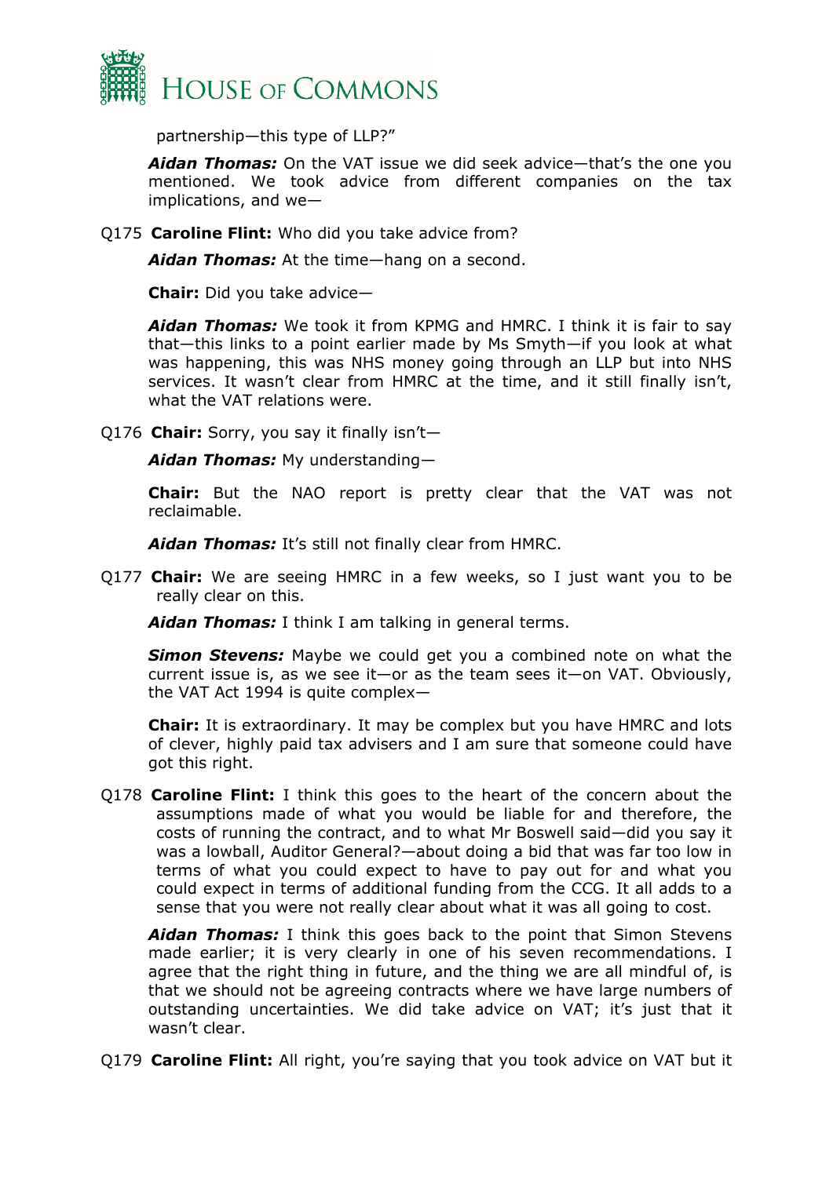partnership—this type of LLP?"

***Aidan Thomas:*** On the VAT issue we did seek advice—that's the one you mentioned. We took advice from different companies on the tax implications, and we—

Q175 **Caroline Flint:** Who did you take advice from?

***Aidan Thomas:*** At the time—hang on a second.

**Chair:** Did you take advice—

***Aidan Thomas:*** We took it from KPMG and HMRC. I think it is fair to say that—this links to a point earlier made by Ms Smyth—if you look at what was happening, this was NHS money going through an LLP but into NHS services. It wasn't clear from HMRC at the time, and it still finally isn't, what the VAT relations were.

Q176 **Chair:** Sorry, you say it finally isn't—

***Aidan Thomas:*** My understanding—

**Chair:** But the NAO report is pretty clear that the VAT was not reclaimable.

***Aidan Thomas:*** It's still not finally clear from HMRC.

Q177 **Chair:** We are seeing HMRC in a few weeks, so I just want you to be really clear on this.

***Aidan Thomas:*** I think I am talking in general terms.

***Simon Stevens:*** Maybe we could get you a combined note on what the current issue is, as we see it—or as the team sees it—on VAT. Obviously, the VAT Act 1994 is quite complex—

**Chair:** It is extraordinary. It may be complex but you have HMRC and lots of clever, highly paid tax advisers and I am sure that someone could have got this right.

Q178 **Caroline Flint:** I think this goes to the heart of the concern about the assumptions made of what you would be liable for and therefore, the costs of running the contract, and to what Mr Boswell said—did you say it was a lowball, Auditor General?—about doing a bid that was far too low in terms of what you could expect to have to pay out for and what you could expect in terms of additional funding from the CCG. It all adds to a sense that you were not really clear about what it was all going to cost.

***Aidan Thomas:*** I think this goes back to the point that Simon Stevens made earlier; it is very clearly in one of his seven recommendations. I agree that the right thing in future, and the thing we are all mindful of, is that we should not be agreeing contracts where we have large numbers of outstanding uncertainties. We did take advice on VAT; it's just that it wasn't clear.

Q179 **Caroline Flint:** All right, you're saying that you took advice on VAT but it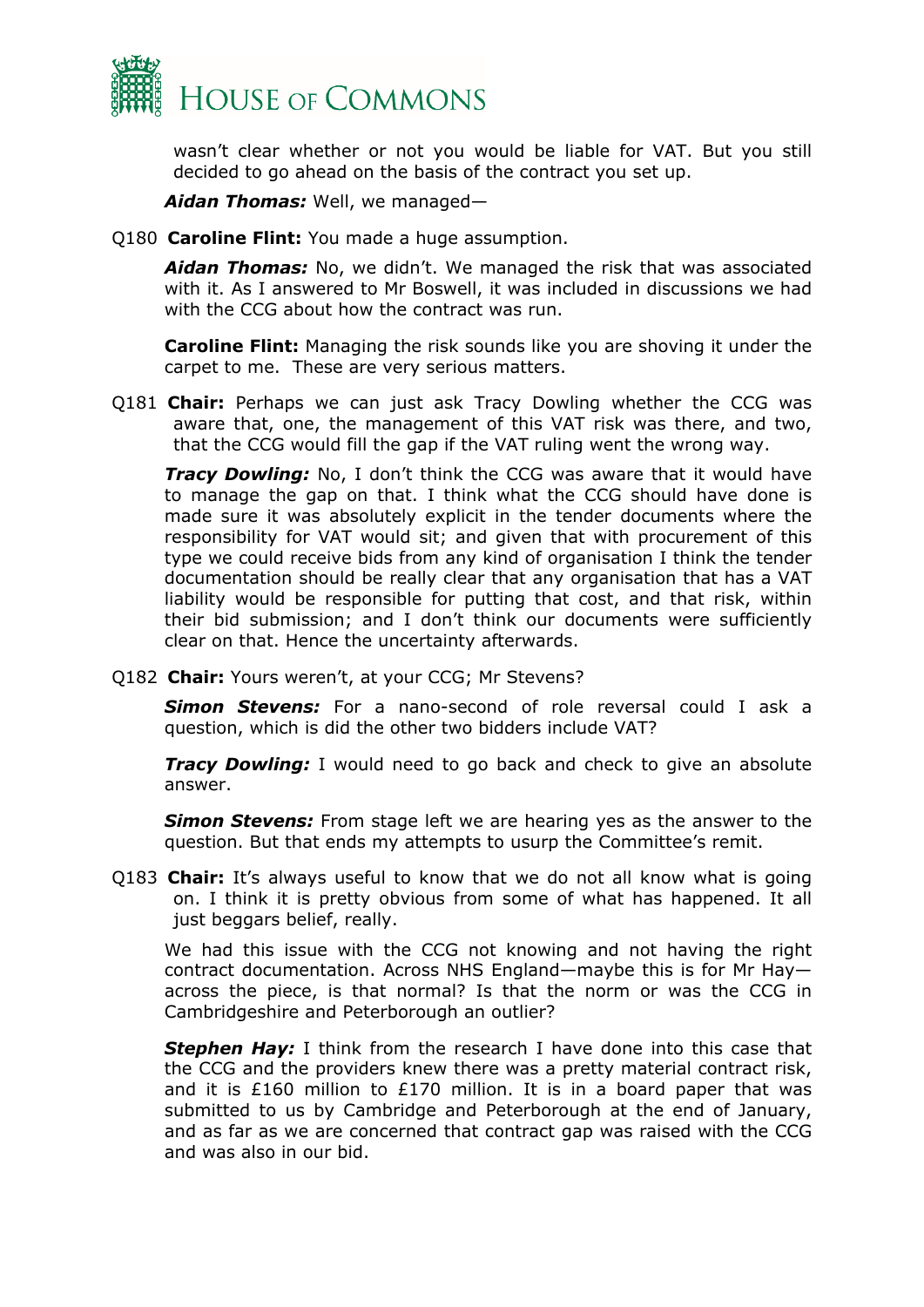wasn't clear whether or not you would be liable for VAT. But you still decided to go ahead on the basis of the contract you set up.

***Aidan Thomas:*** Well, we managed—

Q180 **Caroline Flint:** You made a huge assumption.

***Aidan Thomas:*** No, we didn't. We managed the risk that was associated with it. As I answered to Mr Boswell, it was included in discussions we had with the CCG about how the contract was run.

**Caroline Flint:** Managing the risk sounds like you are shoving it under the carpet to me. These are very serious matters.

Q181 **Chair:** Perhaps we can just ask Tracy Dowling whether the CCG was aware that, one, the management of this VAT risk was there, and two, that the CCG would fill the gap if the VAT ruling went the wrong way.

***Tracy Dowling:*** No, I don't think the CCG was aware that it would have to manage the gap on that. I think what the CCG should have done is made sure it was absolutely explicit in the tender documents where the responsibility for VAT would sit; and given that with procurement of this type we could receive bids from any kind of organisation I think the tender documentation should be really clear that any organisation that has a VAT liability would be responsible for putting that cost, and that risk, within their bid submission; and I don't think our documents were sufficiently clear on that. Hence the uncertainty afterwards.

Q182 **Chair:** Yours weren't, at your CCG; Mr Stevens?

***Simon Stevens:*** For a nano-second of role reversal could I ask a question, which is did the other two bidders include VAT?

***Tracy Dowling:*** I would need to go back and check to give an absolute answer.

***Simon Stevens:*** From stage left we are hearing yes as the answer to the question. But that ends my attempts to usurp the Committee's remit.

Q183 **Chair:** It's always useful to know that we do not all know what is going on. I think it is pretty obvious from some of what has happened. It all just beggars belief, really.

We had this issue with the CCG not knowing and not having the right contract documentation. Across NHS England—maybe this is for Mr Hay—across the piece, is that normal? Is that the norm or was the CCG in Cambridgeshire and Peterborough an outlier?

***Stephen Hay:*** I think from the research I have done into this case that the CCG and the providers knew there was a pretty material contract risk, and it is £160 million to £170 million. It is in a board paper that was submitted to us by Cambridge and Peterborough at the end of January, and as far as we are concerned that contract gap was raised with the CCG and was also in our bid.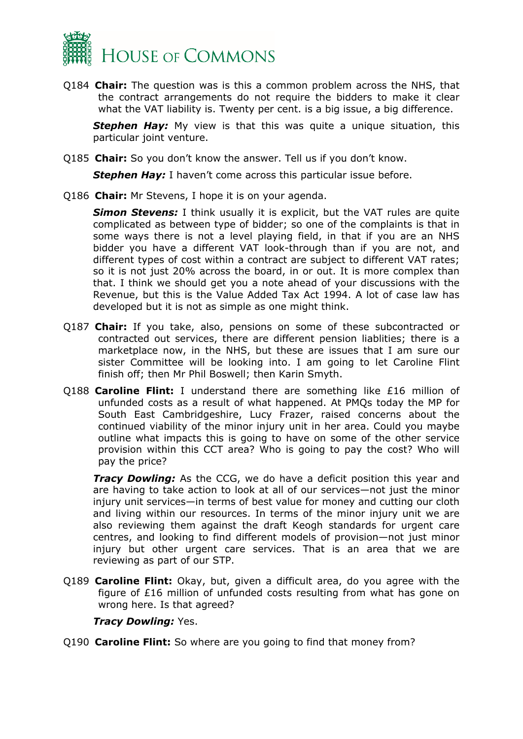Q184 **Chair:** The question was is this a common problem across the NHS, that the contract arrangements do not require the bidders to make it clear what the VAT liability is. Twenty per cent. is a big issue, a big difference.

***Stephen Hay:*** My view is that this was quite a unique situation, this particular joint venture.

Q185 **Chair:** So you don't know the answer. Tell us if you don't know.

***Stephen Hay:*** I haven't come across this particular issue before.

Q186 **Chair:** Mr Stevens, I hope it is on your agenda.

***Simon Stevens:*** I think usually it is explicit, but the VAT rules are quite complicated as between type of bidder; so one of the complaints is that in some ways there is not a level playing field, in that if you are an NHS bidder you have a different VAT look-through than if you are not, and different types of cost within a contract are subject to different VAT rates; so it is not just 20% across the board, in or out. It is more complex than that. I think we should get you a note ahead of your discussions with the Revenue, but this is the Value Added Tax Act 1994. A lot of case law has developed but it is not as simple as one might think.

Q187 **Chair:** If you take, also, pensions on some of these subcontracted or contracted out services, there are different pension liablities; there is a marketplace now, in the NHS, but these are issues that I am sure our sister Committee will be looking into. I am going to let Caroline Flint finish off; then Mr Phil Boswell; then Karin Smyth.

Q188 **Caroline Flint:** I understand there are something like £16 million of unfunded costs as a result of what happened. At PMQs today the MP for South East Cambridgeshire, Lucy Frazer, raised concerns about the continued viability of the minor injury unit in her area. Could you maybe outline what impacts this is going to have on some of the other service provision within this CCT area? Who is going to pay the cost? Who will pay the price?

***Tracy Dowling:*** As the CCG, we do have a deficit position this year and are having to take action to look at all of our services—not just the minor injury unit services—in terms of best value for money and cutting our cloth and living within our resources. In terms of the minor injury unit we are also reviewing them against the draft Keogh standards for urgent care centres, and looking to find different models of provision—not just minor injury but other urgent care services. That is an area that we are reviewing as part of our STP.

Q189 **Caroline Flint:** Okay, but, given a difficult area, do you agree with the figure of £16 million of unfunded costs resulting from what has gone on wrong here. Is that agreed?

***Tracy Dowling:*** Yes.

Q190 **Caroline Flint:** So where are you going to find that money from?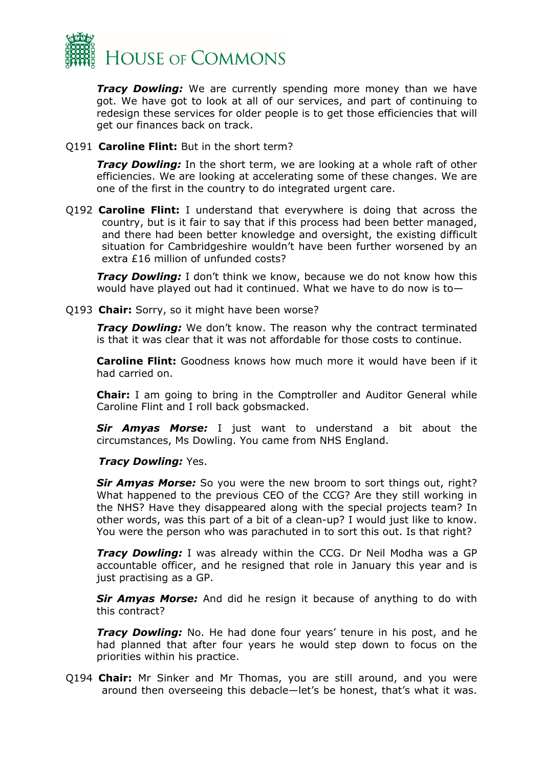***Tracy Dowling:*** We are currently spending more money than we have got. We have got to look at all of our services, and part of continuing to redesign these services for older people is to get those efficiencies that will get our finances back on track.

Q191 **Caroline Flint:** But in the short term?

***Tracy Dowling:*** In the short term, we are looking at a whole raft of other efficiencies. We are looking at accelerating some of these changes. We are one of the first in the country to do integrated urgent care.

Q192 **Caroline Flint:** I understand that everywhere is doing that across the country, but is it fair to say that if this process had been better managed, and there had been better knowledge and oversight, the existing difficult situation for Cambridgeshire wouldn't have been further worsened by an extra £16 million of unfunded costs?

***Tracy Dowling:*** I don't think we know, because we do not know how this would have played out had it continued. What we have to do now is to—

Q193 **Chair:** Sorry, so it might have been worse?

***Tracy Dowling:*** We don't know. The reason why the contract terminated is that it was clear that it was not affordable for those costs to continue.

**Caroline Flint:** Goodness knows how much more it would have been if it had carried on.

**Chair:** I am going to bring in the Comptroller and Auditor General while Caroline Flint and I roll back gobsmacked.

***Sir Amyas Morse:*** I just want to understand a bit about the circumstances, Ms Dowling. You came from NHS England.

***Tracy Dowling:*** Yes.

***Sir Amyas Morse:*** So you were the new broom to sort things out, right? What happened to the previous CEO of the CCG? Are they still working in the NHS? Have they disappeared along with the special projects team? In other words, was this part of a bit of a clean-up? I would just like to know. You were the person who was parachuted in to sort this out. Is that right?

***Tracy Dowling:*** I was already within the CCG. Dr Neil Modha was a GP accountable officer, and he resigned that role in January this year and is just practising as a GP.

***Sir Amyas Morse:*** And did he resign it because of anything to do with this contract?

***Tracy Dowling:*** No. He had done four years' tenure in his post, and he had planned that after four years he would step down to focus on the priorities within his practice.

Q194 **Chair:** Mr Sinker and Mr Thomas, you are still around, and you were around then overseeing this debacle—let's be honest, that's what it was.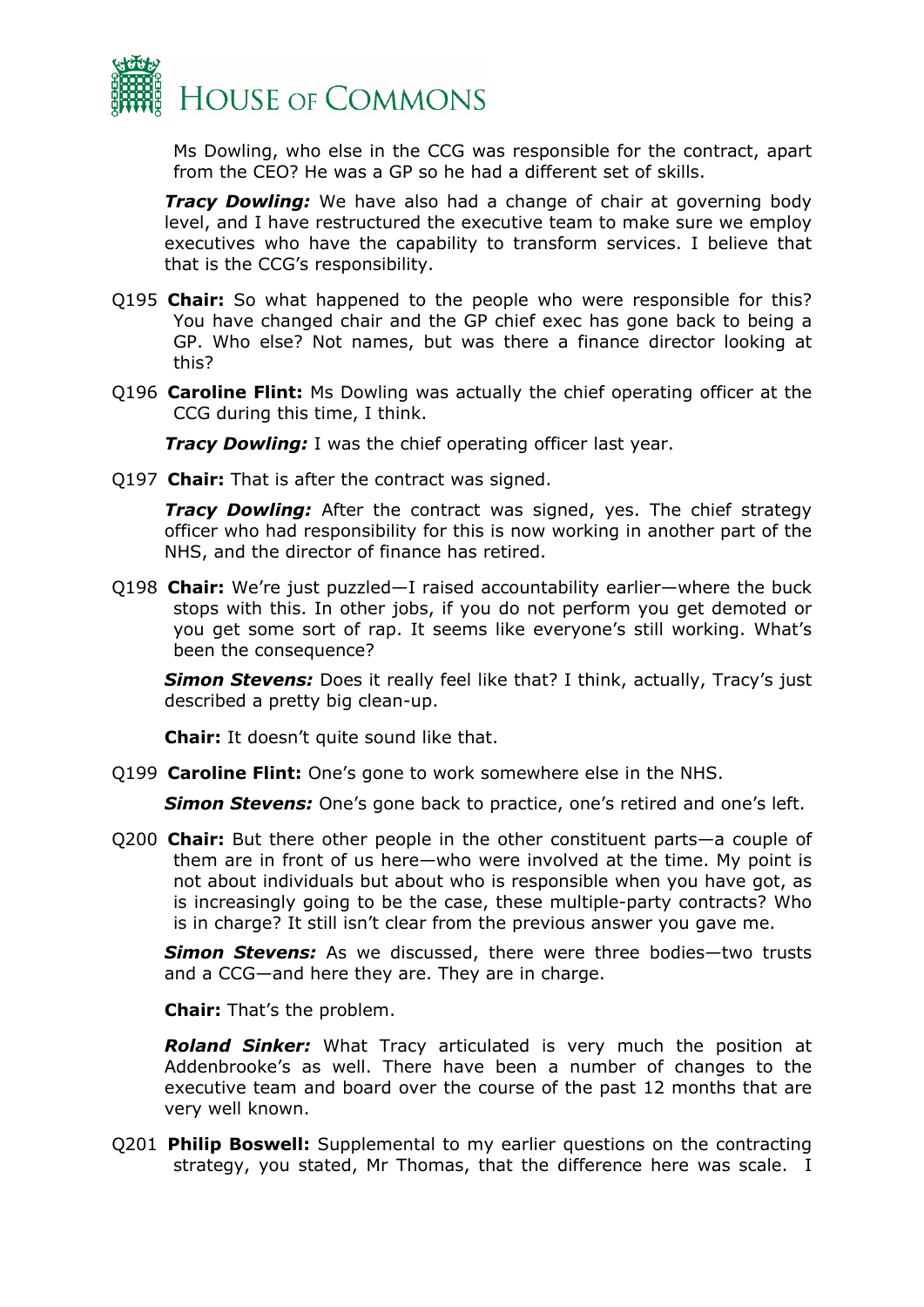Ms Dowling, who else in the CCG was responsible for the contract, apart from the CEO? He was a GP so he had a different set of skills.

***Tracy Dowling:*** We have also had a change of chair at governing body level, and I have restructured the executive team to make sure we employ executives who have the capability to transform services. I believe that that is the CCG's responsibility.

Q195 **Chair:** So what happened to the people who were responsible for this? You have changed chair and the GP chief exec has gone back to being a GP. Who else? Not names, but was there a finance director looking at this?

Q196 **Caroline Flint:** Ms Dowling was actually the chief operating officer at the CCG during this time, I think.

***Tracy Dowling:*** I was the chief operating officer last year.

Q197 **Chair:** That is after the contract was signed.

***Tracy Dowling:*** After the contract was signed, yes. The chief strategy officer who had responsibility for this is now working in another part of the NHS, and the director of finance has retired.

Q198 **Chair:** We're just puzzled—I raised accountability earlier—where the buck stops with this. In other jobs, if you do not perform you get demoted or you get some sort of rap. It seems like everyone's still working. What's been the consequence?

***Simon Stevens:*** Does it really feel like that? I think, actually, Tracy's just described a pretty big clean-up.

**Chair:** It doesn't quite sound like that.

Q199 **Caroline Flint:** One's gone to work somewhere else in the NHS.

***Simon Stevens:*** One's gone back to practice, one's retired and one's left.

Q200 **Chair:** But there other people in the other constituent parts—a couple of them are in front of us here—who were involved at the time. My point is not about individuals but about who is responsible when you have got, as is increasingly going to be the case, these multiple-party contracts? Who is in charge? It still isn't clear from the previous answer you gave me.

***Simon Stevens:*** As we discussed, there were three bodies—two trusts and a CCG—and here they are. They are in charge.

**Chair:** That's the problem.

***Roland Sinker:*** What Tracy articulated is very much the position at Addenbrooke's as well. There have been a number of changes to the executive team and board over the course of the past 12 months that are very well known.

Q201 **Philip Boswell:** Supplemental to my earlier questions on the contracting strategy, you stated, Mr Thomas, that the difference here was scale. I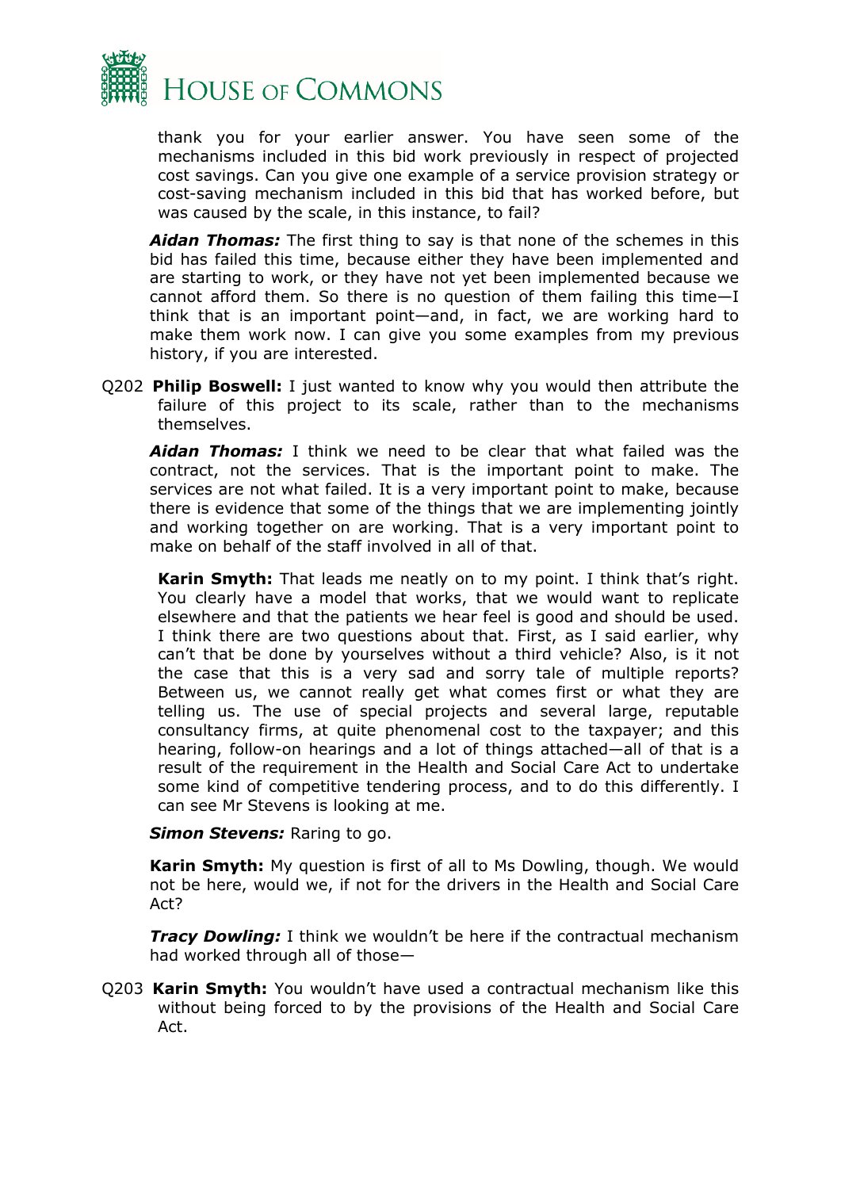thank you for your earlier answer. You have seen some of the mechanisms included in this bid work previously in respect of projected cost savings. Can you give one example of a service provision strategy or cost-saving mechanism included in this bid that has worked before, but was caused by the scale, in this instance, to fail?

***Aidan Thomas:*** The first thing to say is that none of the schemes in this bid has failed this time, because either they have been implemented and are starting to work, or they have not yet been implemented because we cannot afford them. So there is no question of them failing this time—I think that is an important point—and, in fact, we are working hard to make them work now. I can give you some examples from my previous history, if you are interested.

Q202 **Philip Boswell:** I just wanted to know why you would then attribute the failure of this project to its scale, rather than to the mechanisms themselves.

***Aidan Thomas:*** I think we need to be clear that what failed was the contract, not the services. That is the important point to make. The services are not what failed. It is a very important point to make, because there is evidence that some of the things that we are implementing jointly and working together on are working. That is a very important point to make on behalf of the staff involved in all of that.

**Karin Smyth:** That leads me neatly on to my point. I think that's right. You clearly have a model that works, that we would want to replicate elsewhere and that the patients we hear feel is good and should be used. I think there are two questions about that. First, as I said earlier, why can't that be done by yourselves without a third vehicle? Also, is it not the case that this is a very sad and sorry tale of multiple reports? Between us, we cannot really get what comes first or what they are telling us. The use of special projects and several large, reputable consultancy firms, at quite phenomenal cost to the taxpayer; and this hearing, follow-on hearings and a lot of things attached—all of that is a result of the requirement in the Health and Social Care Act to undertake some kind of competitive tendering process, and to do this differently. I can see Mr Stevens is looking at me.

***Simon Stevens:*** Raring to go.

**Karin Smyth:** My question is first of all to Ms Dowling, though. We would not be here, would we, if not for the drivers in the Health and Social Care Act?

***Tracy Dowling:*** I think we wouldn't be here if the contractual mechanism had worked through all of those—

Q203 **Karin Smyth:** You wouldn't have used a contractual mechanism like this without being forced to by the provisions of the Health and Social Care Act.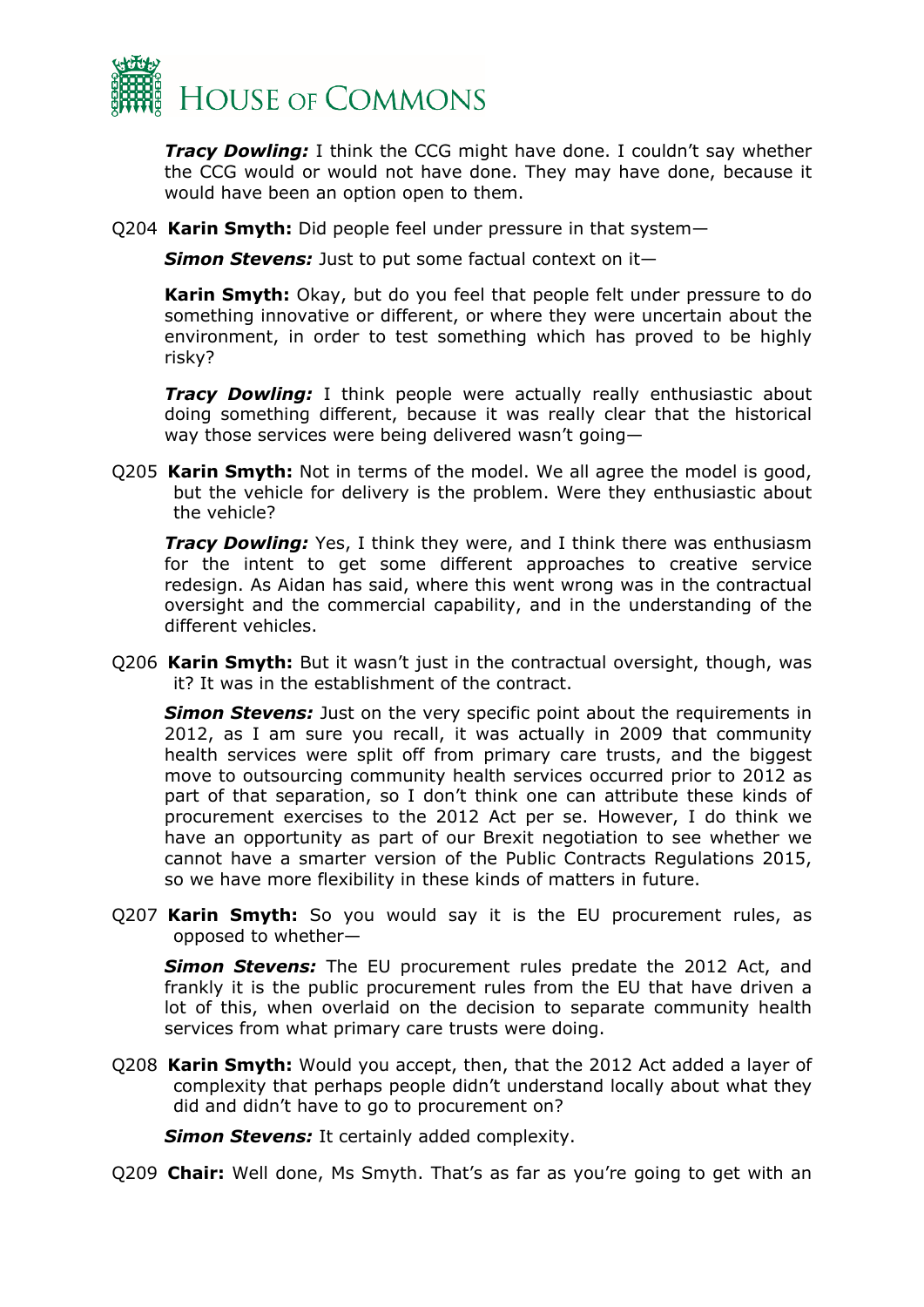***Tracy Dowling:*** I think the CCG might have done. I couldn't say whether the CCG would or would not have done. They may have done, because it would have been an option open to them.

Q204 **Karin Smyth:** Did people feel under pressure in that system—

***Simon Stevens:*** Just to put some factual context on it—

**Karin Smyth:** Okay, but do you feel that people felt under pressure to do something innovative or different, or where they were uncertain about the environment, in order to test something which has proved to be highly risky?

***Tracy Dowling:*** I think people were actually really enthusiastic about doing something different, because it was really clear that the historical way those services were being delivered wasn't going—

Q205 **Karin Smyth:** Not in terms of the model. We all agree the model is good, but the vehicle for delivery is the problem. Were they enthusiastic about the vehicle?

***Tracy Dowling:*** Yes, I think they were, and I think there was enthusiasm for the intent to get some different approaches to creative service redesign. As Aidan has said, where this went wrong was in the contractual oversight and the commercial capability, and in the understanding of the different vehicles.

Q206 **Karin Smyth:** But it wasn't just in the contractual oversight, though, was it? It was in the establishment of the contract.

***Simon Stevens:*** Just on the very specific point about the requirements in 2012, as I am sure you recall, it was actually in 2009 that community health services were split off from primary care trusts, and the biggest move to outsourcing community health services occurred prior to 2012 as part of that separation, so I don't think one can attribute these kinds of procurement exercises to the 2012 Act per se. However, I do think we have an opportunity as part of our Brexit negotiation to see whether we cannot have a smarter version of the Public Contracts Regulations 2015, so we have more flexibility in these kinds of matters in future.

Q207 **Karin Smyth:** So you would say it is the EU procurement rules, as opposed to whether—

***Simon Stevens:*** The EU procurement rules predate the 2012 Act, and frankly it is the public procurement rules from the EU that have driven a lot of this, when overlaid on the decision to separate community health services from what primary care trusts were doing.

Q208 **Karin Smyth:** Would you accept, then, that the 2012 Act added a layer of complexity that perhaps people didn't understand locally about what they did and didn't have to go to procurement on?

***Simon Stevens:*** It certainly added complexity.

Q209 **Chair:** Well done, Ms Smyth. That's as far as you're going to get with an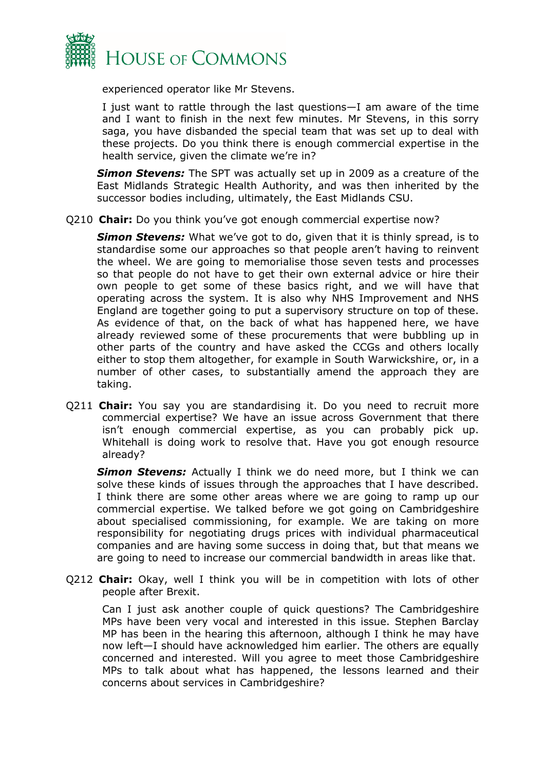experienced operator like Mr Stevens.

I just want to rattle through the last questions—I am aware of the time and I want to finish in the next few minutes. Mr Stevens, in this sorry saga, you have disbanded the special team that was set up to deal with these projects. Do you think there is enough commercial expertise in the health service, given the climate we're in?

***Simon Stevens:*** The SPT was actually set up in 2009 as a creature of the East Midlands Strategic Health Authority, and was then inherited by the successor bodies including, ultimately, the East Midlands CSU.

Q210 **Chair:** Do you think you've got enough commercial expertise now?

***Simon Stevens:*** What we've got to do, given that it is thinly spread, is to standardise some our approaches so that people aren't having to reinvent the wheel. We are going to memorialise those seven tests and processes so that people do not have to get their own external advice or hire their own people to get some of these basics right, and we will have that operating across the system. It is also why NHS Improvement and NHS England are together going to put a supervisory structure on top of these. As evidence of that, on the back of what has happened here, we have already reviewed some of these procurements that were bubbling up in other parts of the country and have asked the CCGs and others locally either to stop them altogether, for example in South Warwickshire, or, in a number of other cases, to substantially amend the approach they are taking.

Q211 **Chair:** You say you are standardising it. Do you need to recruit more commercial expertise? We have an issue across Government that there isn't enough commercial expertise, as you can probably pick up. Whitehall is doing work to resolve that. Have you got enough resource already?

***Simon Stevens:*** Actually I think we do need more, but I think we can solve these kinds of issues through the approaches that I have described. I think there are some other areas where we are going to ramp up our commercial expertise. We talked before we got going on Cambridgeshire about specialised commissioning, for example. We are taking on more responsibility for negotiating drugs prices with individual pharmaceutical companies and are having some success in doing that, but that means we are going to need to increase our commercial bandwidth in areas like that.

Q212 **Chair:** Okay, well I think you will be in competition with lots of other people after Brexit.

Can I just ask another couple of quick questions? The Cambridgeshire MPs have been very vocal and interested in this issue. Stephen Barclay MP has been in the hearing this afternoon, although I think he may have now left—I should have acknowledged him earlier. The others are equally concerned and interested. Will you agree to meet those Cambridgeshire MPs to talk about what has happened, the lessons learned and their concerns about services in Cambridgeshire?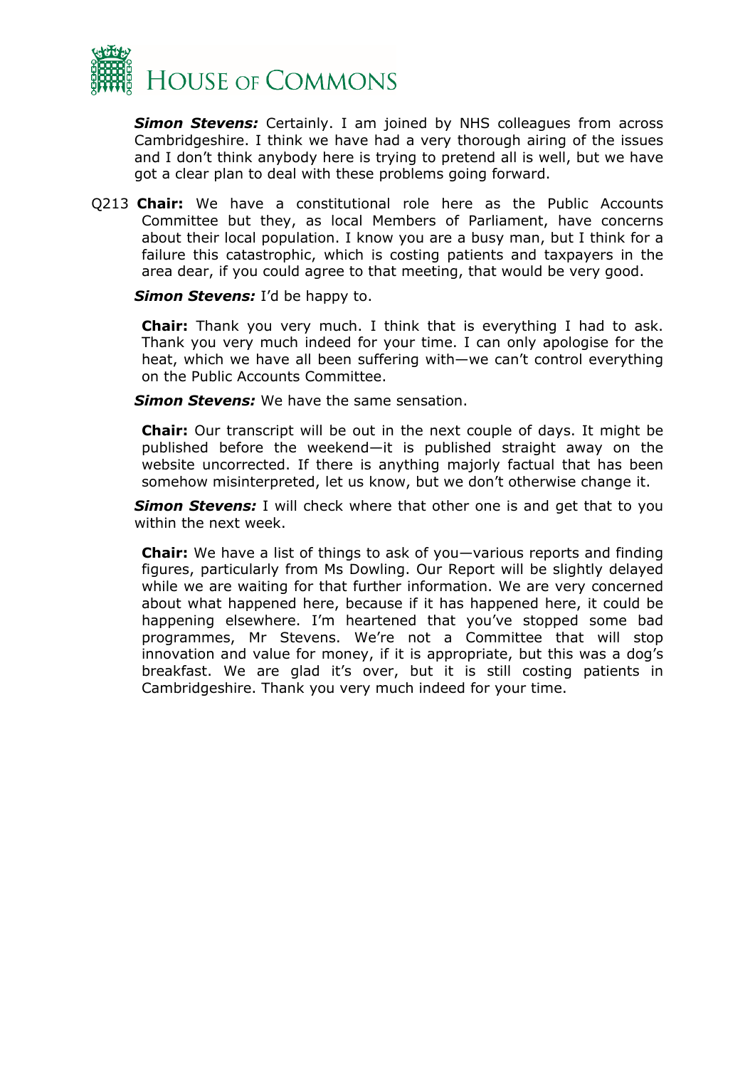***Simon Stevens:*** Certainly. I am joined by NHS colleagues from across Cambridgeshire. I think we have had a very thorough airing of the issues and I don't think anybody here is trying to pretend all is well, but we have got a clear plan to deal with these problems going forward.

Q213 **Chair:** We have a constitutional role here as the Public Accounts Committee but they, as local Members of Parliament, have concerns about their local population. I know you are a busy man, but I think for a failure this catastrophic, which is costing patients and taxpayers in the area dear, if you could agree to that meeting, that would be very good.

***Simon Stevens:*** I'd be happy to.

**Chair:** Thank you very much. I think that is everything I had to ask. Thank you very much indeed for your time. I can only apologise for the heat, which we have all been suffering with—we can't control everything on the Public Accounts Committee.

***Simon Stevens:*** We have the same sensation.

**Chair:** Our transcript will be out in the next couple of days. It might be published before the weekend—it is published straight away on the website uncorrected. If there is anything majorly factual that has been somehow misinterpreted, let us know, but we don't otherwise change it.

***Simon Stevens:*** I will check where that other one is and get that to you within the next week.

**Chair:** We have a list of things to ask of you—various reports and finding figures, particularly from Ms Dowling. Our Report will be slightly delayed while we are waiting for that further information. We are very concerned about what happened here, because if it has happened here, it could be happening elsewhere. I'm heartened that you've stopped some bad programmes, Mr Stevens. We're not a Committee that will stop innovation and value for money, if it is appropriate, but this was a dog's breakfast. We are glad it's over, but it is still costing patients in Cambridgeshire. Thank you very much indeed for your time.